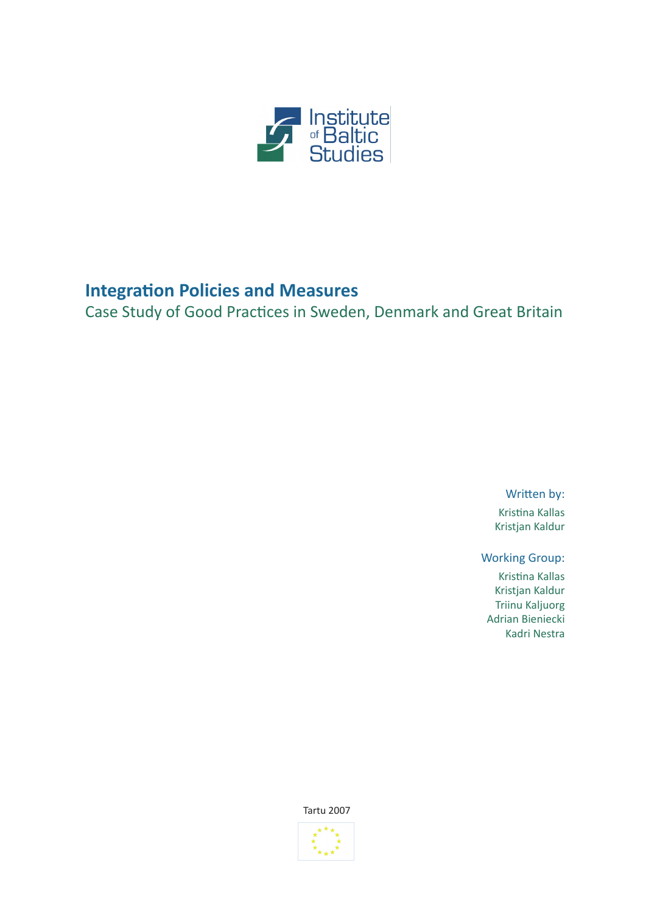Institute of Baltic Studies

# Integration Policies and Measures

## Case Study of Good Practices in Sweden, Denmark and Great Britain

Written by:

Kristina Kallas
Kristjan Kaldur

Working Group:

Kristina Kallas
Kristjan Kaldur
Triinu Kaljuorg
Adrian Bieniecki
Kadri Nestra

Tartu 2007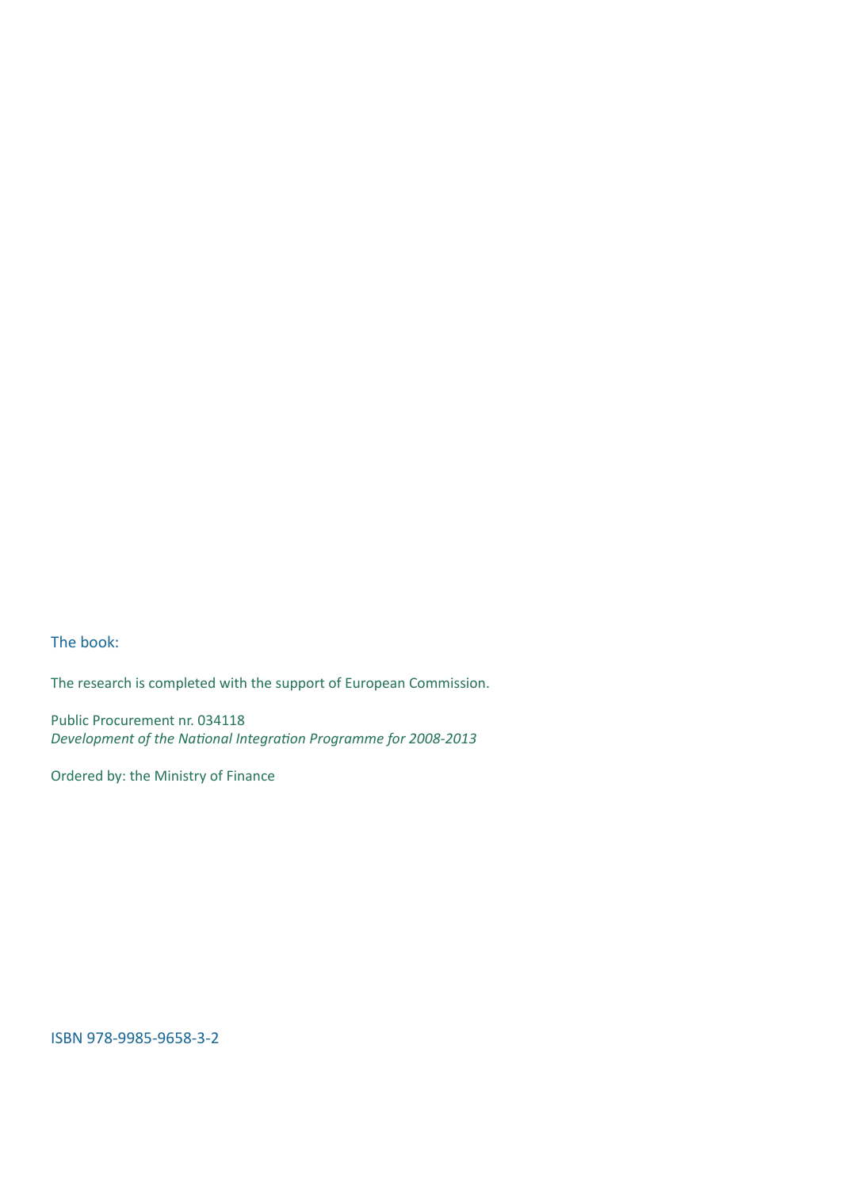The book:

The research is completed with the support of European Commission.

Public Procurement nr. 034118
*Development of the National Integration Programme for 2008-2013*

Ordered by: the Ministry of Finance

ISBN 978-9985-9658-3-2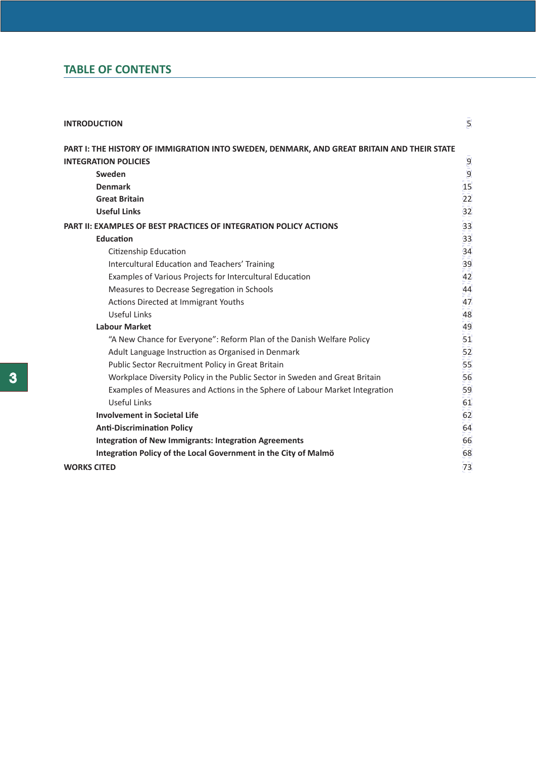## TABLE OF CONTENTS

| | |
|---|---|
| **INTRODUCTION** | 5 |
| **PART I: THE HISTORY OF IMMIGRATION INTO SWEDEN, DENMARK, AND GREAT BRITAIN AND THEIR STATE INTEGRATION POLICIES** | 9 |
| **Sweden** | 9 |
| **Denmark** | 15 |
| **Great Britain** | 22 |
| **Useful Links** | 32 |
| **PART II: EXAMPLES OF BEST PRACTICES OF INTEGRATION POLICY ACTIONS** | 33 |
| **Education** | 33 |
| Citizenship Education | 34 |
| Intercultural Education and Teachers' Training | 39 |
| Examples of Various Projects for Intercultural Education | 42 |
| Measures to Decrease Segregation in Schools | 44 |
| Actions Directed at Immigrant Youths | 47 |
| Useful Links | 48 |
| **Labour Market** | 49 |
| "A New Chance for Everyone": Reform Plan of the Danish Welfare Policy | 51 |
| Adult Language Instruction as Organised in Denmark | 52 |
| Public Sector Recruitment Policy in Great Britain | 55 |
| Workplace Diversity Policy in the Public Sector in Sweden and Great Britain | 56 |
| Examples of Measures and Actions in the Sphere of Labour Market Integration | 59 |
| Useful Links | 61 |
| **Involvement in Societal Life** | 62 |
| **Anti-Discrimination Policy** | 64 |
| **Integration of New Immigrants: Integration Agreements** | 66 |
| **Integration Policy of the Local Government in the City of Malmö** | 68 |
| **WORKS CITED** | 73 |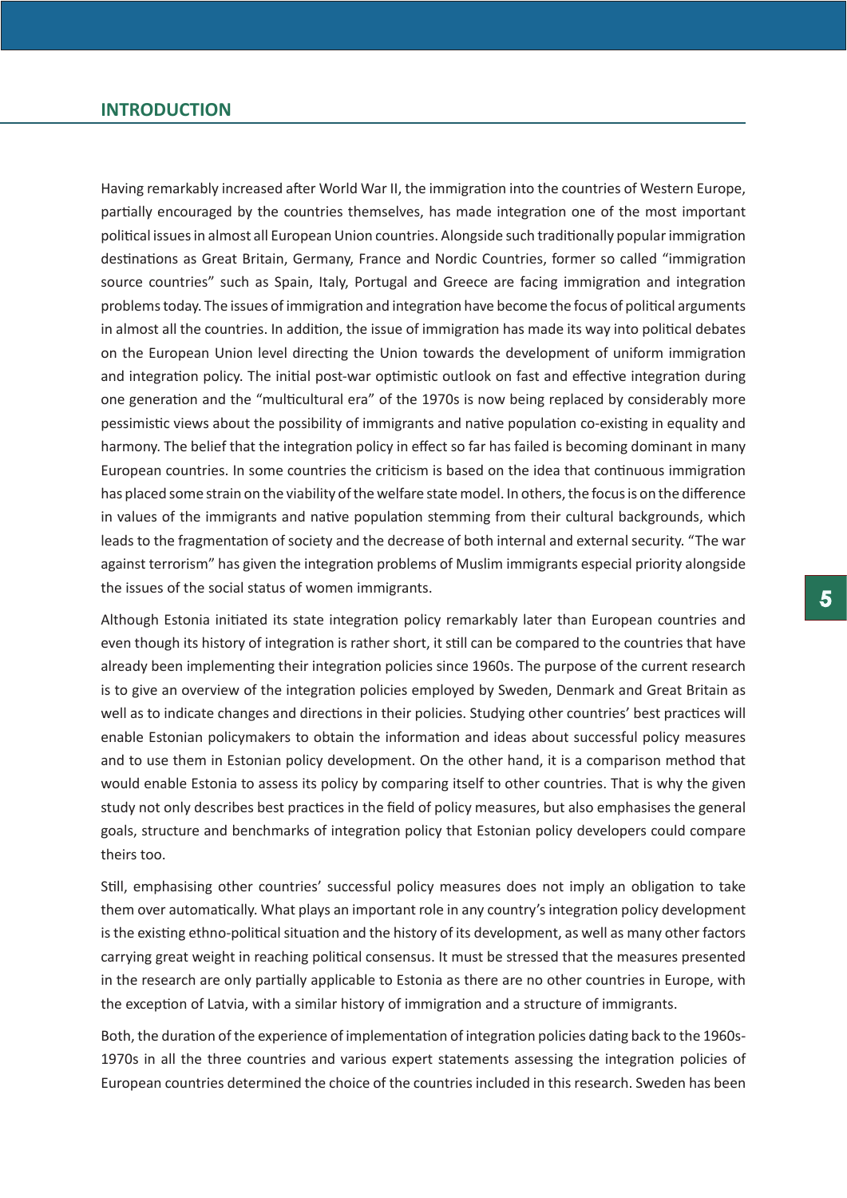## INTRODUCTION

Having remarkably increased after World War II, the immigration into the countries of Western Europe, partially encouraged by the countries themselves, has made integration one of the most important political issues in almost all European Union countries. Alongside such traditionally popular immigration destinations as Great Britain, Germany, France and Nordic Countries, former so called "immigration source countries" such as Spain, Italy, Portugal and Greece are facing immigration and integration problems today. The issues of immigration and integration have become the focus of political arguments in almost all the countries. In addition, the issue of immigration has made its way into political debates on the European Union level directing the Union towards the development of uniform immigration and integration policy. The initial post-war optimistic outlook on fast and effective integration during one generation and the "multicultural era" of the 1970s is now being replaced by considerably more pessimistic views about the possibility of immigrants and native population co-existing in equality and harmony. The belief that the integration policy in effect so far has failed is becoming dominant in many European countries. In some countries the criticism is based on the idea that continuous immigration has placed some strain on the viability of the welfare state model. In others, the focus is on the difference in values of the immigrants and native population stemming from their cultural backgrounds, which leads to the fragmentation of society and the decrease of both internal and external security. "The war against terrorism" has given the integration problems of Muslim immigrants especial priority alongside the issues of the social status of women immigrants.

Although Estonia initiated its state integration policy remarkably later than European countries and even though its history of integration is rather short, it still can be compared to the countries that have already been implementing their integration policies since 1960s. The purpose of the current research is to give an overview of the integration policies employed by Sweden, Denmark and Great Britain as well as to indicate changes and directions in their policies. Studying other countries' best practices will enable Estonian policymakers to obtain the information and ideas about successful policy measures and to use them in Estonian policy development. On the other hand, it is a comparison method that would enable Estonia to assess its policy by comparing itself to other countries. That is why the given study not only describes best practices in the field of policy measures, but also emphasises the general goals, structure and benchmarks of integration policy that Estonian policy developers could compare theirs too.

Still, emphasising other countries' successful policy measures does not imply an obligation to take them over automatically. What plays an important role in any country's integration policy development is the existing ethno-political situation and the history of its development, as well as many other factors carrying great weight in reaching political consensus. It must be stressed that the measures presented in the research are only partially applicable to Estonia as there are no other countries in Europe, with the exception of Latvia, with a similar history of immigration and a structure of immigrants.

Both, the duration of the experience of implementation of integration policies dating back to the 1960s-1970s in all the three countries and various expert statements assessing the integration policies of European countries determined the choice of the countries included in this research. Sweden has been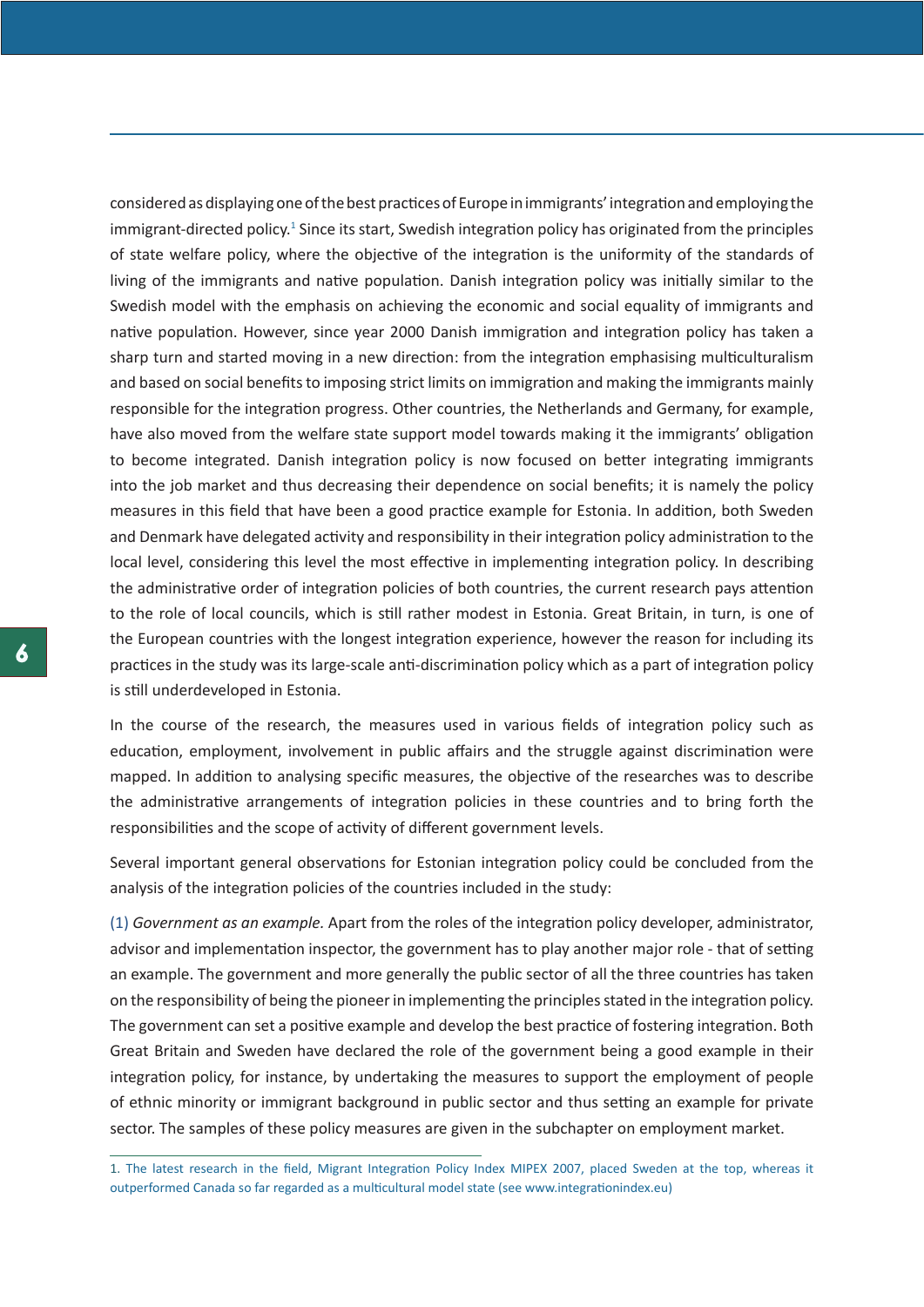considered as displaying one of the best practices of Europe in immigrants' integration and employing the immigrant-directed policy.[1] Since its start, Swedish integration policy has originated from the principles of state welfare policy, where the objective of the integration is the uniformity of the standards of living of the immigrants and native population. Danish integration policy was initially similar to the Swedish model with the emphasis on achieving the economic and social equality of immigrants and native population. However, since year 2000 Danish immigration and integration policy has taken a sharp turn and started moving in a new direction: from the integration emphasising multiculturalism and based on social benefits to imposing strict limits on immigration and making the immigrants mainly responsible for the integration progress. Other countries, the Netherlands and Germany, for example, have also moved from the welfare state support model towards making it the immigrants' obligation to become integrated. Danish integration policy is now focused on better integrating immigrants into the job market and thus decreasing their dependence on social benefits; it is namely the policy measures in this field that have been a good practice example for Estonia. In addition, both Sweden and Denmark have delegated activity and responsibility in their integration policy administration to the local level, considering this level the most effective in implementing integration policy. In describing the administrative order of integration policies of both countries, the current research pays attention to the role of local councils, which is still rather modest in Estonia. Great Britain, in turn, is one of the European countries with the longest integration experience, however the reason for including its practices in the study was its large-scale anti-discrimination policy which as a part of integration policy is still underdeveloped in Estonia.

In the course of the research, the measures used in various fields of integration policy such as education, employment, involvement in public affairs and the struggle against discrimination were mapped. In addition to analysing specific measures, the objective of the researches was to describe the administrative arrangements of integration policies in these countries and to bring forth the responsibilities and the scope of activity of different government levels.

Several important general observations for Estonian integration policy could be concluded from the analysis of the integration policies of the countries included in the study:

(1) *Government as an example.* Apart from the roles of the integration policy developer, administrator, advisor and implementation inspector, the government has to play another major role - that of setting an example. The government and more generally the public sector of all the three countries has taken on the responsibility of being the pioneer in implementing the principles stated in the integration policy. The government can set a positive example and develop the best practice of fostering integration. Both Great Britain and Sweden have declared the role of the government being a good example in their integration policy, for instance, by undertaking the measures to support the employment of people of ethnic minority or immigrant background in public sector and thus setting an example for private sector. The samples of these policy measures are given in the subchapter on employment market.

1. The latest research in the field, Migrant Integration Policy Index MIPEX 2007, placed Sweden at the top, whereas it outperformed Canada so far regarded as a multicultural model state (see www.integrationindex.eu)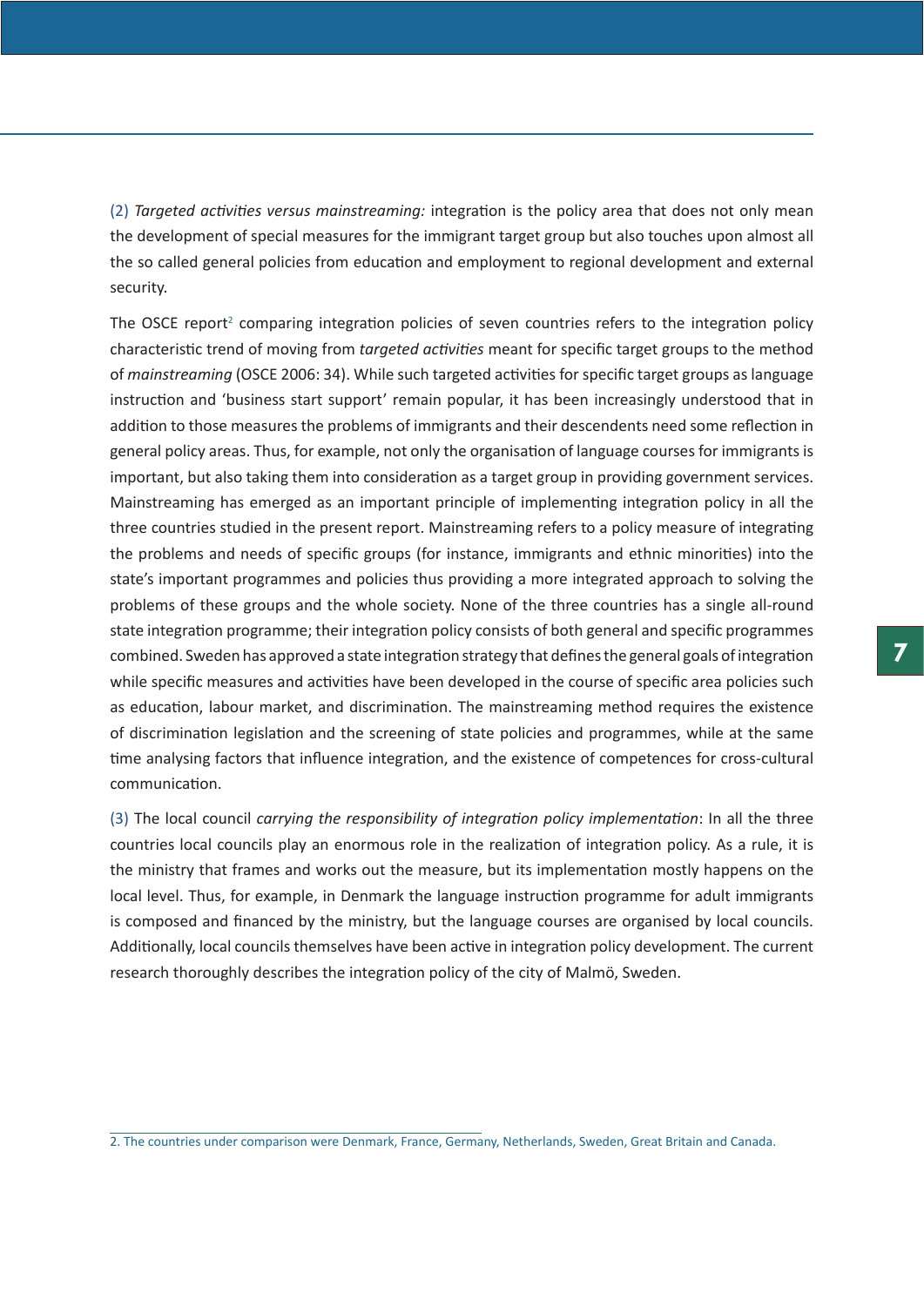(2) *Targeted activities versus mainstreaming:* integration is the policy area that does not only mean the development of special measures for the immigrant target group but also touches upon almost all the so called general policies from education and employment to regional development and external security.

The OSCE report[2] comparing integration policies of seven countries refers to the integration policy characteristic trend of moving from *targeted activities* meant for specific target groups to the method of *mainstreaming* (OSCE 2006: 34). While such targeted activities for specific target groups as language instruction and 'business start support' remain popular, it has been increasingly understood that in addition to those measures the problems of immigrants and their descendents need some reflection in general policy areas. Thus, for example, not only the organisation of language courses for immigrants is important, but also taking them into consideration as a target group in providing government services. Mainstreaming has emerged as an important principle of implementing integration policy in all the three countries studied in the present report. Mainstreaming refers to a policy measure of integrating the problems and needs of specific groups (for instance, immigrants and ethnic minorities) into the state's important programmes and policies thus providing a more integrated approach to solving the problems of these groups and the whole society. None of the three countries has a single all-round state integration programme; their integration policy consists of both general and specific programmes combined. Sweden has approved a state integration strategy that defines the general goals of integration while specific measures and activities have been developed in the course of specific area policies such as education, labour market, and discrimination. The mainstreaming method requires the existence of discrimination legislation and the screening of state policies and programmes, while at the same time analysing factors that influence integration, and the existence of competences for cross-cultural communication.

(3) The local council *carrying the responsibility of integration policy implementation*: In all the three countries local councils play an enormous role in the realization of integration policy. As a rule, it is the ministry that frames and works out the measure, but its implementation mostly happens on the local level. Thus, for example, in Denmark the language instruction programme for adult immigrants is composed and financed by the ministry, but the language courses are organised by local councils. Additionally, local councils themselves have been active in integration policy development. The current research thoroughly describes the integration policy of the city of Malmö, Sweden.

---

2. The countries under comparison were Denmark, France, Germany, Netherlands, Sweden, Great Britain and Canada.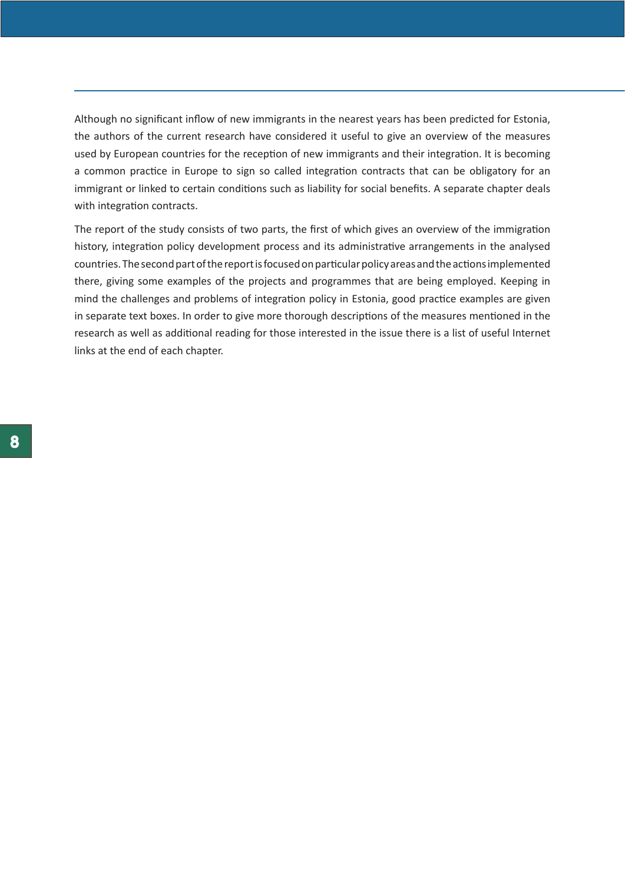Although no significant inflow of new immigrants in the nearest years has been predicted for Estonia, the authors of the current research have considered it useful to give an overview of the measures used by European countries for the reception of new immigrants and their integration. It is becoming a common practice in Europe to sign so called integration contracts that can be obligatory for an immigrant or linked to certain conditions such as liability for social benefits. A separate chapter deals with integration contracts.

The report of the study consists of two parts, the first of which gives an overview of the immigration history, integration policy development process and its administrative arrangements in the analysed countries. The second part of the report is focused on particular policy areas and the actions implemented there, giving some examples of the projects and programmes that are being employed. Keeping in mind the challenges and problems of integration policy in Estonia, good practice examples are given in separate text boxes. In order to give more thorough descriptions of the measures mentioned in the research as well as additional reading for those interested in the issue there is a list of useful Internet links at the end of each chapter.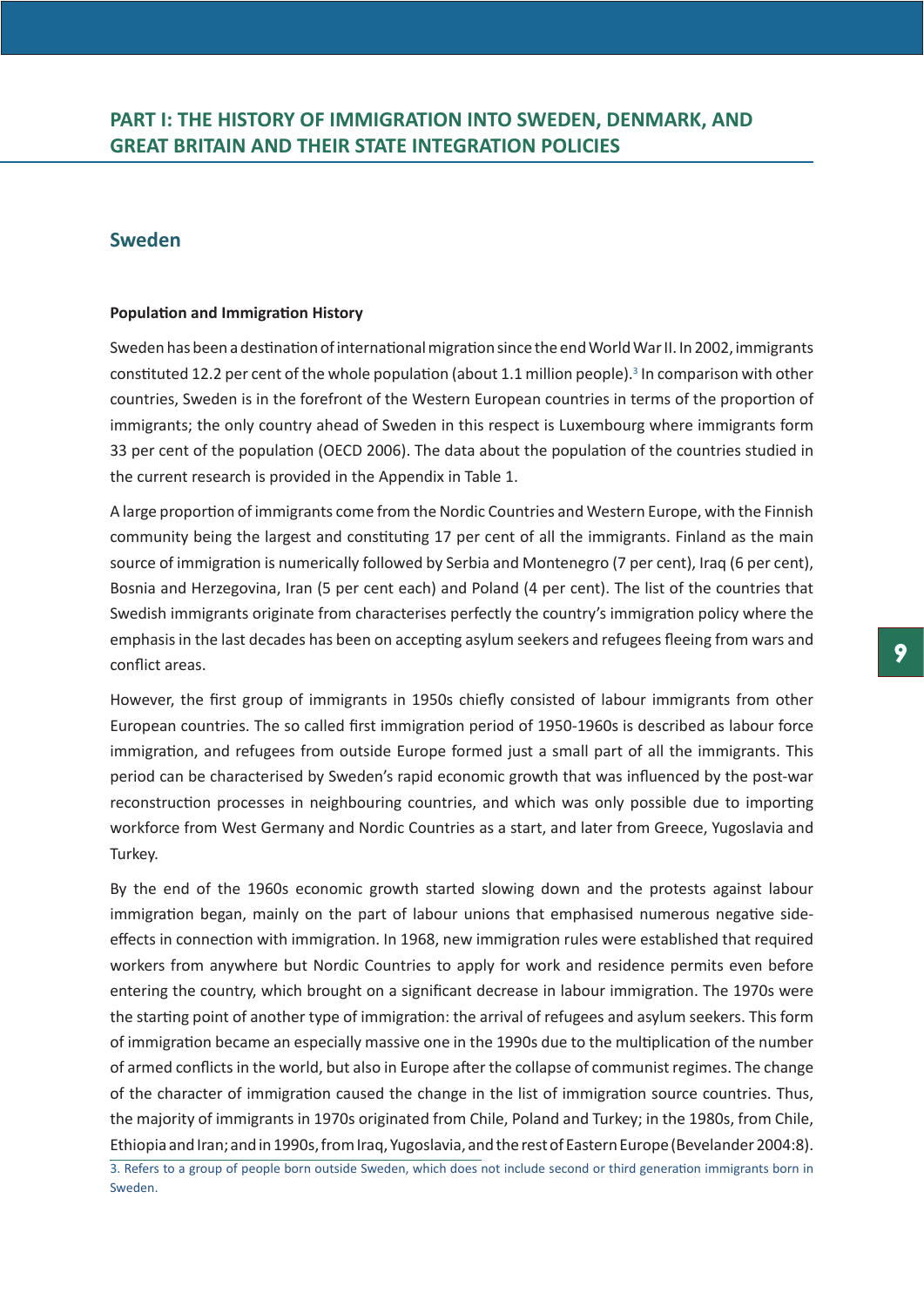# PART I: THE HISTORY OF IMMIGRATION INTO SWEDEN, DENMARK, AND GREAT BRITAIN AND THEIR STATE INTEGRATION POLICIES

## Sweden

### Population and Immigration History

Sweden has been a destination of international migration since the end World War II. In 2002, immigrants constituted 12.2 per cent of the whole population (about 1.1 million people).[3] In comparison with other countries, Sweden is in the forefront of the Western European countries in terms of the proportion of immigrants; the only country ahead of Sweden in this respect is Luxembourg where immigrants form 33 per cent of the population (OECD 2006). The data about the population of the countries studied in the current research is provided in the Appendix in Table 1.

A large proportion of immigrants come from the Nordic Countries and Western Europe, with the Finnish community being the largest and constituting 17 per cent of all the immigrants. Finland as the main source of immigration is numerically followed by Serbia and Montenegro (7 per cent), Iraq (6 per cent), Bosnia and Herzegovina, Iran (5 per cent each) and Poland (4 per cent). The list of the countries that Swedish immigrants originate from characterises perfectly the country's immigration policy where the emphasis in the last decades has been on accepting asylum seekers and refugees fleeing from wars and conflict areas.

However, the first group of immigrants in 1950s chiefly consisted of labour immigrants from other European countries. The so called first immigration period of 1950-1960s is described as labour force immigration, and refugees from outside Europe formed just a small part of all the immigrants. This period can be characterised by Sweden's rapid economic growth that was influenced by the post-war reconstruction processes in neighbouring countries, and which was only possible due to importing workforce from West Germany and Nordic Countries as a start, and later from Greece, Yugoslavia and Turkey.

By the end of the 1960s economic growth started slowing down and the protests against labour immigration began, mainly on the part of labour unions that emphasised numerous negative side-effects in connection with immigration. In 1968, new immigration rules were established that required workers from anywhere but Nordic Countries to apply for work and residence permits even before entering the country, which brought on a significant decrease in labour immigration. The 1970s were the starting point of another type of immigration: the arrival of refugees and asylum seekers. This form of immigration became an especially massive one in the 1990s due to the multiplication of the number of armed conflicts in the world, but also in Europe after the collapse of communist regimes. The change of the character of immigration caused the change in the list of immigration source countries. Thus, the majority of immigrants in 1970s originated from Chile, Poland and Turkey; in the 1980s, from Chile, Ethiopia and Iran; and in 1990s, from Iraq, Yugoslavia, and the rest of Eastern Europe (Bevelander 2004:8).

3. Refers to a group of people born outside Sweden, which does not include second or third generation immigrants born in Sweden.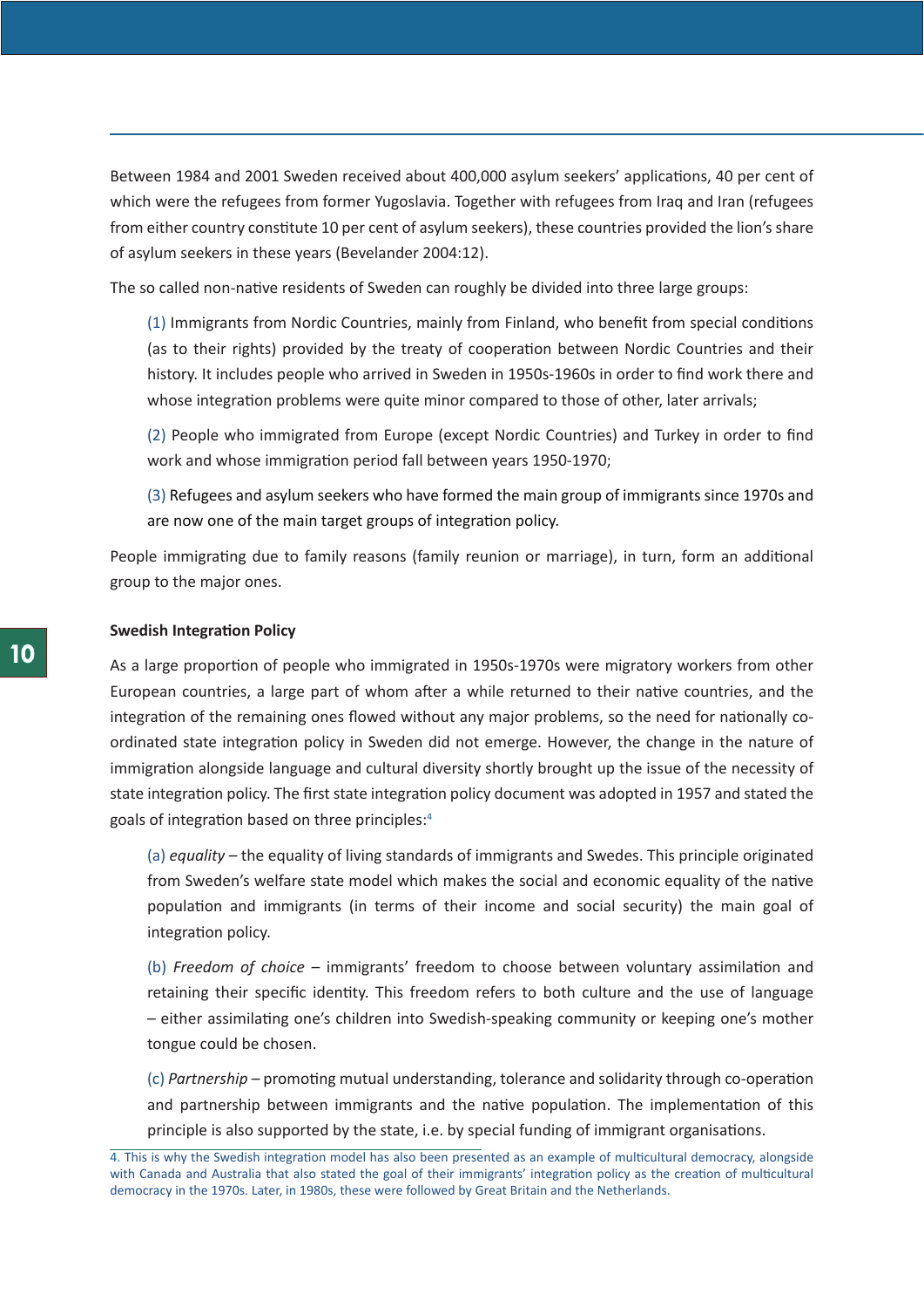Between 1984 and 2001 Sweden received about 400,000 asylum seekers' applications, 40 per cent of which were the refugees from former Yugoslavia. Together with refugees from Iraq and Iran (refugees from either country constitute 10 per cent of asylum seekers), these countries provided the lion's share of asylum seekers in these years (Bevelander 2004:12).

The so called non-native residents of Sweden can roughly be divided into three large groups:

(1) Immigrants from Nordic Countries, mainly from Finland, who benefit from special conditions (as to their rights) provided by the treaty of cooperation between Nordic Countries and their history. It includes people who arrived in Sweden in 1950s-1960s in order to find work there and whose integration problems were quite minor compared to those of other, later arrivals;

(2) People who immigrated from Europe (except Nordic Countries) and Turkey in order to find work and whose immigration period fall between years 1950-1970;

(3) Refugees and asylum seekers who have formed the main group of immigrants since 1970s and are now one of the main target groups of integration policy.

People immigrating due to family reasons (family reunion or marriage), in turn, form an additional group to the major ones.

**Swedish Integration Policy**

As a large proportion of people who immigrated in 1950s-1970s were migratory workers from other European countries, a large part of whom after a while returned to their native countries, and the integration of the remaining ones flowed without any major problems, so the need for nationally co-ordinated state integration policy in Sweden did not emerge. However, the change in the nature of immigration alongside language and cultural diversity shortly brought up the issue of the necessity of state integration policy. The first state integration policy document was adopted in 1957 and stated the goals of integration based on three principles:[4]

(a) *equality* – the equality of living standards of immigrants and Swedes. This principle originated from Sweden's welfare state model which makes the social and economic equality of the native population and immigrants (in terms of their income and social security) the main goal of integration policy.

(b) *Freedom of choice* – immigrants' freedom to choose between voluntary assimilation and retaining their specific identity. This freedom refers to both culture and the use of language – either assimilating one's children into Swedish-speaking community or keeping one's mother tongue could be chosen.

(c) *Partnership* – promoting mutual understanding, tolerance and solidarity through co-operation and partnership between immigrants and the native population. The implementation of this principle is also supported by the state, i.e. by special funding of immigrant organisations.

4. This is why the Swedish integration model has also been presented as an example of multicultural democracy, alongside with Canada and Australia that also stated the goal of their immigrants' integration policy as the creation of multicultural democracy in the 1970s. Later, in 1980s, these were followed by Great Britain and the Netherlands.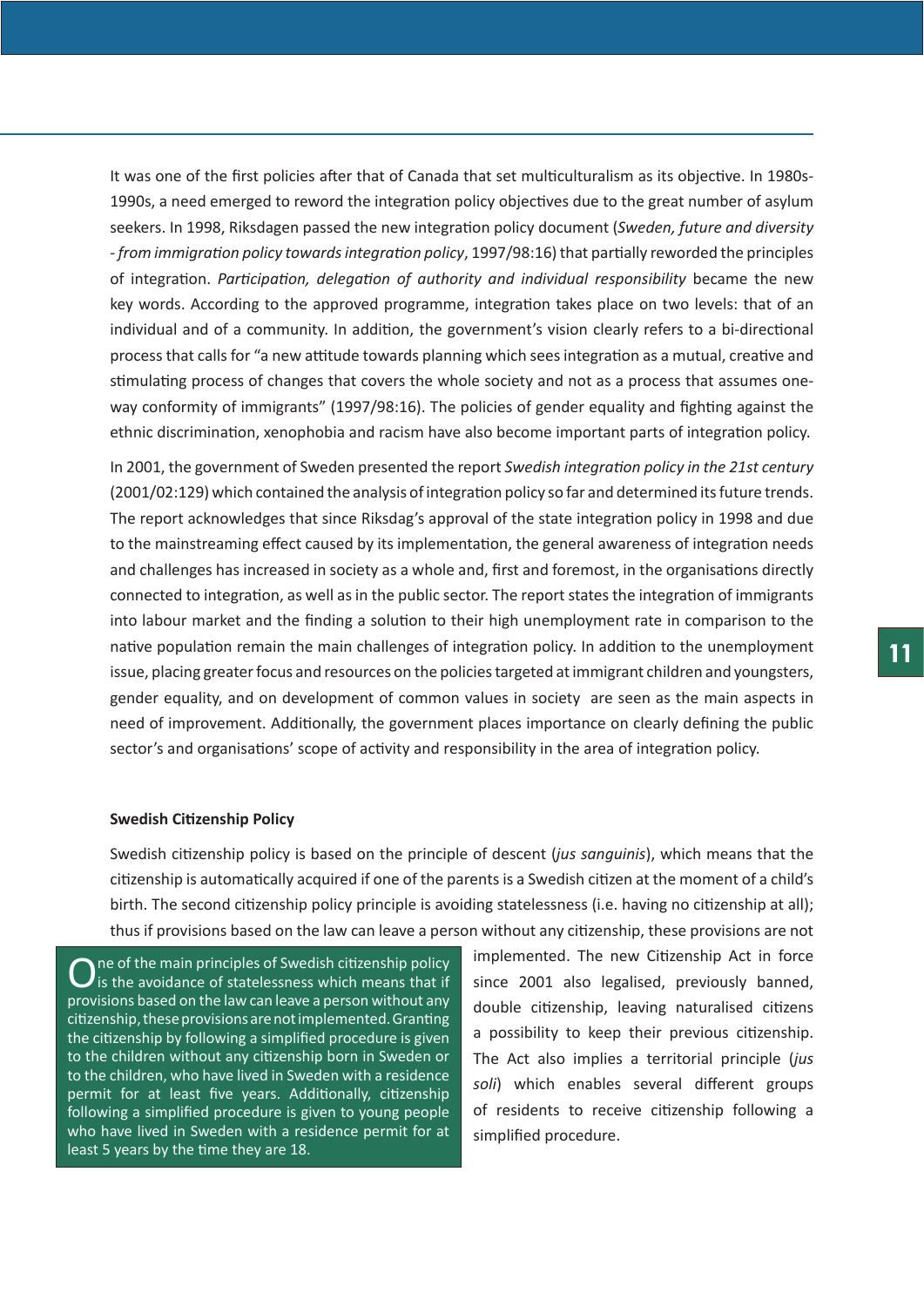It was one of the first policies after that of Canada that set multiculturalism as its objective. In 1980s-1990s, a need emerged to reword the integration policy objectives due to the great number of asylum seekers. In 1998, Riksdagen passed the new integration policy document (*Sweden, future and diversity - from immigration policy towards integration policy*, 1997/98:16) that partially reworded the principles of integration. *Participation, delegation of authority and individual responsibility* became the new key words. According to the approved programme, integration takes place on two levels: that of an individual and of a community. In addition, the government's vision clearly refers to a bi-directional process that calls for "a new attitude towards planning which sees integration as a mutual, creative and stimulating process of changes that covers the whole society and not as a process that assumes one-way conformity of immigrants" (1997/98:16). The policies of gender equality and fighting against the ethnic discrimination, xenophobia and racism have also become important parts of integration policy.

In 2001, the government of Sweden presented the report *Swedish integration policy in the 21st century* (2001/02:129) which contained the analysis of integration policy so far and determined its future trends. The report acknowledges that since Riksdag's approval of the state integration policy in 1998 and due to the mainstreaming effect caused by its implementation, the general awareness of integration needs and challenges has increased in society as a whole and, first and foremost, in the organisations directly connected to integration, as well as in the public sector. The report states the integration of immigrants into labour market and the finding a solution to their high unemployment rate in comparison to the native population remain the main challenges of integration policy. In addition to the unemployment issue, placing greater focus and resources on the policies targeted at immigrant children and youngsters, gender equality, and on development of common values in society are seen as the main aspects in need of improvement. Additionally, the government places importance on clearly defining the public sector's and organisations' scope of activity and responsibility in the area of integration policy.

**Swedish Citizenship Policy**

Swedish citizenship policy is based on the principle of descent (*jus sanguinis*), which means that the citizenship is automatically acquired if one of the parents is a Swedish citizen at the moment of a child's birth. The second citizenship policy principle is avoiding statelessness (i.e. having no citizenship at all); thus if provisions based on the law can leave a person without any citizenship, these provisions are not implemented. The new Citizenship Act in force since 2001 also legalised, previously banned, double citizenship, leaving naturalised citizens a possibility to keep their previous citizenship. The Act also implies a territorial principle (*jus soli*) which enables several different groups of residents to receive citizenship following a simplified procedure.

> One of the main principles of Swedish citizenship policy is the avoidance of statelessness which means that if provisions based on the law can leave a person without any citizenship, these provisions are not implemented. Granting the citizenship by following a simplified procedure is given to the children without any citizenship born in Sweden or to the children, who have lived in Sweden with a residence permit for at least five years. Additionally, citizenship following a simplified procedure is given to young people who have lived in Sweden with a residence permit for at least 5 years by the time they are 18.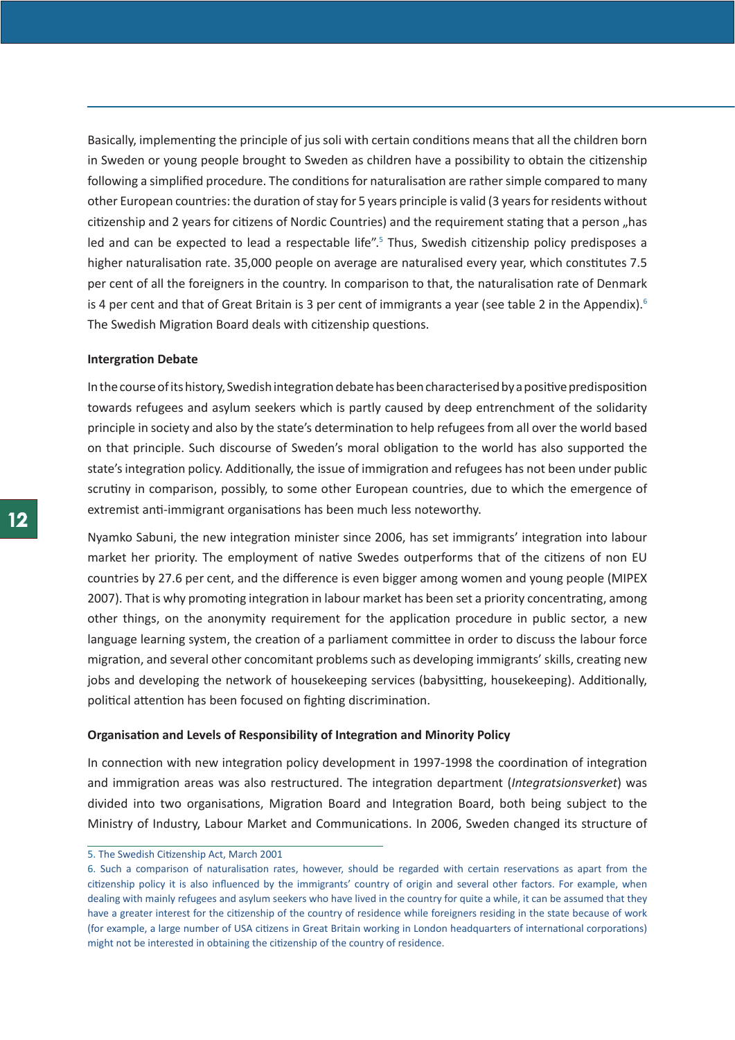Basically, implementing the principle of jus soli with certain conditions means that all the children born in Sweden or young people brought to Sweden as children have a possibility to obtain the citizenship following a simplified procedure. The conditions for naturalisation are rather simple compared to many other European countries: the duration of stay for 5 years principle is valid (3 years for residents without citizenship and 2 years for citizens of Nordic Countries) and the requirement stating that a person „has led and can be expected to lead a respectable life".[5] Thus, Swedish citizenship policy predisposes a higher naturalisation rate. 35,000 people on average are naturalised every year, which constitutes 7.5 per cent of all the foreigners in the country. In comparison to that, the naturalisation rate of Denmark is 4 per cent and that of Great Britain is 3 per cent of immigrants a year (see table 2 in the Appendix).[6] The Swedish Migration Board deals with citizenship questions.

**Intergration Debate**

In the course of its history, Swedish integration debate has been characterised by a positive predisposition towards refugees and asylum seekers which is partly caused by deep entrenchment of the solidarity principle in society and also by the state's determination to help refugees from all over the world based on that principle. Such discourse of Sweden's moral obligation to the world has also supported the state's integration policy. Additionally, the issue of immigration and refugees has not been under public scrutiny in comparison, possibly, to some other European countries, due to which the emergence of extremist anti-immigrant organisations has been much less noteworthy.

Nyamko Sabuni, the new integration minister since 2006, has set immigrants' integration into labour market her priority. The employment of native Swedes outperforms that of the citizens of non EU countries by 27.6 per cent, and the difference is even bigger among women and young people (MIPEX 2007). That is why promoting integration in labour market has been set a priority concentrating, among other things, on the anonymity requirement for the application procedure in public sector, a new language learning system, the creation of a parliament committee in order to discuss the labour force migration, and several other concomitant problems such as developing immigrants' skills, creating new jobs and developing the network of housekeeping services (babysitting, housekeeping). Additionally, political attention has been focused on fighting discrimination.

**Organisation and Levels of Responsibility of Integration and Minority Policy**

In connection with new integration policy development in 1997-1998 the coordination of integration and immigration areas was also restructured. The integration department (*Integratsionsverket*) was divided into two organisations, Migration Board and Integration Board, both being subject to the Ministry of Industry, Labour Market and Communications. In 2006, Sweden changed its structure of

5. The Swedish Citizenship Act, March 2001

6. Such a comparison of naturalisation rates, however, should be regarded with certain reservations as apart from the citizenship policy it is also influenced by the immigrants' country of origin and several other factors. For example, when dealing with mainly refugees and asylum seekers who have lived in the country for quite a while, it can be assumed that they have a greater interest for the citizenship of the country of residence while foreigners residing in the state because of work (for example, a large number of USA citizens in Great Britain working in London headquarters of international corporations) might not be interested in obtaining the citizenship of the country of residence.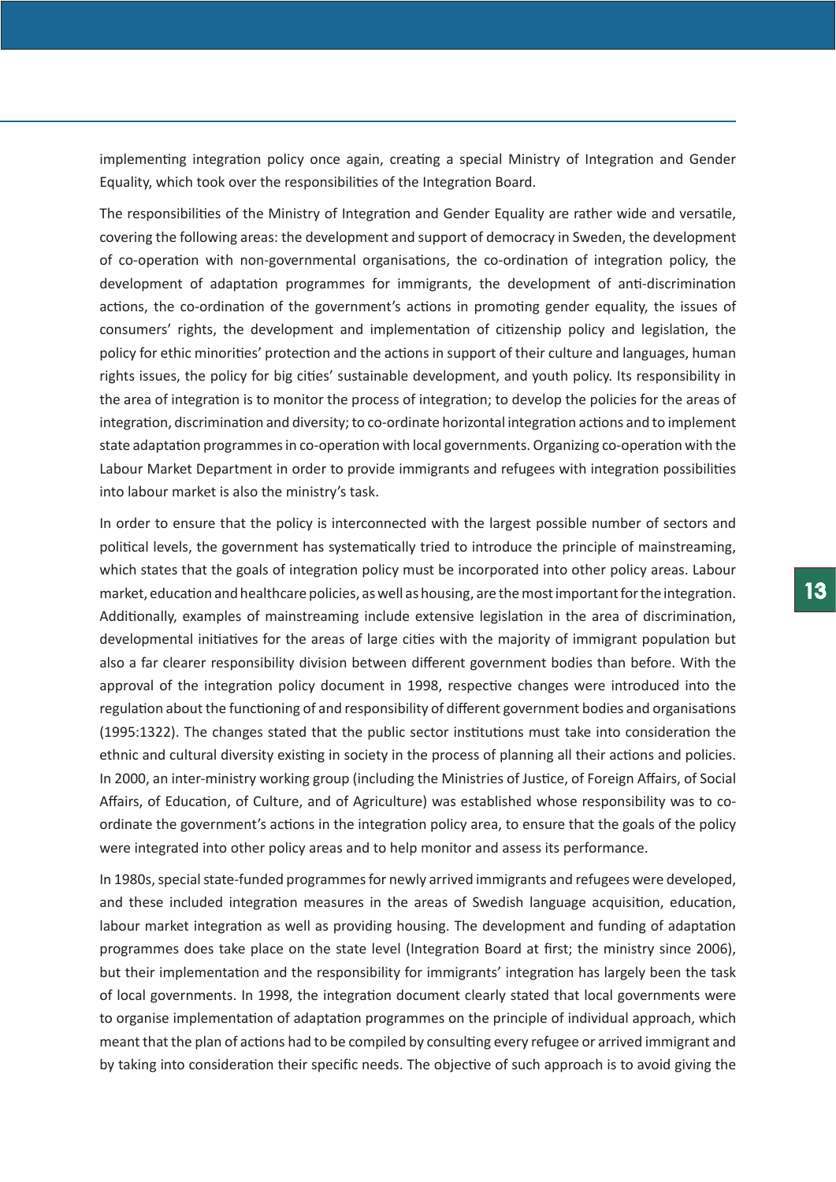implementing integration policy once again, creating a special Ministry of Integration and Gender Equality, which took over the responsibilities of the Integration Board.

The responsibilities of the Ministry of Integration and Gender Equality are rather wide and versatile, covering the following areas: the development and support of democracy in Sweden, the development of co-operation with non-governmental organisations, the co-ordination of integration policy, the development of adaptation programmes for immigrants, the development of anti-discrimination actions, the co-ordination of the government's actions in promoting gender equality, the issues of consumers' rights, the development and implementation of citizenship policy and legislation, the policy for ethic minorities' protection and the actions in support of their culture and languages, human rights issues, the policy for big cities' sustainable development, and youth policy. Its responsibility in the area of integration is to monitor the process of integration; to develop the policies for the areas of integration, discrimination and diversity; to co-ordinate horizontal integration actions and to implement state adaptation programmes in co-operation with local governments. Organizing co-operation with the Labour Market Department in order to provide immigrants and refugees with integration possibilities into labour market is also the ministry's task.

In order to ensure that the policy is interconnected with the largest possible number of sectors and political levels, the government has systematically tried to introduce the principle of mainstreaming, which states that the goals of integration policy must be incorporated into other policy areas. Labour market, education and healthcare policies, as well as housing, are the most important for the integration. Additionally, examples of mainstreaming include extensive legislation in the area of discrimination, developmental initiatives for the areas of large cities with the majority of immigrant population but also a far clearer responsibility division between different government bodies than before. With the approval of the integration policy document in 1998, respective changes were introduced into the regulation about the functioning of and responsibility of different government bodies and organisations (1995:1322). The changes stated that the public sector institutions must take into consideration the ethnic and cultural diversity existing in society in the process of planning all their actions and policies. In 2000, an inter-ministry working group (including the Ministries of Justice, of Foreign Affairs, of Social Affairs, of Education, of Culture, and of Agriculture) was established whose responsibility was to co-ordinate the government's actions in the integration policy area, to ensure that the goals of the policy were integrated into other policy areas and to help monitor and assess its performance.

In 1980s, special state-funded programmes for newly arrived immigrants and refugees were developed, and these included integration measures in the areas of Swedish language acquisition, education, labour market integration as well as providing housing. The development and funding of adaptation programmes does take place on the state level (Integration Board at first; the ministry since 2006), but their implementation and the responsibility for immigrants' integration has largely been the task of local governments. In 1998, the integration document clearly stated that local governments were to organise implementation of adaptation programmes on the principle of individual approach, which meant that the plan of actions had to be compiled by consulting every refugee or arrived immigrant and by taking into consideration their specific needs. The objective of such approach is to avoid giving the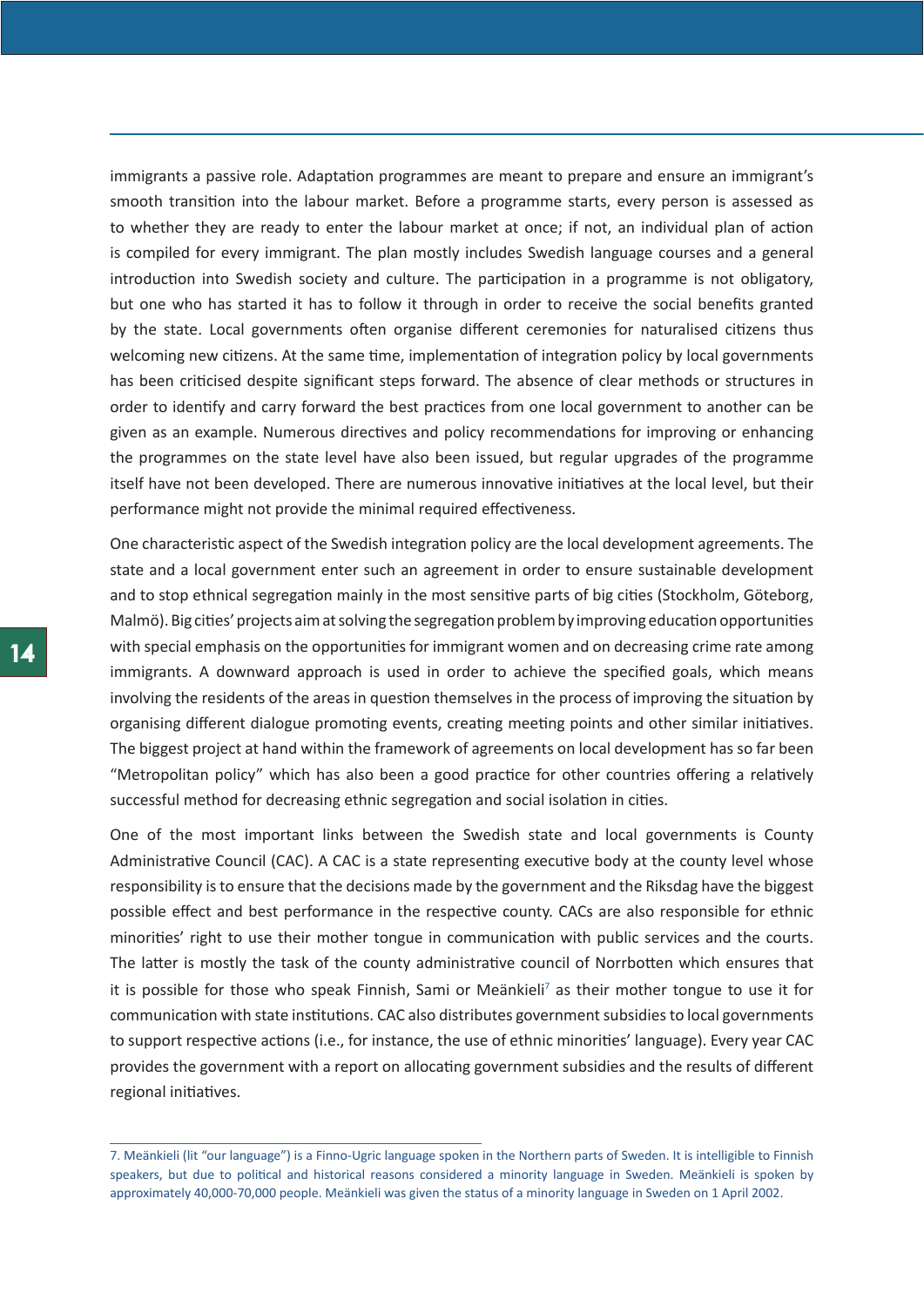immigrants a passive role. Adaptation programmes are meant to prepare and ensure an immigrant's smooth transition into the labour market. Before a programme starts, every person is assessed as to whether they are ready to enter the labour market at once; if not, an individual plan of action is compiled for every immigrant. The plan mostly includes Swedish language courses and a general introduction into Swedish society and culture. The participation in a programme is not obligatory, but one who has started it has to follow it through in order to receive the social benefits granted by the state. Local governments often organise different ceremonies for naturalised citizens thus welcoming new citizens. At the same time, implementation of integration policy by local governments has been criticised despite significant steps forward. The absence of clear methods or structures in order to identify and carry forward the best practices from one local government to another can be given as an example. Numerous directives and policy recommendations for improving or enhancing the programmes on the state level have also been issued, but regular upgrades of the programme itself have not been developed. There are numerous innovative initiatives at the local level, but their performance might not provide the minimal required effectiveness.

One characteristic aspect of the Swedish integration policy are the local development agreements. The state and a local government enter such an agreement in order to ensure sustainable development and to stop ethnical segregation mainly in the most sensitive parts of big cities (Stockholm, Göteborg, Malmö). Big cities' projects aim at solving the segregation problem by improving education opportunities with special emphasis on the opportunities for immigrant women and on decreasing crime rate among immigrants. A downward approach is used in order to achieve the specified goals, which means involving the residents of the areas in question themselves in the process of improving the situation by organising different dialogue promoting events, creating meeting points and other similar initiatives. The biggest project at hand within the framework of agreements on local development has so far been "Metropolitan policy" which has also been a good practice for other countries offering a relatively successful method for decreasing ethnic segregation and social isolation in cities.

One of the most important links between the Swedish state and local governments is County Administrative Council (CAC). A CAC is a state representing executive body at the county level whose responsibility is to ensure that the decisions made by the government and the Riksdag have the biggest possible effect and best performance in the respective county. CACs are also responsible for ethnic minorities' right to use their mother tongue in communication with public services and the courts. The latter is mostly the task of the county administrative council of Norrbotten which ensures that it is possible for those who speak Finnish, Sami or Meänkieli[7] as their mother tongue to use it for communication with state institutions. CAC also distributes government subsidies to local governments to support respective actions (i.e., for instance, the use of ethnic minorities' language). Every year CAC provides the government with a report on allocating government subsidies and the results of different regional initiatives.

7. Meänkieli (lit "our language") is a Finno-Ugric language spoken in the Northern parts of Sweden. It is intelligible to Finnish speakers, but due to political and historical reasons considered a minority language in Sweden. Meänkieli is spoken by approximately 40,000-70,000 people. Meänkieli was given the status of a minority language in Sweden on 1 April 2002.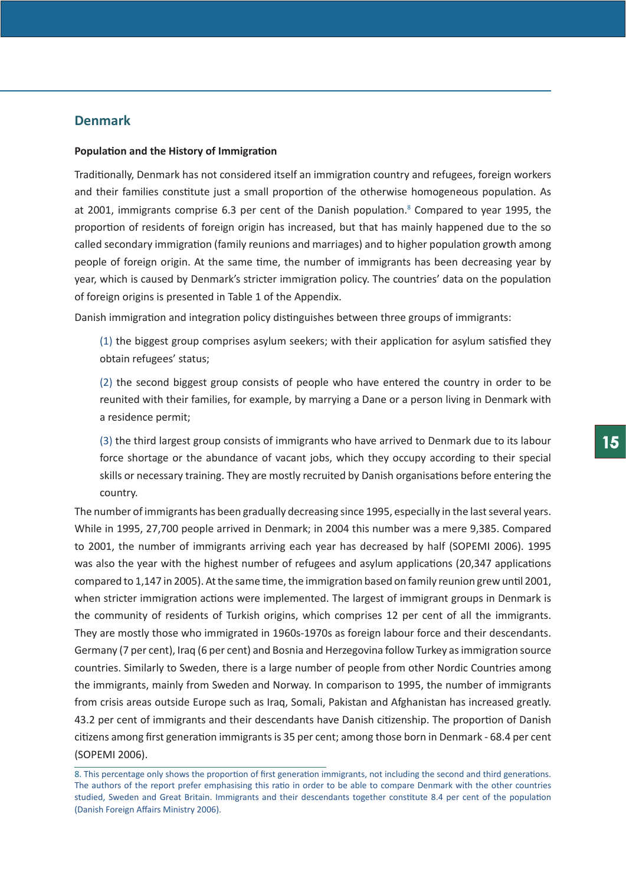## Denmark

**Population and the History of Immigration**

Traditionally, Denmark has not considered itself an immigration country and refugees, foreign workers and their families constitute just a small proportion of the otherwise homogeneous population. As at 2001, immigrants comprise 6.3 per cent of the Danish population.[8] Compared to year 1995, the proportion of residents of foreign origin has increased, but that has mainly happened due to the so called secondary immigration (family reunions and marriages) and to higher population growth among people of foreign origin. At the same time, the number of immigrants has been decreasing year by year, which is caused by Denmark's stricter immigration policy. The countries' data on the population of foreign origins is presented in Table 1 of the Appendix.

Danish immigration and integration policy distinguishes between three groups of immigrants:

(1) the biggest group comprises asylum seekers; with their application for asylum satisfied they obtain refugees' status;

(2) the second biggest group consists of people who have entered the country in order to be reunited with their families, for example, by marrying a Dane or a person living in Denmark with a residence permit;

(3) the third largest group consists of immigrants who have arrived to Denmark due to its labour force shortage or the abundance of vacant jobs, which they occupy according to their special skills or necessary training. They are mostly recruited by Danish organisations before entering the country.

The number of immigrants has been gradually decreasing since 1995, especially in the last several years. While in 1995, 27,700 people arrived in Denmark; in 2004 this number was a mere 9,385. Compared to 2001, the number of immigrants arriving each year has decreased by half (SOPEMI 2006). 1995 was also the year with the highest number of refugees and asylum applications (20,347 applications compared to 1,147 in 2005). At the same time, the immigration based on family reunion grew until 2001, when stricter immigration actions were implemented. The largest of immigrant groups in Denmark is the community of residents of Turkish origins, which comprises 12 per cent of all the immigrants. They are mostly those who immigrated in 1960s-1970s as foreign labour force and their descendants. Germany (7 per cent), Iraq (6 per cent) and Bosnia and Herzegovina follow Turkey as immigration source countries. Similarly to Sweden, there is a large number of people from other Nordic Countries among the immigrants, mainly from Sweden and Norway. In comparison to 1995, the number of immigrants from crisis areas outside Europe such as Iraq, Somali, Pakistan and Afghanistan has increased greatly. 43.2 per cent of immigrants and their descendants have Danish citizenship. The proportion of Danish citizens among first generation immigrants is 35 per cent; among those born in Denmark - 68.4 per cent (SOPEMI 2006).

8. This percentage only shows the proportion of first generation immigrants, not including the second and third generations. The authors of the report prefer emphasising this ratio in order to be able to compare Denmark with the other countries studied, Sweden and Great Britain. Immigrants and their descendants together constitute 8.4 per cent of the population (Danish Foreign Affairs Ministry 2006).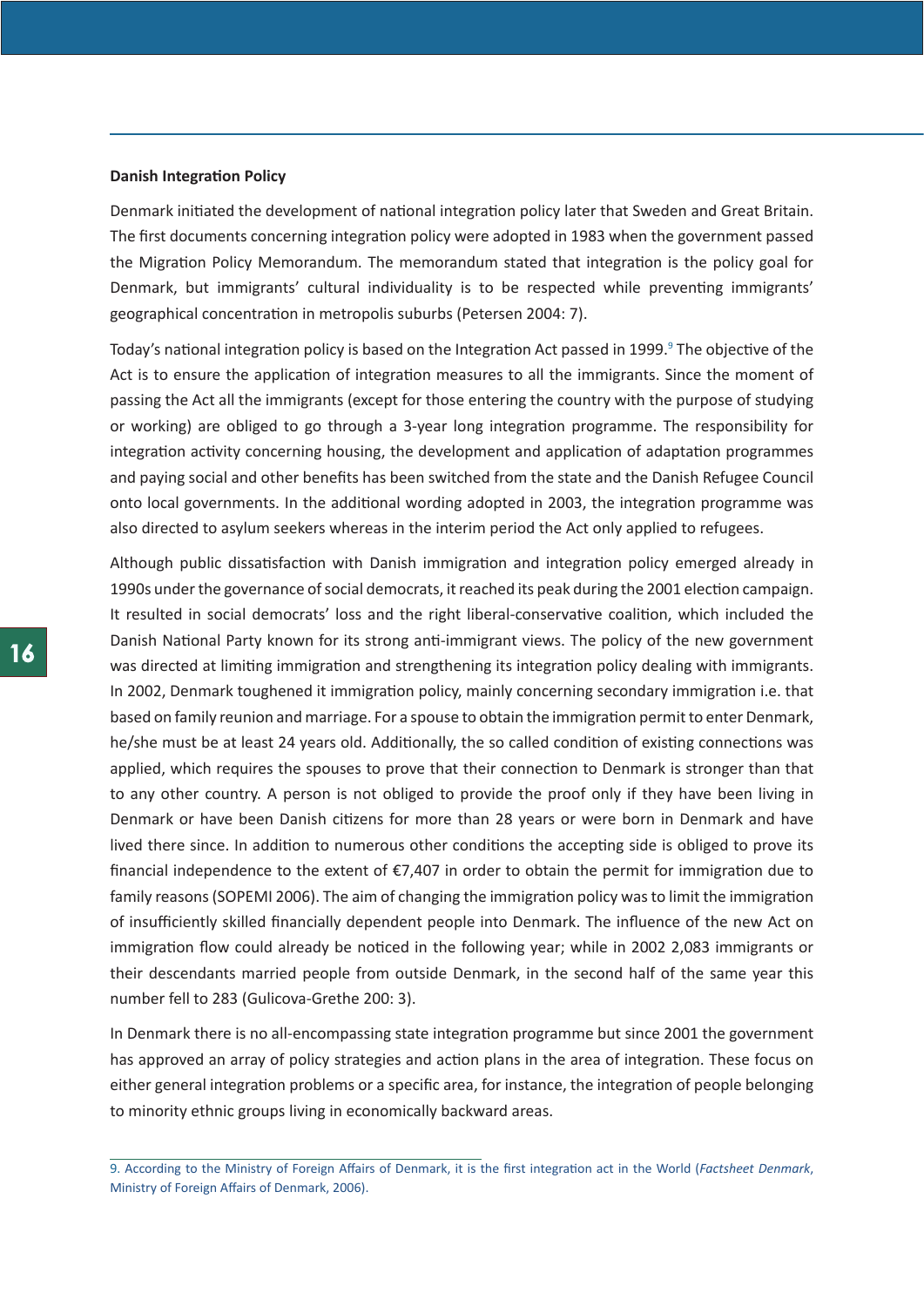**Danish Integration Policy**

Denmark initiated the development of national integration policy later that Sweden and Great Britain. The first documents concerning integration policy were adopted in 1983 when the government passed the Migration Policy Memorandum. The memorandum stated that integration is the policy goal for Denmark, but immigrants' cultural individuality is to be respected while preventing immigrants' geographical concentration in metropolis suburbs (Petersen 2004: 7).

Today's national integration policy is based on the Integration Act passed in 1999.[9] The objective of the Act is to ensure the application of integration measures to all the immigrants. Since the moment of passing the Act all the immigrants (except for those entering the country with the purpose of studying or working) are obliged to go through a 3-year long integration programme. The responsibility for integration activity concerning housing, the development and application of adaptation programmes and paying social and other benefits has been switched from the state and the Danish Refugee Council onto local governments. In the additional wording adopted in 2003, the integration programme was also directed to asylum seekers whereas in the interim period the Act only applied to refugees.

Although public dissatisfaction with Danish immigration and integration policy emerged already in 1990s under the governance of social democrats, it reached its peak during the 2001 election campaign. It resulted in social democrats' loss and the right liberal-conservative coalition, which included the Danish National Party known for its strong anti-immigrant views. The policy of the new government was directed at limiting immigration and strengthening its integration policy dealing with immigrants. In 2002, Denmark toughened it immigration policy, mainly concerning secondary immigration i.e. that based on family reunion and marriage. For a spouse to obtain the immigration permit to enter Denmark, he/she must be at least 24 years old. Additionally, the so called condition of existing connections was applied, which requires the spouses to prove that their connection to Denmark is stronger than that to any other country. A person is not obliged to provide the proof only if they have been living in Denmark or have been Danish citizens for more than 28 years or were born in Denmark and have lived there since. In addition to numerous other conditions the accepting side is obliged to prove its financial independence to the extent of €7,407 in order to obtain the permit for immigration due to family reasons (SOPEMI 2006). The aim of changing the immigration policy was to limit the immigration of insufficiently skilled financially dependent people into Denmark. The influence of the new Act on immigration flow could already be noticed in the following year; while in 2002 2,083 immigrants or their descendants married people from outside Denmark, in the second half of the same year this number fell to 283 (Gulicova-Grethe 200: 3).

In Denmark there is no all-encompassing state integration programme but since 2001 the government has approved an array of policy strategies and action plans in the area of integration. These focus on either general integration problems or a specific area, for instance, the integration of people belonging to minority ethnic groups living in economically backward areas.

---

9. According to the Ministry of Foreign Affairs of Denmark, it is the first integration act in the World (*Factsheet Denmark*, Ministry of Foreign Affairs of Denmark, 2006).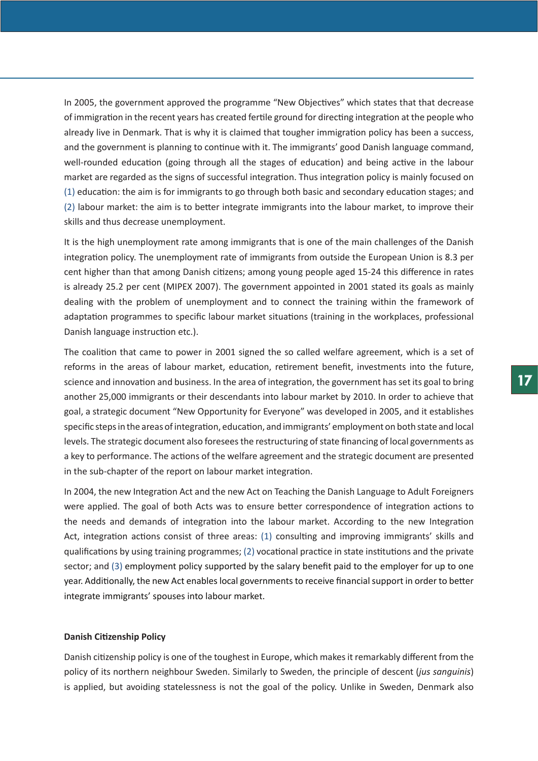In 2005, the government approved the programme "New Objectives" which states that that decrease of immigration in the recent years has created fertile ground for directing integration at the people who already live in Denmark. That is why it is claimed that tougher immigration policy has been a success, and the government is planning to continue with it. The immigrants' good Danish language command, well-rounded education (going through all the stages of education) and being active in the labour market are regarded as the signs of successful integration. Thus integration policy is mainly focused on (1) education: the aim is for immigrants to go through both basic and secondary education stages; and (2) labour market: the aim is to better integrate immigrants into the labour market, to improve their skills and thus decrease unemployment.

It is the high unemployment rate among immigrants that is one of the main challenges of the Danish integration policy. The unemployment rate of immigrants from outside the European Union is 8.3 per cent higher than that among Danish citizens; among young people aged 15-24 this difference in rates is already 25.2 per cent (MIPEX 2007). The government appointed in 2001 stated its goals as mainly dealing with the problem of unemployment and to connect the training within the framework of adaptation programmes to specific labour market situations (training in the workplaces, professional Danish language instruction etc.).

The coalition that came to power in 2001 signed the so called welfare agreement, which is a set of reforms in the areas of labour market, education, retirement benefit, investments into the future, science and innovation and business. In the area of integration, the government has set its goal to bring another 25,000 immigrants or their descendants into labour market by 2010. In order to achieve that goal, a strategic document "New Opportunity for Everyone" was developed in 2005, and it establishes specific steps in the areas of integration, education, and immigrants' employment on both state and local levels. The strategic document also foresees the restructuring of state financing of local governments as a key to performance. The actions of the welfare agreement and the strategic document are presented in the sub-chapter of the report on labour market integration.

In 2004, the new Integration Act and the new Act on Teaching the Danish Language to Adult Foreigners were applied. The goal of both Acts was to ensure better correspondence of integration actions to the needs and demands of integration into the labour market. According to the new Integration Act, integration actions consist of three areas: (1) consulting and improving immigrants' skills and qualifications by using training programmes; (2) vocational practice in state institutions and the private sector; and (3) employment policy supported by the salary benefit paid to the employer for up to one year. Additionally, the new Act enables local governments to receive financial support in order to better integrate immigrants' spouses into labour market.

#### Danish Citizenship Policy

Danish citizenship policy is one of the toughest in Europe, which makes it remarkably different from the policy of its northern neighbour Sweden. Similarly to Sweden, the principle of descent (*jus sanguinis*) is applied, but avoiding statelessness is not the goal of the policy. Unlike in Sweden, Denmark also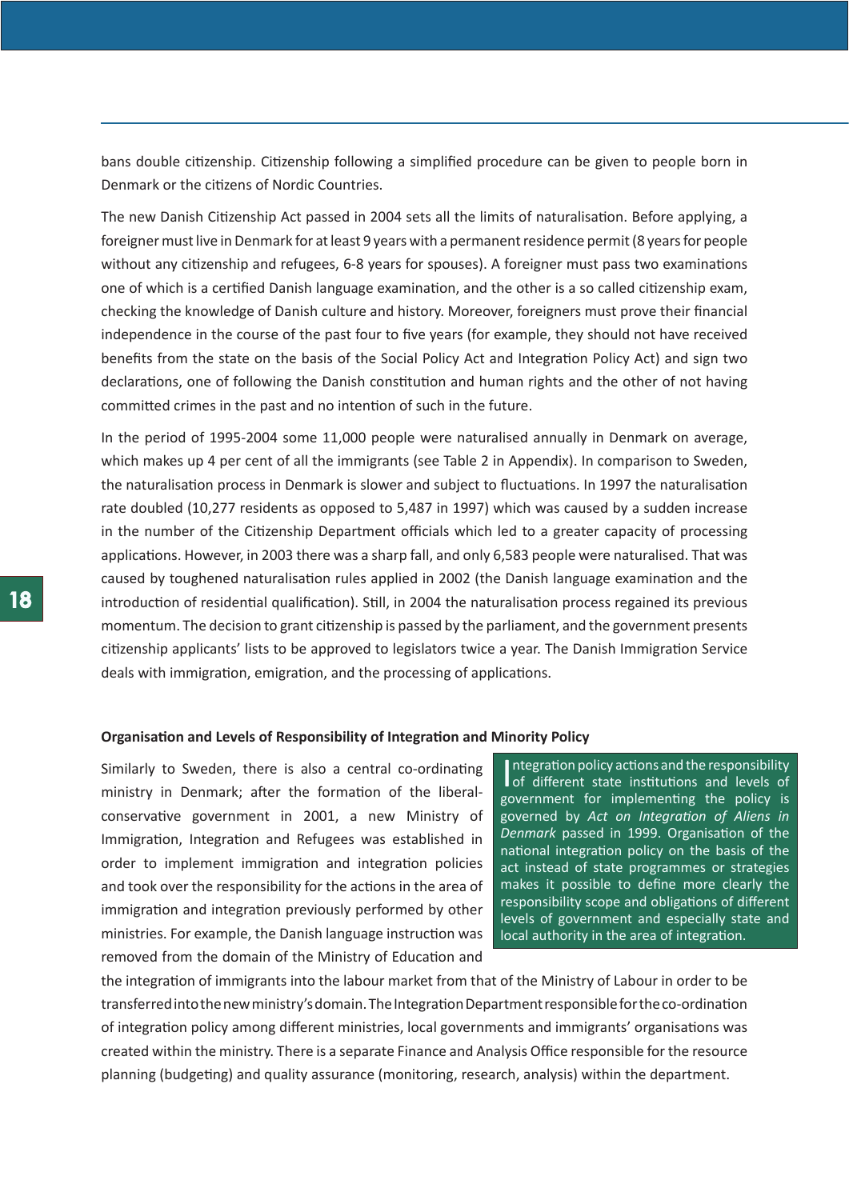bans double citizenship. Citizenship following a simplified procedure can be given to people born in Denmark or the citizens of Nordic Countries.

The new Danish Citizenship Act passed in 2004 sets all the limits of naturalisation. Before applying, a foreigner must live in Denmark for at least 9 years with a permanent residence permit (8 years for people without any citizenship and refugees, 6-8 years for spouses). A foreigner must pass two examinations one of which is a certified Danish language examination, and the other is a so called citizenship exam, checking the knowledge of Danish culture and history. Moreover, foreigners must prove their financial independence in the course of the past four to five years (for example, they should not have received benefits from the state on the basis of the Social Policy Act and Integration Policy Act) and sign two declarations, one of following the Danish constitution and human rights and the other of not having committed crimes in the past and no intention of such in the future.

In the period of 1995-2004 some 11,000 people were naturalised annually in Denmark on average, which makes up 4 per cent of all the immigrants (see Table 2 in Appendix). In comparison to Sweden, the naturalisation process in Denmark is slower and subject to fluctuations. In 1997 the naturalisation rate doubled (10,277 residents as opposed to 5,487 in 1997) which was caused by a sudden increase in the number of the Citizenship Department officials which led to a greater capacity of processing applications. However, in 2003 there was a sharp fall, and only 6,583 people were naturalised. That was caused by toughened naturalisation rules applied in 2002 (the Danish language examination and the introduction of residential qualification). Still, in 2004 the naturalisation process regained its previous momentum. The decision to grant citizenship is passed by the parliament, and the government presents citizenship applicants' lists to be approved to legislators twice a year. The Danish Immigration Service deals with immigration, emigration, and the processing of applications.

**Organisation and Levels of Responsibility of Integration and Minority Policy**

Similarly to Sweden, there is also a central co-ordinating ministry in Denmark; after the formation of the liberal-conservative government in 2001, a new Ministry of Immigration, Integration and Refugees was established in order to implement immigration and integration policies and took over the responsibility for the actions in the area of immigration and integration previously performed by other ministries. For example, the Danish language instruction was removed from the domain of the Ministry of Education and the integration of immigrants into the labour market from that of the Ministry of Labour in order to be transferred into the new ministry's domain. The Integration Department responsible for the co-ordination of integration policy among different ministries, local governments and immigrants' organisations was created within the ministry. There is a separate Finance and Analysis Office responsible for the resource planning (budgeting) and quality assurance (monitoring, research, analysis) within the department.

Integration policy actions and the responsibility of different state institutions and levels of government for implementing the policy is governed by *Act on Integration of Aliens in Denmark* passed in 1999. Organisation of the national integration policy on the basis of the act instead of state programmes or strategies makes it possible to define more clearly the responsibility scope and obligations of different levels of government and especially state and local authority in the area of integration.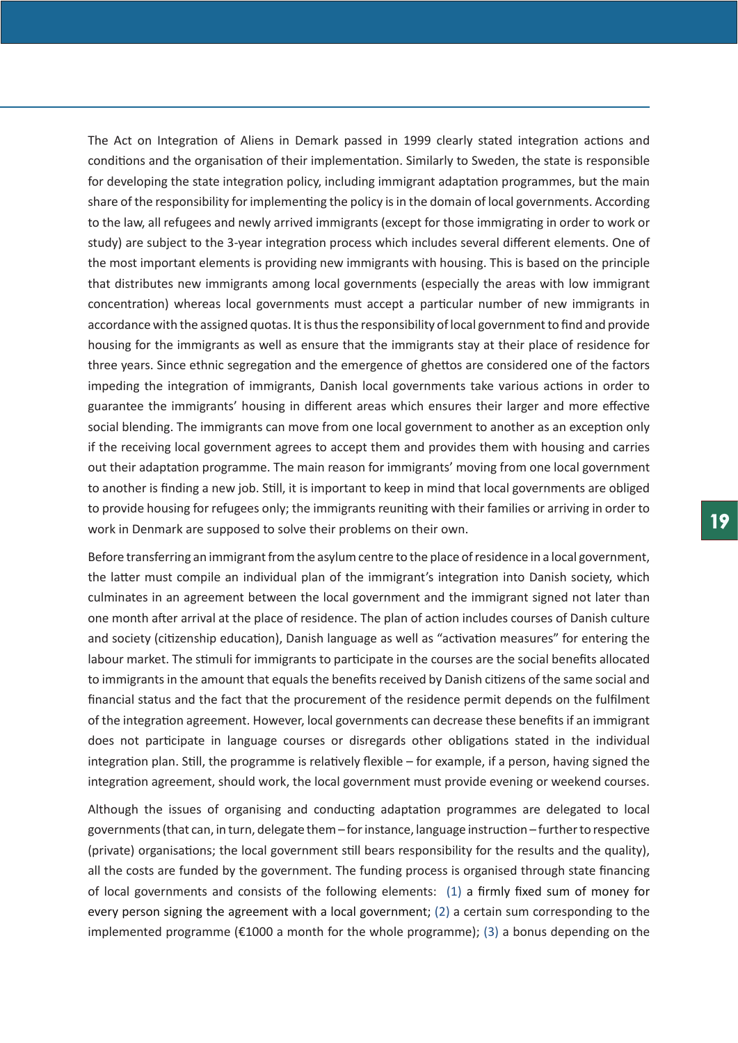The Act on Integration of Aliens in Demark passed in 1999 clearly stated integration actions and conditions and the organisation of their implementation. Similarly to Sweden, the state is responsible for developing the state integration policy, including immigrant adaptation programmes, but the main share of the responsibility for implementing the policy is in the domain of local governments. According to the law, all refugees and newly arrived immigrants (except for those immigrating in order to work or study) are subject to the 3-year integration process which includes several different elements. One of the most important elements is providing new immigrants with housing. This is based on the principle that distributes new immigrants among local governments (especially the areas with low immigrant concentration) whereas local governments must accept a particular number of new immigrants in accordance with the assigned quotas. It is thus the responsibility of local government to find and provide housing for the immigrants as well as ensure that the immigrants stay at their place of residence for three years. Since ethnic segregation and the emergence of ghettos are considered one of the factors impeding the integration of immigrants, Danish local governments take various actions in order to guarantee the immigrants' housing in different areas which ensures their larger and more effective social blending. The immigrants can move from one local government to another as an exception only if the receiving local government agrees to accept them and provides them with housing and carries out their adaptation programme. The main reason for immigrants' moving from one local government to another is finding a new job. Still, it is important to keep in mind that local governments are obliged to provide housing for refugees only; the immigrants reuniting with their families or arriving in order to work in Denmark are supposed to solve their problems on their own.

Before transferring an immigrant from the asylum centre to the place of residence in a local government, the latter must compile an individual plan of the immigrant's integration into Danish society, which culminates in an agreement between the local government and the immigrant signed not later than one month after arrival at the place of residence. The plan of action includes courses of Danish culture and society (citizenship education), Danish language as well as "activation measures" for entering the labour market. The stimuli for immigrants to participate in the courses are the social benefits allocated to immigrants in the amount that equals the benefits received by Danish citizens of the same social and financial status and the fact that the procurement of the residence permit depends on the fulfilment of the integration agreement. However, local governments can decrease these benefits if an immigrant does not participate in language courses or disregards other obligations stated in the individual integration plan. Still, the programme is relatively flexible – for example, if a person, having signed the integration agreement, should work, the local government must provide evening or weekend courses.

Although the issues of organising and conducting adaptation programmes are delegated to local governments (that can, in turn, delegate them – for instance, language instruction – further to respective (private) organisations; the local government still bears responsibility for the results and the quality), all the costs are funded by the government. The funding process is organised through state financing of local governments and consists of the following elements: (1) a firmly fixed sum of money for every person signing the agreement with a local government; (2) a certain sum corresponding to the implemented programme (€1000 a month for the whole programme); (3) a bonus depending on the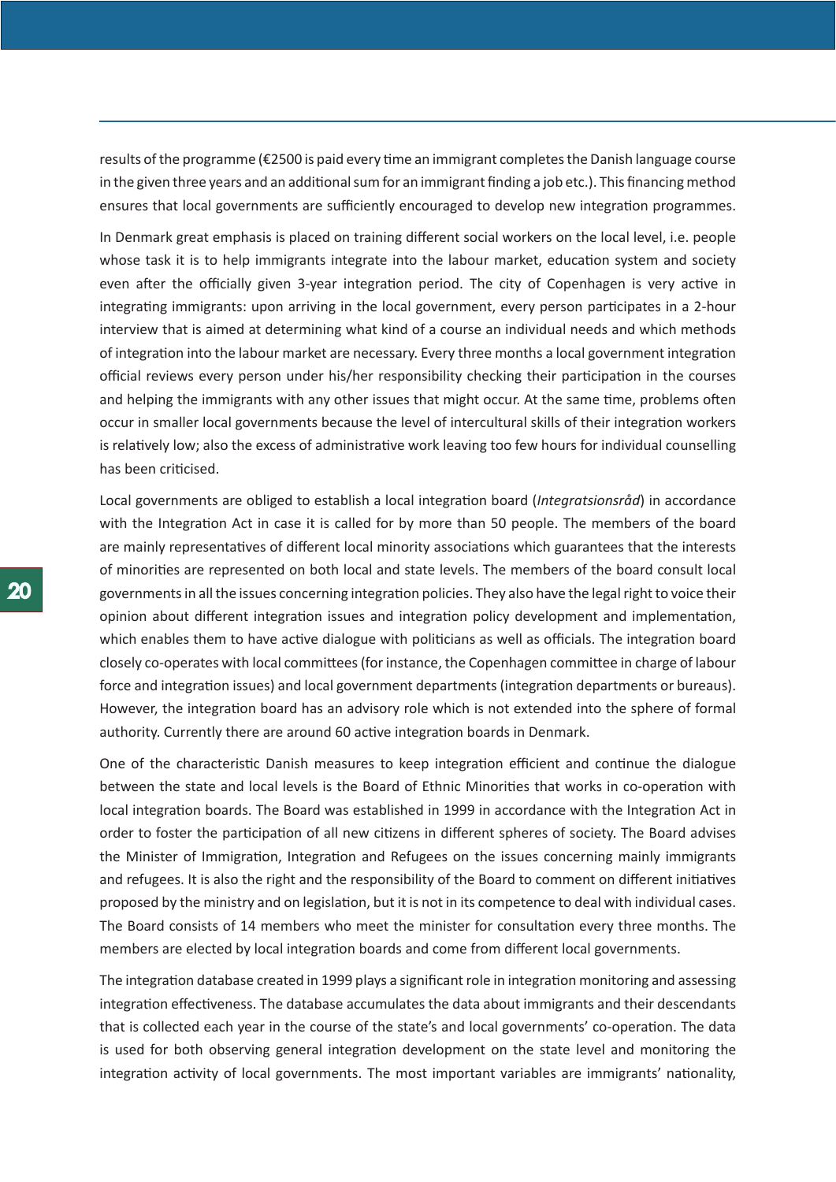results of the programme (€2500 is paid every time an immigrant completes the Danish language course in the given three years and an additional sum for an immigrant finding a job etc.). This financing method ensures that local governments are sufficiently encouraged to develop new integration programmes.

In Denmark great emphasis is placed on training different social workers on the local level, i.e. people whose task it is to help immigrants integrate into the labour market, education system and society even after the officially given 3-year integration period. The city of Copenhagen is very active in integrating immigrants: upon arriving in the local government, every person participates in a 2-hour interview that is aimed at determining what kind of a course an individual needs and which methods of integration into the labour market are necessary. Every three months a local government integration official reviews every person under his/her responsibility checking their participation in the courses and helping the immigrants with any other issues that might occur. At the same time, problems often occur in smaller local governments because the level of intercultural skills of their integration workers is relatively low; also the excess of administrative work leaving too few hours for individual counselling has been criticised.

Local governments are obliged to establish a local integration board (*Integratsionsråd*) in accordance with the Integration Act in case it is called for by more than 50 people. The members of the board are mainly representatives of different local minority associations which guarantees that the interests of minorities are represented on both local and state levels. The members of the board consult local governments in all the issues concerning integration policies. They also have the legal right to voice their opinion about different integration issues and integration policy development and implementation, which enables them to have active dialogue with politicians as well as officials. The integration board closely co-operates with local committees (for instance, the Copenhagen committee in charge of labour force and integration issues) and local government departments (integration departments or bureaus). However, the integration board has an advisory role which is not extended into the sphere of formal authority. Currently there are around 60 active integration boards in Denmark.

One of the characteristic Danish measures to keep integration efficient and continue the dialogue between the state and local levels is the Board of Ethnic Minorities that works in co-operation with local integration boards. The Board was established in 1999 in accordance with the Integration Act in order to foster the participation of all new citizens in different spheres of society. The Board advises the Minister of Immigration, Integration and Refugees on the issues concerning mainly immigrants and refugees. It is also the right and the responsibility of the Board to comment on different initiatives proposed by the ministry and on legislation, but it is not in its competence to deal with individual cases. The Board consists of 14 members who meet the minister for consultation every three months. The members are elected by local integration boards and come from different local governments.

The integration database created in 1999 plays a significant role in integration monitoring and assessing integration effectiveness. The database accumulates the data about immigrants and their descendants that is collected each year in the course of the state's and local governments' co-operation. The data is used for both observing general integration development on the state level and monitoring the integration activity of local governments. The most important variables are immigrants' nationality,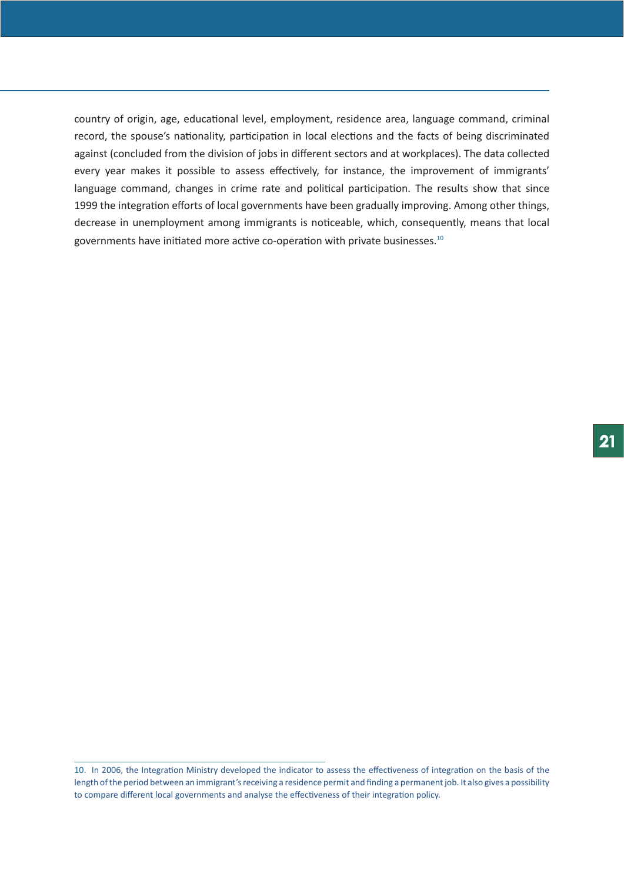country of origin, age, educational level, employment, residence area, language command, criminal record, the spouse's nationality, participation in local elections and the facts of being discriminated against (concluded from the division of jobs in different sectors and at workplaces). The data collected every year makes it possible to assess effectively, for instance, the improvement of immigrants' language command, changes in crime rate and political participation. The results show that since 1999 the integration efforts of local governments have been gradually improving. Among other things, decrease in unemployment among immigrants is noticeable, which, consequently, means that local governments have initiated more active co-operation with private businesses.[10]

---

10. In 2006, the Integration Ministry developed the indicator to assess the effectiveness of integration on the basis of the length of the period between an immigrant's receiving a residence permit and finding a permanent job. It also gives a possibility to compare different local governments and analyse the effectiveness of their integration policy.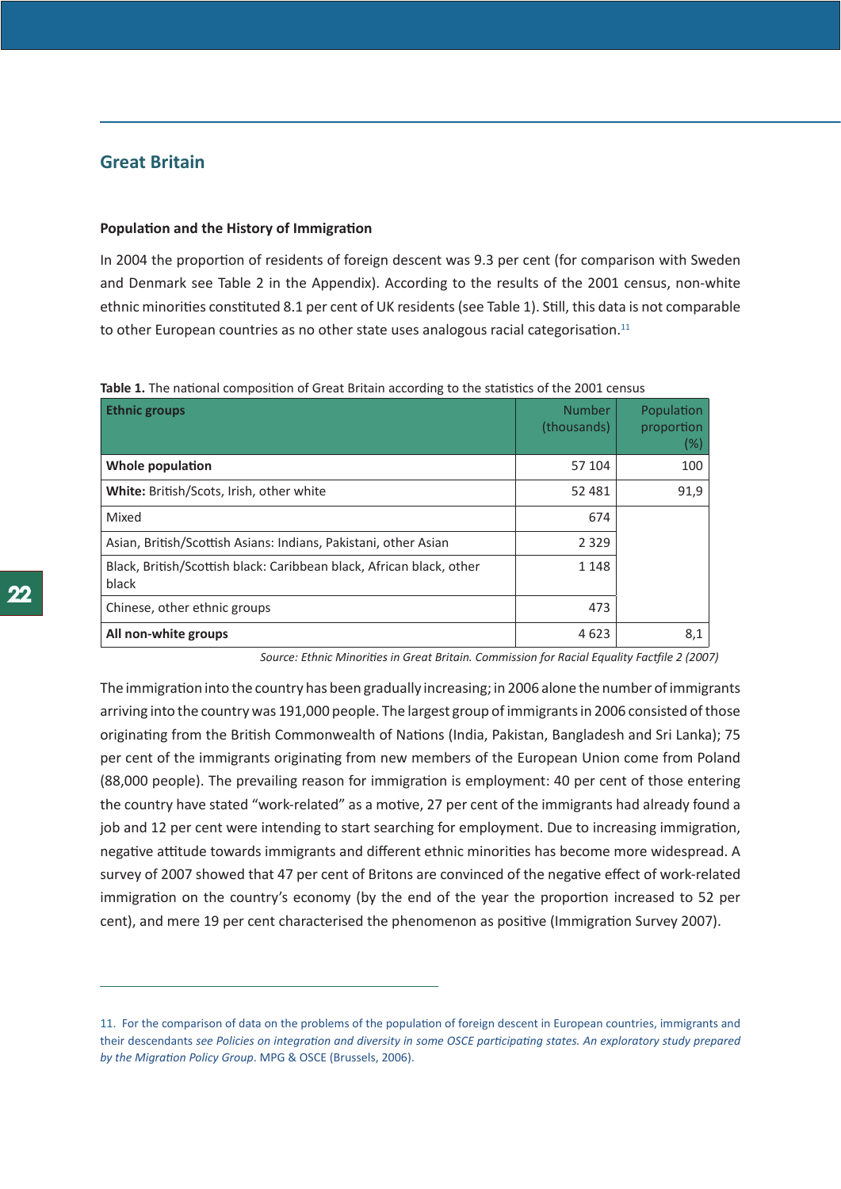## Great Britain

### Population and the History of Immigration

In 2004 the proportion of residents of foreign descent was 9.3 per cent (for comparison with Sweden and Denmark see Table 2 in the Appendix). According to the results of the 2001 census, non-white ethnic minorities constituted 8.1 per cent of UK residents (see Table 1). Still, this data is not comparable to other European countries as no other state uses analogous racial categorisation.[11]

**Table 1.** The national composition of Great Britain according to the statistics of the 2001 census

| **Ethnic groups** | Number (thousands) | Population proportion (%) |
|---|---|---|
| **Whole population** | 57 104 | 100 |
| **White:** British/Scots, Irish, other white | 52 481 | 91,9 |
| Mixed | 674 | |
| Asian, British/Scottish Asians: Indians, Pakistani, other Asian | 2 329 | |
| Black, British/Scottish black: Caribbean black, African black, other black | 1 148 | |
| Chinese, other ethnic groups | 473 | |
| **All non-white groups** | 4 623 | 8,1 |

*Source: Ethnic Minorities in Great Britain. Commission for Racial Equality Factfile 2 (2007)*

The immigration into the country has been gradually increasing; in 2006 alone the number of immigrants arriving into the country was 191,000 people. The largest group of immigrants in 2006 consisted of those originating from the British Commonwealth of Nations (India, Pakistan, Bangladesh and Sri Lanka); 75 per cent of the immigrants originating from new members of the European Union come from Poland (88,000 people). The prevailing reason for immigration is employment: 40 per cent of those entering the country have stated "work-related" as a motive, 27 per cent of the immigrants had already found a job and 12 per cent were intending to start searching for employment. Due to increasing immigration, negative attitude towards immigrants and different ethnic minorities has become more widespread. A survey of 2007 showed that 47 per cent of Britons are convinced of the negative effect of work-related immigration on the country's economy (by the end of the year the proportion increased to 52 per cent), and mere 19 per cent characterised the phenomenon as positive (Immigration Survey 2007).

---

11. For the comparison of data on the problems of the population of foreign descent in European countries, immigrants and their descendants *see Policies on integration and diversity in some OSCE participating states. An exploratory study prepared by the Migration Policy Group*. MPG & OSCE (Brussels, 2006).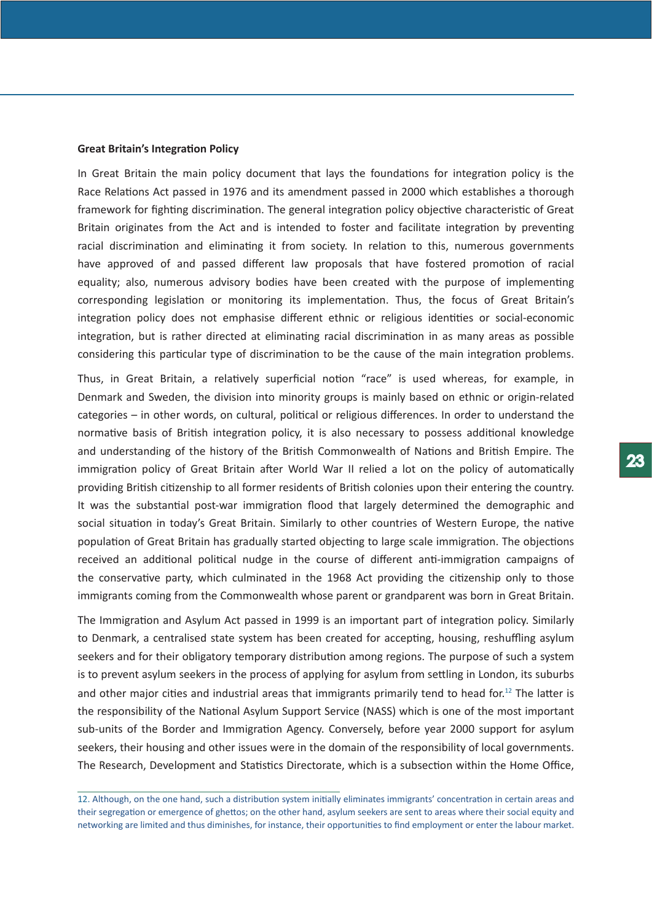**Great Britain's Integration Policy**

In Great Britain the main policy document that lays the foundations for integration policy is the Race Relations Act passed in 1976 and its amendment passed in 2000 which establishes a thorough framework for fighting discrimination. The general integration policy objective characteristic of Great Britain originates from the Act and is intended to foster and facilitate integration by preventing racial discrimination and eliminating it from society. In relation to this, numerous governments have approved of and passed different law proposals that have fostered promotion of racial equality; also, numerous advisory bodies have been created with the purpose of implementing corresponding legislation or monitoring its implementation. Thus, the focus of Great Britain's integration policy does not emphasise different ethnic or religious identities or social-economic integration, but is rather directed at eliminating racial discrimination in as many areas as possible considering this particular type of discrimination to be the cause of the main integration problems.

Thus, in Great Britain, a relatively superficial notion "race" is used whereas, for example, in Denmark and Sweden, the division into minority groups is mainly based on ethnic or origin-related categories – in other words, on cultural, political or religious differences. In order to understand the normative basis of British integration policy, it is also necessary to possess additional knowledge and understanding of the history of the British Commonwealth of Nations and British Empire. The immigration policy of Great Britain after World War II relied a lot on the policy of automatically providing British citizenship to all former residents of British colonies upon their entering the country. It was the substantial post-war immigration flood that largely determined the demographic and social situation in today's Great Britain. Similarly to other countries of Western Europe, the native population of Great Britain has gradually started objecting to large scale immigration. The objections received an additional political nudge in the course of different anti-immigration campaigns of the conservative party, which culminated in the 1968 Act providing the citizenship only to those immigrants coming from the Commonwealth whose parent or grandparent was born in Great Britain.

The Immigration and Asylum Act passed in 1999 is an important part of integration policy. Similarly to Denmark, a centralised state system has been created for accepting, housing, reshuffling asylum seekers and for their obligatory temporary distribution among regions. The purpose of such a system is to prevent asylum seekers in the process of applying for asylum from settling in London, its suburbs and other major cities and industrial areas that immigrants primarily tend to head for.[12] The latter is the responsibility of the National Asylum Support Service (NASS) which is one of the most important sub-units of the Border and Immigration Agency. Conversely, before year 2000 support for asylum seekers, their housing and other issues were in the domain of the responsibility of local governments. The Research, Development and Statistics Directorate, which is a subsection within the Home Office,

---

12. Although, on the one hand, such a distribution system initially eliminates immigrants' concentration in certain areas and their segregation or emergence of ghettos; on the other hand, asylum seekers are sent to areas where their social equity and networking are limited and thus diminishes, for instance, their opportunities to find employment or enter the labour market.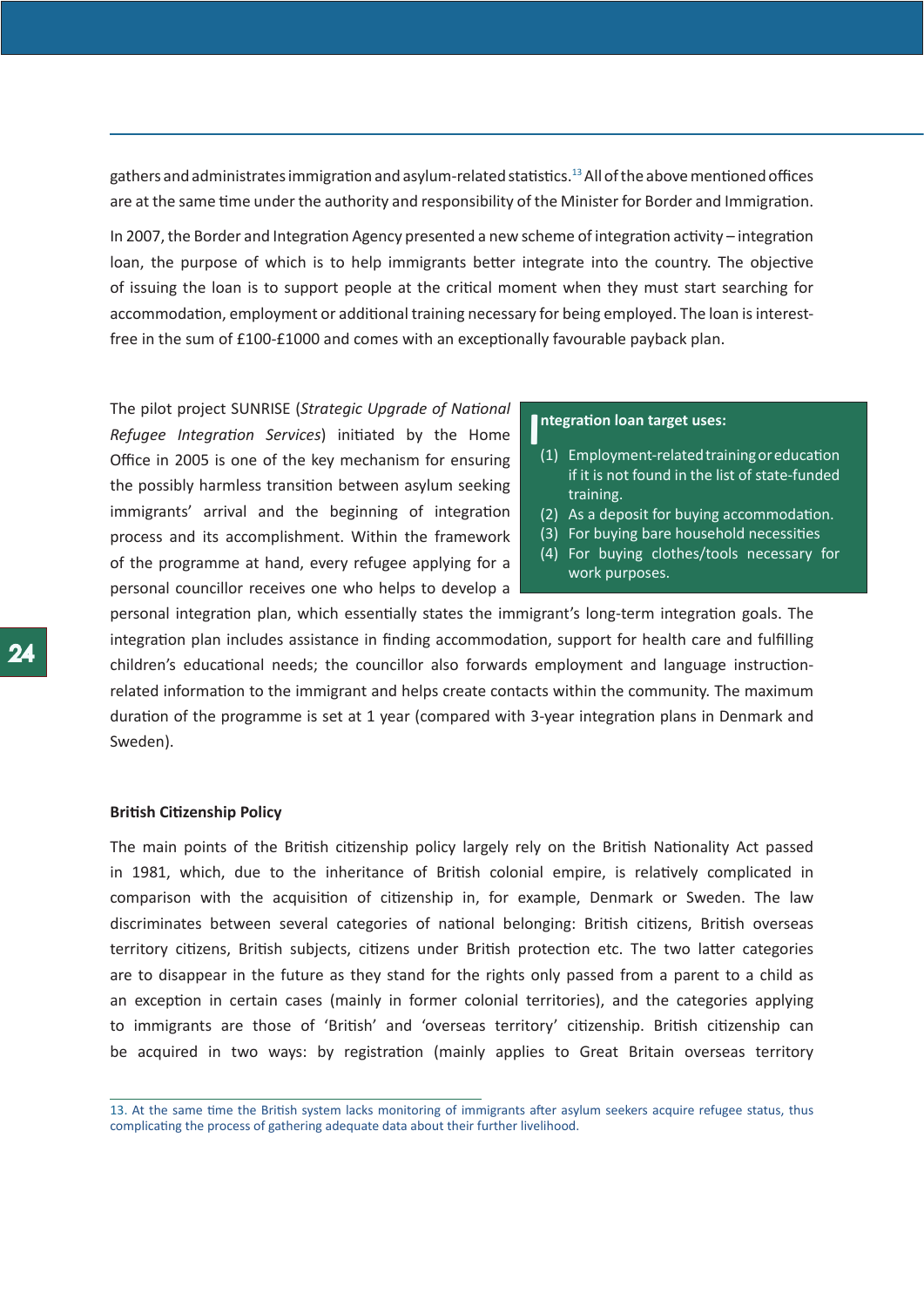gathers and administrates immigration and asylum-related statistics.[13] All of the above mentioned offices are at the same time under the authority and responsibility of the Minister for Border and Immigration.

In 2007, the Border and Integration Agency presented a new scheme of integration activity – integration loan, the purpose of which is to help immigrants better integrate into the country. The objective of issuing the loan is to support people at the critical moment when they must start searching for accommodation, employment or additional training necessary for being employed. The loan is interest-free in the sum of £100-£1000 and comes with an exceptionally favourable payback plan.

The pilot project SUNRISE (*Strategic Upgrade of National Refugee Integration Services*) initiated by the Home Office in 2005 is one of the key mechanism for ensuring the possibly harmless transition between asylum seeking immigrants' arrival and the beginning of integration process and its accomplishment. Within the framework of the programme at hand, every refugee applying for a personal councillor receives one who helps to develop a personal integration plan, which essentially states the immigrant's long-term integration goals. The integration plan includes assistance in finding accommodation, support for health care and fulfilling children's educational needs; the councillor also forwards employment and language instruction-related information to the immigrant and helps create contacts within the community. The maximum duration of the programme is set at 1 year (compared with 3-year integration plans in Denmark and Sweden).

**Integration loan target uses:**

(1) Employment-related training or education if it is not found in the list of state-funded training.
(2) As a deposit for buying accommodation.
(3) For buying bare household necessities
(4) For buying clothes/tools necessary for work purposes.

**British Citizenship Policy**

The main points of the British citizenship policy largely rely on the British Nationality Act passed in 1981, which, due to the inheritance of British colonial empire, is relatively complicated in comparison with the acquisition of citizenship in, for example, Denmark or Sweden. The law discriminates between several categories of national belonging: British citizens, British overseas territory citizens, British subjects, citizens under British protection etc. The two latter categories are to disappear in the future as they stand for the rights only passed from a parent to a child as an exception in certain cases (mainly in former colonial territories), and the categories applying to immigrants are those of 'British' and 'overseas territory' citizenship. British citizenship can be acquired in two ways: by registration (mainly applies to Great Britain overseas territory

13. At the same time the British system lacks monitoring of immigrants after asylum seekers acquire refugee status, thus complicating the process of gathering adequate data about their further livelihood.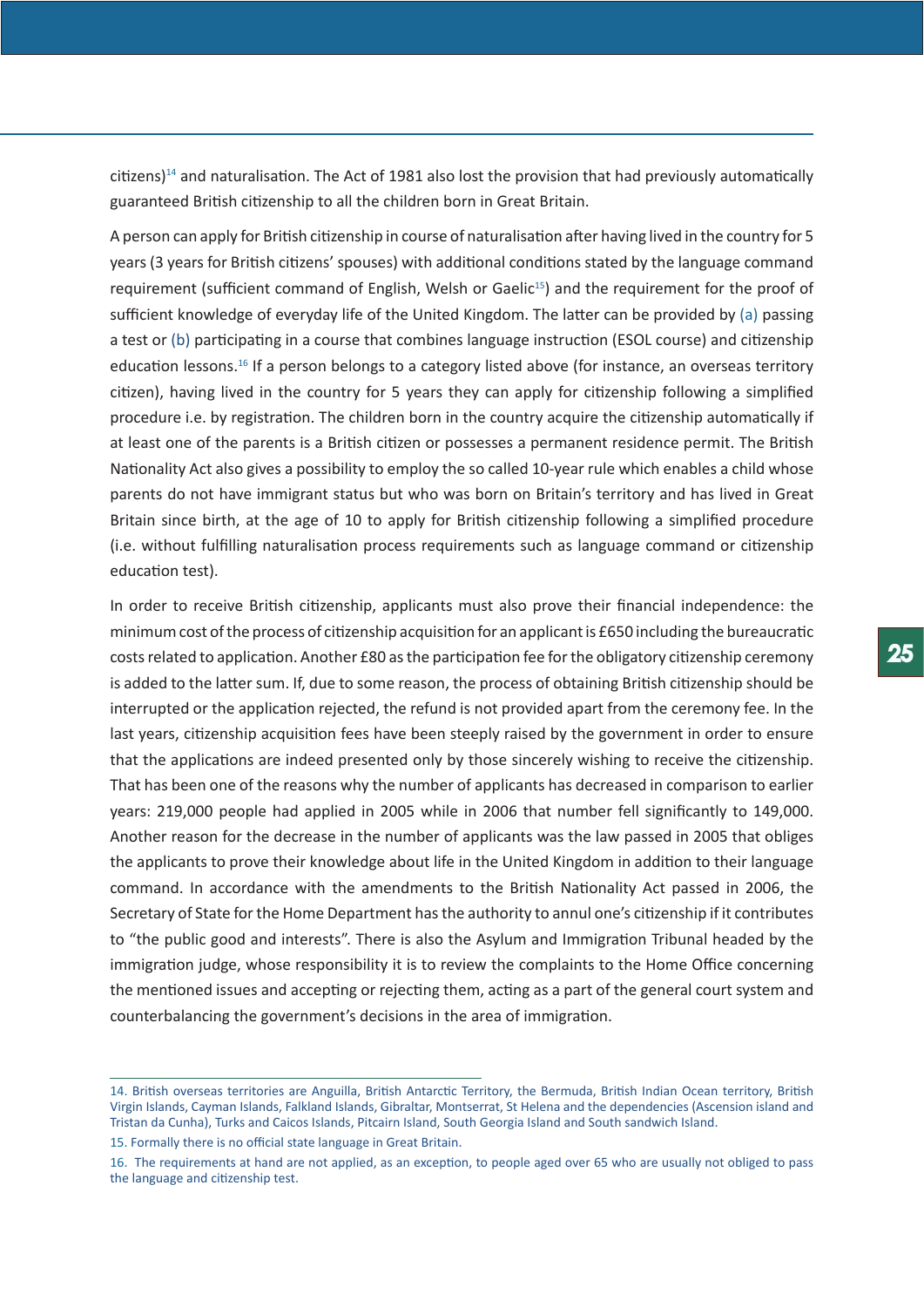citizens)[14] and naturalisation. The Act of 1981 also lost the provision that had previously automatically guaranteed British citizenship to all the children born in Great Britain.

A person can apply for British citizenship in course of naturalisation after having lived in the country for 5 years (3 years for British citizens' spouses) with additional conditions stated by the language command requirement (sufficient command of English, Welsh or Gaelic[15]) and the requirement for the proof of sufficient knowledge of everyday life of the United Kingdom. The latter can be provided by (a) passing a test or (b) participating in a course that combines language instruction (ESOL course) and citizenship education lessons.[16] If a person belongs to a category listed above (for instance, an overseas territory citizen), having lived in the country for 5 years they can apply for citizenship following a simplified procedure i.e. by registration. The children born in the country acquire the citizenship automatically if at least one of the parents is a British citizen or possesses a permanent residence permit. The British Nationality Act also gives a possibility to employ the so called 10-year rule which enables a child whose parents do not have immigrant status but who was born on Britain's territory and has lived in Great Britain since birth, at the age of 10 to apply for British citizenship following a simplified procedure (i.e. without fulfilling naturalisation process requirements such as language command or citizenship education test).

In order to receive British citizenship, applicants must also prove their financial independence: the minimum cost of the process of citizenship acquisition for an applicant is £650 including the bureaucratic costs related to application. Another £80 as the participation fee for the obligatory citizenship ceremony is added to the latter sum. If, due to some reason, the process of obtaining British citizenship should be interrupted or the application rejected, the refund is not provided apart from the ceremony fee. In the last years, citizenship acquisition fees have been steeply raised by the government in order to ensure that the applications are indeed presented only by those sincerely wishing to receive the citizenship. That has been one of the reasons why the number of applicants has decreased in comparison to earlier years: 219,000 people had applied in 2005 while in 2006 that number fell significantly to 149,000. Another reason for the decrease in the number of applicants was the law passed in 2005 that obliges the applicants to prove their knowledge about life in the United Kingdom in addition to their language command. In accordance with the amendments to the British Nationality Act passed in 2006, the Secretary of State for the Home Department has the authority to annul one's citizenship if it contributes to "the public good and interests". There is also the Asylum and Immigration Tribunal headed by the immigration judge, whose responsibility it is to review the complaints to the Home Office concerning the mentioned issues and accepting or rejecting them, acting as a part of the general court system and counterbalancing the government's decisions in the area of immigration.

---

14. British overseas territories are Anguilla, British Antarctic Territory, the Bermuda, British Indian Ocean territory, British Virgin Islands, Cayman Islands, Falkland Islands, Gibraltar, Montserrat, St Helena and the dependencies (Ascension island and Tristan da Cunha), Turks and Caicos Islands, Pitcairn Island, South Georgia Island and South sandwich Island.

15. Formally there is no official state language in Great Britain.

16. The requirements at hand are not applied, as an exception, to people aged over 65 who are usually not obliged to pass the language and citizenship test.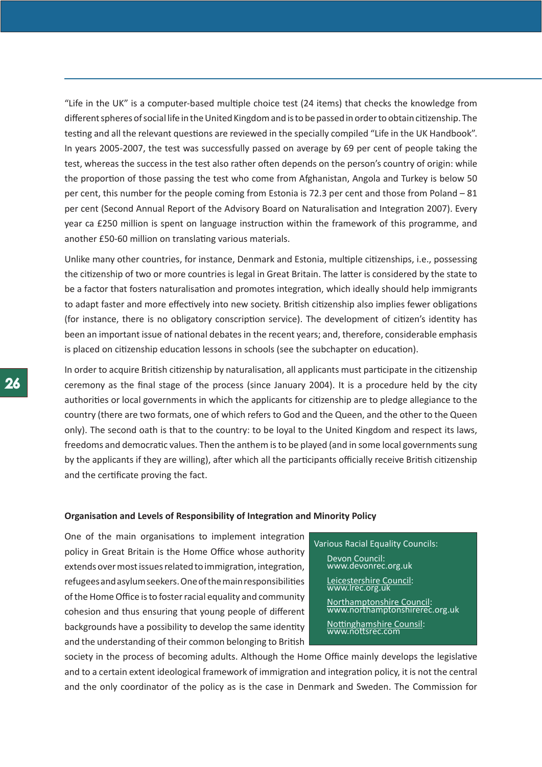"Life in the UK" is a computer-based multiple choice test (24 items) that checks the knowledge from different spheres of social life in the United Kingdom and is to be passed in order to obtain citizenship. The testing and all the relevant questions are reviewed in the specially compiled "Life in the UK Handbook". In years 2005-2007, the test was successfully passed on average by 69 per cent of people taking the test, whereas the success in the test also rather often depends on the person's country of origin: while the proportion of those passing the test who come from Afghanistan, Angola and Turkey is below 50 per cent, this number for the people coming from Estonia is 72.3 per cent and those from Poland – 81 per cent (Second Annual Report of the Advisory Board on Naturalisation and Integration 2007). Every year ca £250 million is spent on language instruction within the framework of this programme, and another £50-60 million on translating various materials.

Unlike many other countries, for instance, Denmark and Estonia, multiple citizenships, i.e., possessing the citizenship of two or more countries is legal in Great Britain. The latter is considered by the state to be a factor that fosters naturalisation and promotes integration, which ideally should help immigrants to adapt faster and more effectively into new society. British citizenship also implies fewer obligations (for instance, there is no obligatory conscription service). The development of citizen's identity has been an important issue of national debates in the recent years; and, therefore, considerable emphasis is placed on citizenship education lessons in schools (see the subchapter on education).

In order to acquire British citizenship by naturalisation, all applicants must participate in the citizenship ceremony as the final stage of the process (since January 2004). It is a procedure held by the city authorities or local governments in which the applicants for citizenship are to pledge allegiance to the country (there are two formats, one of which refers to God and the Queen, and the other to the Queen only). The second oath is that to the country: to be loyal to the United Kingdom and respect its laws, freedoms and democratic values. Then the anthem is to be played (and in some local governments sung by the applicants if they are willing), after which all the participants officially receive British citizenship and the certificate proving the fact.

**Organisation and Levels of Responsibility of Integration and Minority Policy**

One of the main organisations to implement integration policy in Great Britain is the Home Office whose authority extends over most issues related to immigration, integration, refugees and asylum seekers. One of the main responsibilities of the Home Office is to foster racial equality and community cohesion and thus ensuring that young people of different backgrounds have a possibility to develop the same identity and the understanding of their common belonging to British society in the process of becoming adults. Although the Home Office mainly develops the legislative and to a certain extent ideological framework of immigration and integration policy, it is not the central and the only coordinator of the policy as is the case in Denmark and Sweden. The Commission for

> Various Racial Equality Councils:
>
> Devon Council:
> www.devonrec.org.uk
>
> Leicestershire Council:
> www.lrec.org.uk
>
> Northamptonshire Council:
> www.northamptonshirerec.org.uk
>
> Nottinghamshire Counsil:
> www.nottsrec.com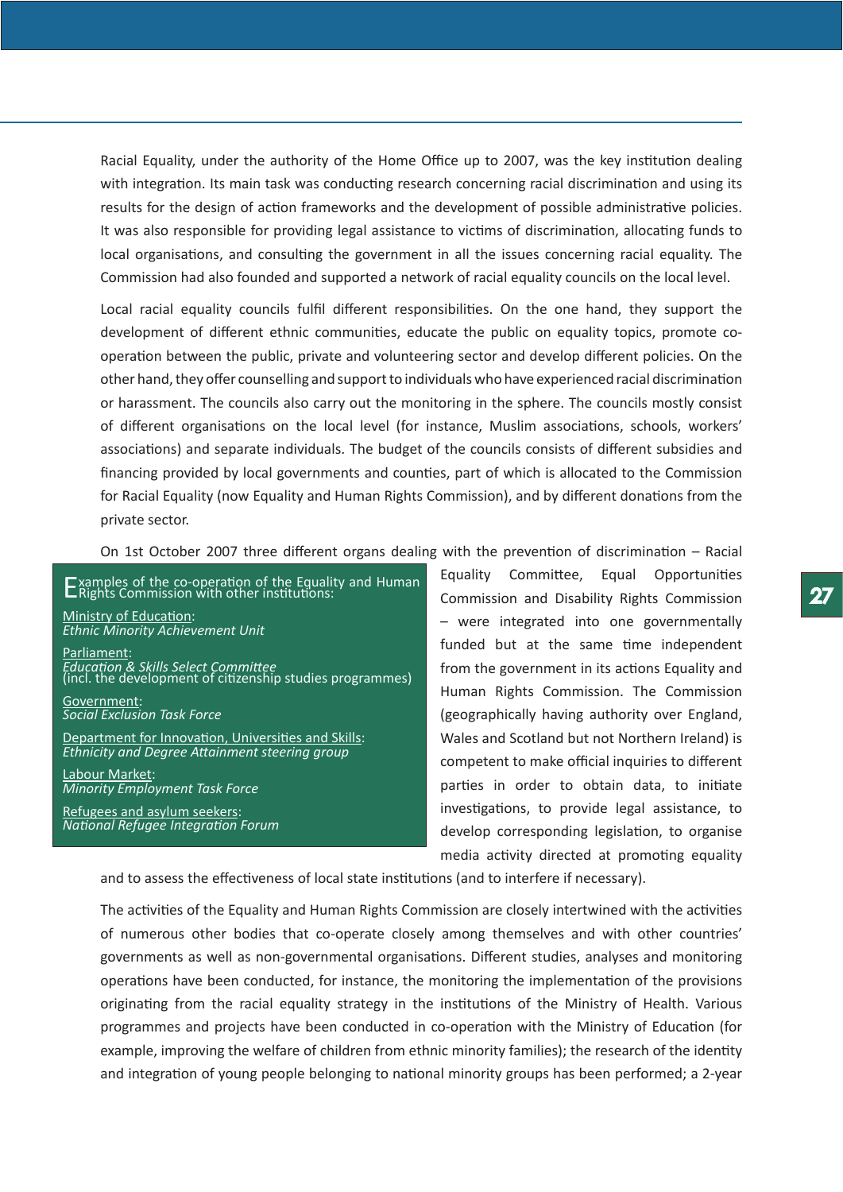Racial Equality, under the authority of the Home Office up to 2007, was the key institution dealing with integration. Its main task was conducting research concerning racial discrimination and using its results for the design of action frameworks and the development of possible administrative policies. It was also responsible for providing legal assistance to victims of discrimination, allocating funds to local organisations, and consulting the government in all the issues concerning racial equality. The Commission had also founded and supported a network of racial equality councils on the local level.

Local racial equality councils fulfil different responsibilities. On the one hand, they support the development of different ethnic communities, educate the public on equality topics, promote co-operation between the public, private and volunteering sector and develop different policies. On the other hand, they offer counselling and support to individuals who have experienced racial discrimination or harassment. The councils also carry out the monitoring in the sphere. The councils mostly consist of different organisations on the local level (for instance, Muslim associations, schools, workers' associations) and separate individuals. The budget of the councils consists of different subsidies and financing provided by local governments and counties, part of which is allocated to the Commission for Racial Equality (now Equality and Human Rights Commission), and by different donations from the private sector.

On 1st October 2007 three different organs dealing with the prevention of discrimination – Racial Equality Committee, Equal Opportunities Commission and Disability Rights Commission – were integrated into one governmentally funded but at the same time independent from the government in its actions Equality and Human Rights Commission. The Commission (geographically having authority over England, Wales and Scotland but not Northern Ireland) is competent to make official inquiries to different parties in order to obtain data, to initiate investigations, to provide legal assistance, to develop corresponding legislation, to organise media activity directed at promoting equality and to assess the effectiveness of local state institutions (and to interfere if necessary).

> Examples of the co-operation of the Equality and Human Rights Commission with other institutions:
>
> Ministry of Education:
> *Ethnic Minority Achievement Unit*
>
> Parliament:
> *Education & Skills Select Committee*
> (incl. the development of citizenship studies programmes)
>
> Government:
> *Social Exclusion Task Force*
>
> Department for Innovation, Universities and Skills:
> *Ethnicity and Degree Attainment steering group*
>
> Labour Market:
> *Minority Employment Task Force*
>
> Refugees and asylum seekers:
> *National Refugee Integration Forum*

The activities of the Equality and Human Rights Commission are closely intertwined with the activities of numerous other bodies that co-operate closely among themselves and with other countries' governments as well as non-governmental organisations. Different studies, analyses and monitoring operations have been conducted, for instance, the monitoring the implementation of the provisions originating from the racial equality strategy in the institutions of the Ministry of Health. Various programmes and projects have been conducted in co-operation with the Ministry of Education (for example, improving the welfare of children from ethnic minority families); the research of the identity and integration of young people belonging to national minority groups has been performed; a 2-year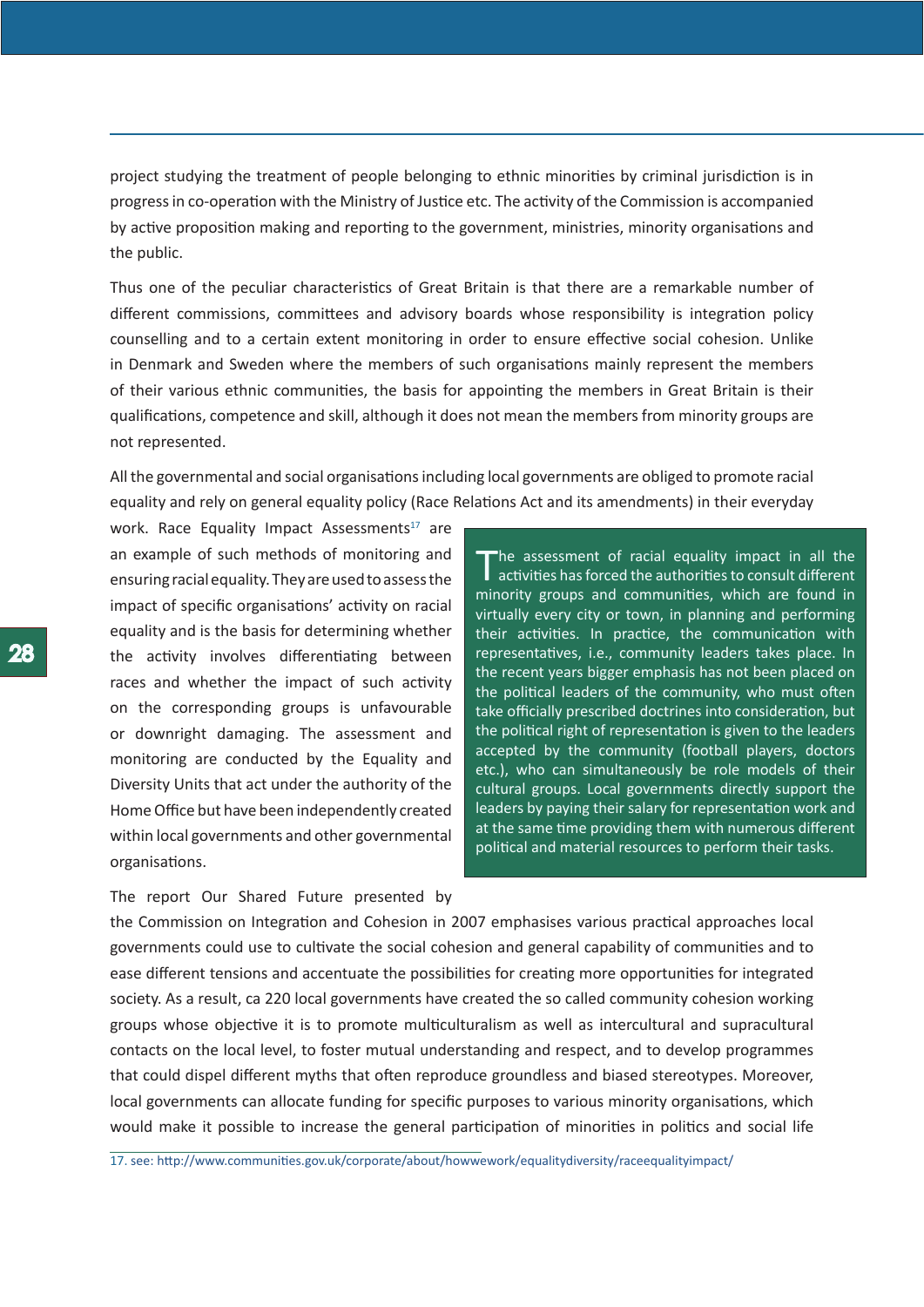project studying the treatment of people belonging to ethnic minorities by criminal jurisdiction is in progress in co-operation with the Ministry of Justice etc. The activity of the Commission is accompanied by active proposition making and reporting to the government, ministries, minority organisations and the public.

Thus one of the peculiar characteristics of Great Britain is that there are a remarkable number of different commissions, committees and advisory boards whose responsibility is integration policy counselling and to a certain extent monitoring in order to ensure effective social cohesion. Unlike in Denmark and Sweden where the members of such organisations mainly represent the members of their various ethnic communities, the basis for appointing the members in Great Britain is their qualifications, competence and skill, although it does not mean the members from minority groups are not represented.

All the governmental and social organisations including local governments are obliged to promote racial equality and rely on general equality policy (Race Relations Act and its amendments) in their everyday work. Race Equality Impact Assessments[17] are an example of such methods of monitoring and ensuring racial equality. They are used to assess the impact of specific organisations' activity on racial equality and is the basis for determining whether the activity involves differentiating between races and whether the impact of such activity on the corresponding groups is unfavourable or downright damaging. The assessment and monitoring are conducted by the Equality and Diversity Units that act under the authority of the Home Office but have been independently created within local governments and other governmental organisations.

> The assessment of racial equality impact in all the activities has forced the authorities to consult different minority groups and communities, which are found in virtually every city or town, in planning and performing their activities. In practice, the communication with representatives, i.e., community leaders takes place. In the recent years bigger emphasis has not been placed on the political leaders of the community, who must often take officially prescribed doctrines into consideration, but the political right of representation is given to the leaders accepted by the community (football players, doctors etc.), who can simultaneously be role models of their cultural groups. Local governments directly support the leaders by paying their salary for representation work and at the same time providing them with numerous different political and material resources to perform their tasks.

The report Our Shared Future presented by the Commission on Integration and Cohesion in 2007 emphasises various practical approaches local governments could use to cultivate the social cohesion and general capability of communities and to ease different tensions and accentuate the possibilities for creating more opportunities for integrated society. As a result, ca 220 local governments have created the so called community cohesion working groups whose objective it is to promote multiculturalism as well as intercultural and supracultural contacts on the local level, to foster mutual understanding and respect, and to develop programmes that could dispel different myths that often reproduce groundless and biased stereotypes. Moreover, local governments can allocate funding for specific purposes to various minority organisations, which would make it possible to increase the general participation of minorities in politics and social life

17. see: http://www.communities.gov.uk/corporate/about/howwework/equalitydiversity/raceequalityimpact/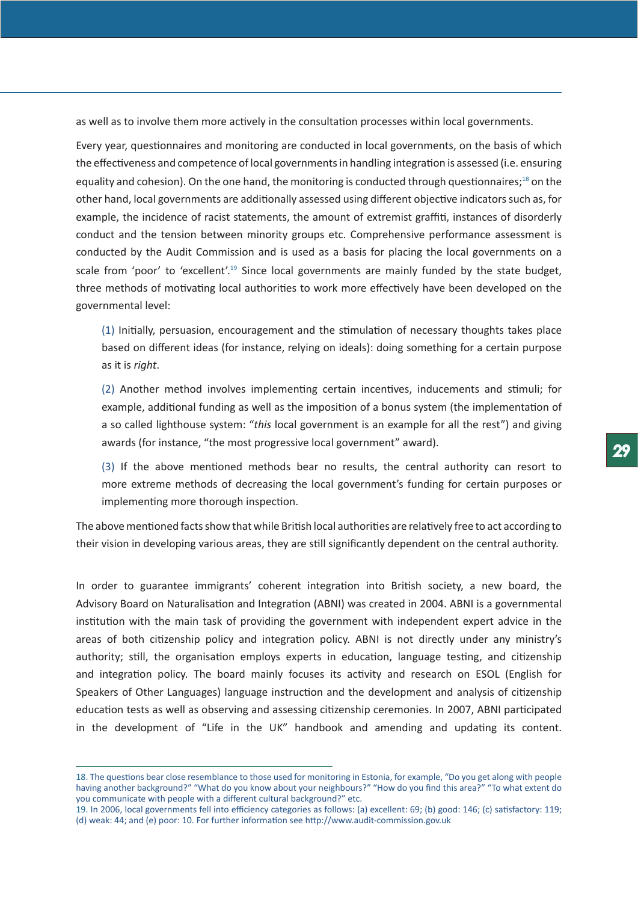as well as to involve them more actively in the consultation processes within local governments.

Every year, questionnaires and monitoring are conducted in local governments, on the basis of which the effectiveness and competence of local governments in handling integration is assessed (i.e. ensuring equality and cohesion). On the one hand, the monitoring is conducted through questionnaires;[18] on the other hand, local governments are additionally assessed using different objective indicators such as, for example, the incidence of racist statements, the amount of extremist graffiti, instances of disorderly conduct and the tension between minority groups etc. Comprehensive performance assessment is conducted by the Audit Commission and is used as a basis for placing the local governments on a scale from 'poor' to 'excellent'.[19] Since local governments are mainly funded by the state budget, three methods of motivating local authorities to work more effectively have been developed on the governmental level:

(1) Initially, persuasion, encouragement and the stimulation of necessary thoughts takes place based on different ideas (for instance, relying on ideals): doing something for a certain purpose as it is *right*.

(2) Another method involves implementing certain incentives, inducements and stimuli; for example, additional funding as well as the imposition of a bonus system (the implementation of a so called lighthouse system: "*this* local government is an example for all the rest") and giving awards (for instance, "the most progressive local government" award).

(3) If the above mentioned methods bear no results, the central authority can resort to more extreme methods of decreasing the local government's funding for certain purposes or implementing more thorough inspection.

The above mentioned facts show that while British local authorities are relatively free to act according to their vision in developing various areas, they are still significantly dependent on the central authority.

In order to guarantee immigrants' coherent integration into British society, a new board, the Advisory Board on Naturalisation and Integration (ABNI) was created in 2004. ABNI is a governmental institution with the main task of providing the government with independent expert advice in the areas of both citizenship policy and integration policy. ABNI is not directly under any ministry's authority; still, the organisation employs experts in education, language testing, and citizenship and integration policy. The board mainly focuses its activity and research on ESOL (English for Speakers of Other Languages) language instruction and the development and analysis of citizenship education tests as well as observing and assessing citizenship ceremonies. In 2007, ABNI participated in the development of "Life in the UK" handbook and amending and updating its content.

---

18. The questions bear close resemblance to those used for monitoring in Estonia, for example, "Do you get along with people having another background?" "What do you know about your neighbours?" "How do you find this area?" "To what extent do you communicate with people with a different cultural background?" etc.

19. In 2006, local governments fell into efficiency categories as follows: (a) excellent: 69; (b) good: 146; (c) satisfactory: 119; (d) weak: 44; and (e) poor: 10. For further information see http://www.audit-commission.gov.uk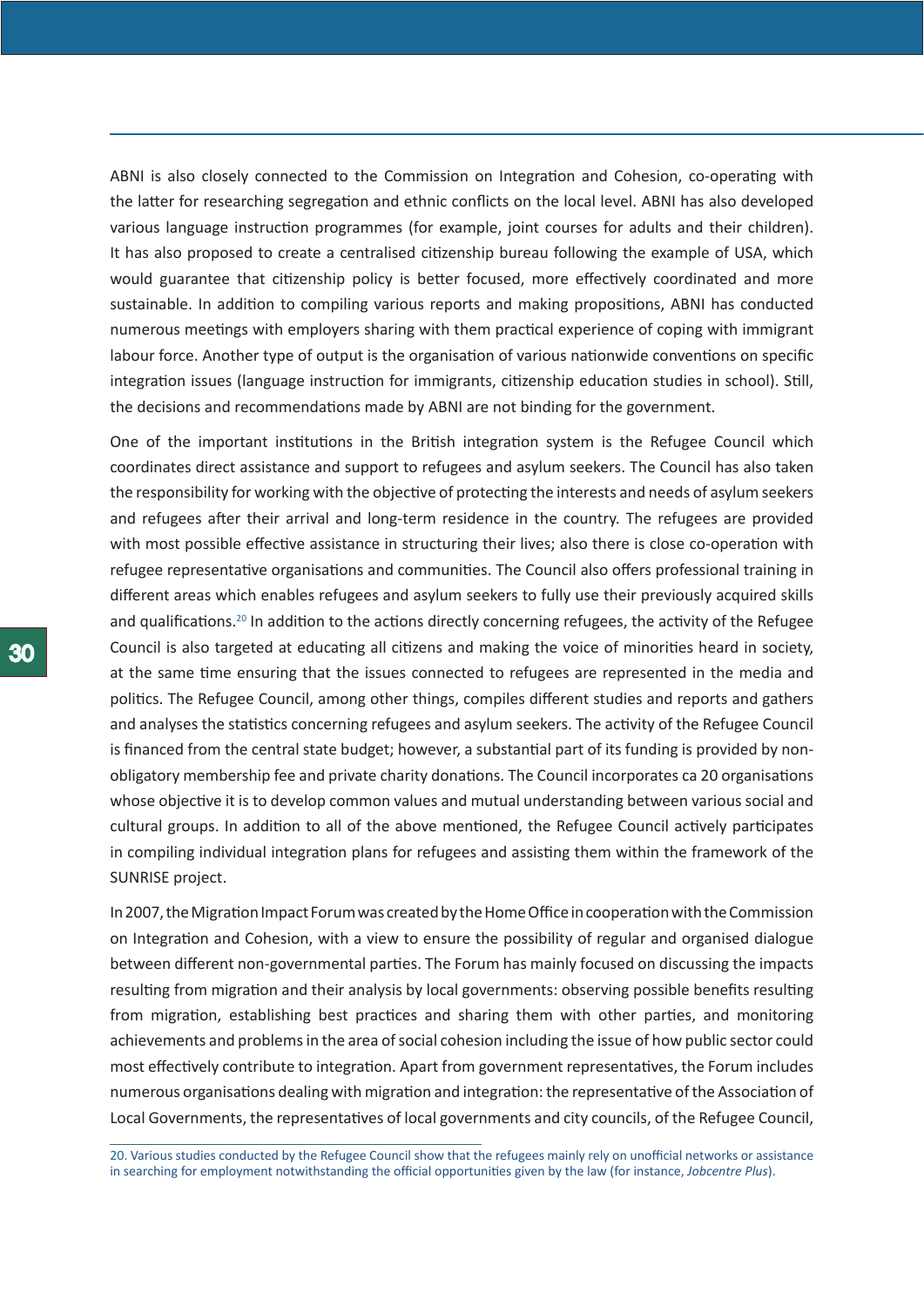ABNI is also closely connected to the Commission on Integration and Cohesion, co-operating with the latter for researching segregation and ethnic conflicts on the local level. ABNI has also developed various language instruction programmes (for example, joint courses for adults and their children). It has also proposed to create a centralised citizenship bureau following the example of USA, which would guarantee that citizenship policy is better focused, more effectively coordinated and more sustainable. In addition to compiling various reports and making propositions, ABNI has conducted numerous meetings with employers sharing with them practical experience of coping with immigrant labour force. Another type of output is the organisation of various nationwide conventions on specific integration issues (language instruction for immigrants, citizenship education studies in school). Still, the decisions and recommendations made by ABNI are not binding for the government.

One of the important institutions in the British integration system is the Refugee Council which coordinates direct assistance and support to refugees and asylum seekers. The Council has also taken the responsibility for working with the objective of protecting the interests and needs of asylum seekers and refugees after their arrival and long-term residence in the country. The refugees are provided with most possible effective assistance in structuring their lives; also there is close co-operation with refugee representative organisations and communities. The Council also offers professional training in different areas which enables refugees and asylum seekers to fully use their previously acquired skills and qualifications.[20] In addition to the actions directly concerning refugees, the activity of the Refugee Council is also targeted at educating all citizens and making the voice of minorities heard in society, at the same time ensuring that the issues connected to refugees are represented in the media and politics. The Refugee Council, among other things, compiles different studies and reports and gathers and analyses the statistics concerning refugees and asylum seekers. The activity of the Refugee Council is financed from the central state budget; however, a substantial part of its funding is provided by non-obligatory membership fee and private charity donations. The Council incorporates ca 20 organisations whose objective it is to develop common values and mutual understanding between various social and cultural groups. In addition to all of the above mentioned, the Refugee Council actively participates in compiling individual integration plans for refugees and assisting them within the framework of the SUNRISE project.

In 2007, the Migration Impact Forum was created by the Home Office in cooperation with the Commission on Integration and Cohesion, with a view to ensure the possibility of regular and organised dialogue between different non-governmental parties. The Forum has mainly focused on discussing the impacts resulting from migration and their analysis by local governments: observing possible benefits resulting from migration, establishing best practices and sharing them with other parties, and monitoring achievements and problems in the area of social cohesion including the issue of how public sector could most effectively contribute to integration. Apart from government representatives, the Forum includes numerous organisations dealing with migration and integration: the representative of the Association of Local Governments, the representatives of local governments and city councils, of the Refugee Council,

20. Various studies conducted by the Refugee Council show that the refugees mainly rely on unofficial networks or assistance in searching for employment notwithstanding the official opportunities given by the law (for instance, *Jobcentre Plus*).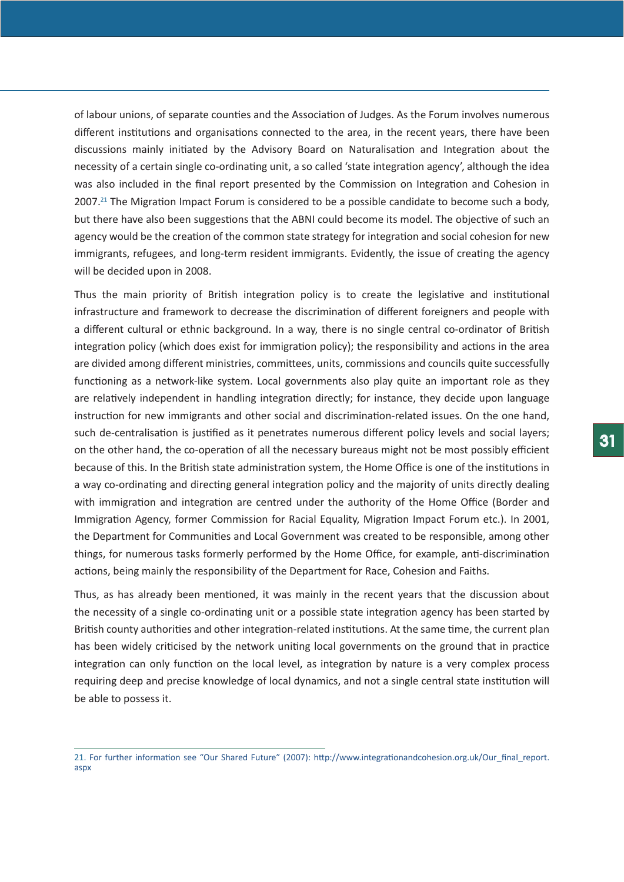of labour unions, of separate counties and the Association of Judges. As the Forum involves numerous different institutions and organisations connected to the area, in the recent years, there have been discussions mainly initiated by the Advisory Board on Naturalisation and Integration about the necessity of a certain single co-ordinating unit, a so called 'state integration agency', although the idea was also included in the final report presented by the Commission on Integration and Cohesion in 2007.[21] The Migration Impact Forum is considered to be a possible candidate to become such a body, but there have also been suggestions that the ABNI could become its model. The objective of such an agency would be the creation of the common state strategy for integration and social cohesion for new immigrants, refugees, and long-term resident immigrants. Evidently, the issue of creating the agency will be decided upon in 2008.

Thus the main priority of British integration policy is to create the legislative and institutional infrastructure and framework to decrease the discrimination of different foreigners and people with a different cultural or ethnic background. In a way, there is no single central co-ordinator of British integration policy (which does exist for immigration policy); the responsibility and actions in the area are divided among different ministries, committees, units, commissions and councils quite successfully functioning as a network-like system. Local governments also play quite an important role as they are relatively independent in handling integration directly; for instance, they decide upon language instruction for new immigrants and other social and discrimination-related issues. On the one hand, such de-centralisation is justified as it penetrates numerous different policy levels and social layers; on the other hand, the co-operation of all the necessary bureaus might not be most possibly efficient because of this. In the British state administration system, the Home Office is one of the institutions in a way co-ordinating and directing general integration policy and the majority of units directly dealing with immigration and integration are centred under the authority of the Home Office (Border and Immigration Agency, former Commission for Racial Equality, Migration Impact Forum etc.). In 2001, the Department for Communities and Local Government was created to be responsible, among other things, for numerous tasks formerly performed by the Home Office, for example, anti-discrimination actions, being mainly the responsibility of the Department for Race, Cohesion and Faiths.

Thus, as has already been mentioned, it was mainly in the recent years that the discussion about the necessity of a single co-ordinating unit or a possible state integration agency has been started by British county authorities and other integration-related institutions. At the same time, the current plan has been widely criticised by the network uniting local governments on the ground that in practice integration can only function on the local level, as integration by nature is a very complex process requiring deep and precise knowledge of local dynamics, and not a single central state institution will be able to possess it.

---

21. For further information see "Our Shared Future" (2007): http://www.integrationandcohesion.org.uk/Our_final_report.aspx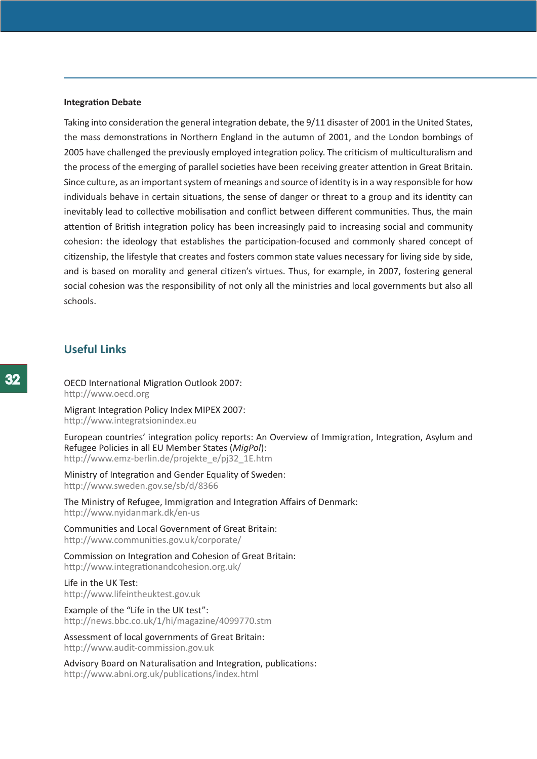**Integration Debate**

Taking into consideration the general integration debate, the 9/11 disaster of 2001 in the United States, the mass demonstrations in Northern England in the autumn of 2001, and the London bombings of 2005 have challenged the previously employed integration policy. The criticism of multiculturalism and the process of the emerging of parallel societies have been receiving greater attention in Great Britain. Since culture, as an important system of meanings and source of identity is in a way responsible for how individuals behave in certain situations, the sense of danger or threat to a group and its identity can inevitably lead to collective mobilisation and conflict between different communities. Thus, the main attention of British integration policy has been increasingly paid to increasing social and community cohesion: the ideology that establishes the participation-focused and commonly shared concept of citizenship, the lifestyle that creates and fosters common state values necessary for living side by side, and is based on morality and general citizen's virtues. Thus, for example, in 2007, fostering general social cohesion was the responsibility of not only all the ministries and local governments but also all schools.

## Useful Links

OECD International Migration Outlook 2007:
http://www.oecd.org

Migrant Integration Policy Index MIPEX 2007:
http://www.integratsionindex.eu

European countries' integration policy reports: An Overview of Immigration, Integration, Asylum and Refugee Policies in all EU Member States (*MigPol*):
http://www.emz-berlin.de/projekte_e/pj32_1E.htm

Ministry of Integration and Gender Equality of Sweden:
http://www.sweden.gov.se/sb/d/8366

The Ministry of Refugee, Immigration and Integration Affairs of Denmark:
http://www.nyidanmark.dk/en-us

Communities and Local Government of Great Britain:
http://www.communities.gov.uk/corporate/

Commission on Integration and Cohesion of Great Britain:
http://www.integrationandcohesion.org.uk/

Life in the UK Test:
http://www.lifeintheuktest.gov.uk

Example of the "Life in the UK test":
http://news.bbc.co.uk/1/hi/magazine/4099770.stm

Assessment of local governments of Great Britain:
http://www.audit-commission.gov.uk

Advisory Board on Naturalisation and Integration, publications:
http://www.abni.org.uk/publications/index.html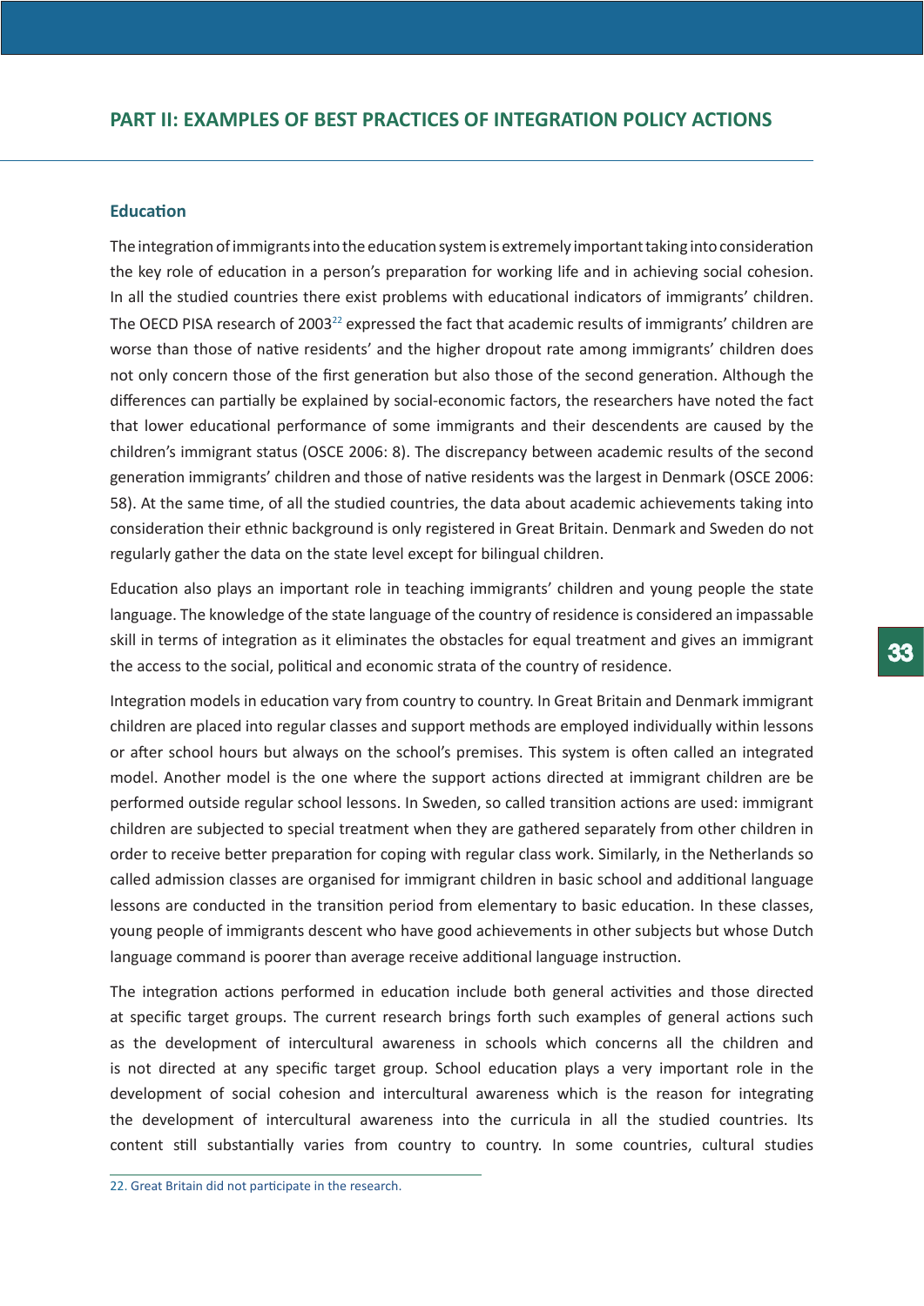## PART II: EXAMPLES OF BEST PRACTICES OF INTEGRATION POLICY ACTIONS

### Education

The integration of immigrants into the education system is extremely important taking into consideration the key role of education in a person's preparation for working life and in achieving social cohesion. In all the studied countries there exist problems with educational indicators of immigrants' children. The OECD PISA research of 2003[22] expressed the fact that academic results of immigrants' children are worse than those of native residents' and the higher dropout rate among immigrants' children does not only concern those of the first generation but also those of the second generation. Although the differences can partially be explained by social-economic factors, the researchers have noted the fact that lower educational performance of some immigrants and their descendents are caused by the children's immigrant status (OSCE 2006: 8). The discrepancy between academic results of the second generation immigrants' children and those of native residents was the largest in Denmark (OSCE 2006: 58). At the same time, of all the studied countries, the data about academic achievements taking into consideration their ethnic background is only registered in Great Britain. Denmark and Sweden do not regularly gather the data on the state level except for bilingual children.

Education also plays an important role in teaching immigrants' children and young people the state language. The knowledge of the state language of the country of residence is considered an impassable skill in terms of integration as it eliminates the obstacles for equal treatment and gives an immigrant the access to the social, political and economic strata of the country of residence.

Integration models in education vary from country to country. In Great Britain and Denmark immigrant children are placed into regular classes and support methods are employed individually within lessons or after school hours but always on the school's premises. This system is often called an integrated model. Another model is the one where the support actions directed at immigrant children are be performed outside regular school lessons. In Sweden, so called transition actions are used: immigrant children are subjected to special treatment when they are gathered separately from other children in order to receive better preparation for coping with regular class work. Similarly, in the Netherlands so called admission classes are organised for immigrant children in basic school and additional language lessons are conducted in the transition period from elementary to basic education. In these classes, young people of immigrants descent who have good achievements in other subjects but whose Dutch language command is poorer than average receive additional language instruction.

The integration actions performed in education include both general activities and those directed at specific target groups. The current research brings forth such examples of general actions such as the development of intercultural awareness in schools which concerns all the children and is not directed at any specific target group. School education plays a very important role in the development of social cohesion and intercultural awareness which is the reason for integrating the development of intercultural awareness into the curricula in all the studied countries. Its content still substantially varies from country to country. In some countries, cultural studies

22. Great Britain did not participate in the research.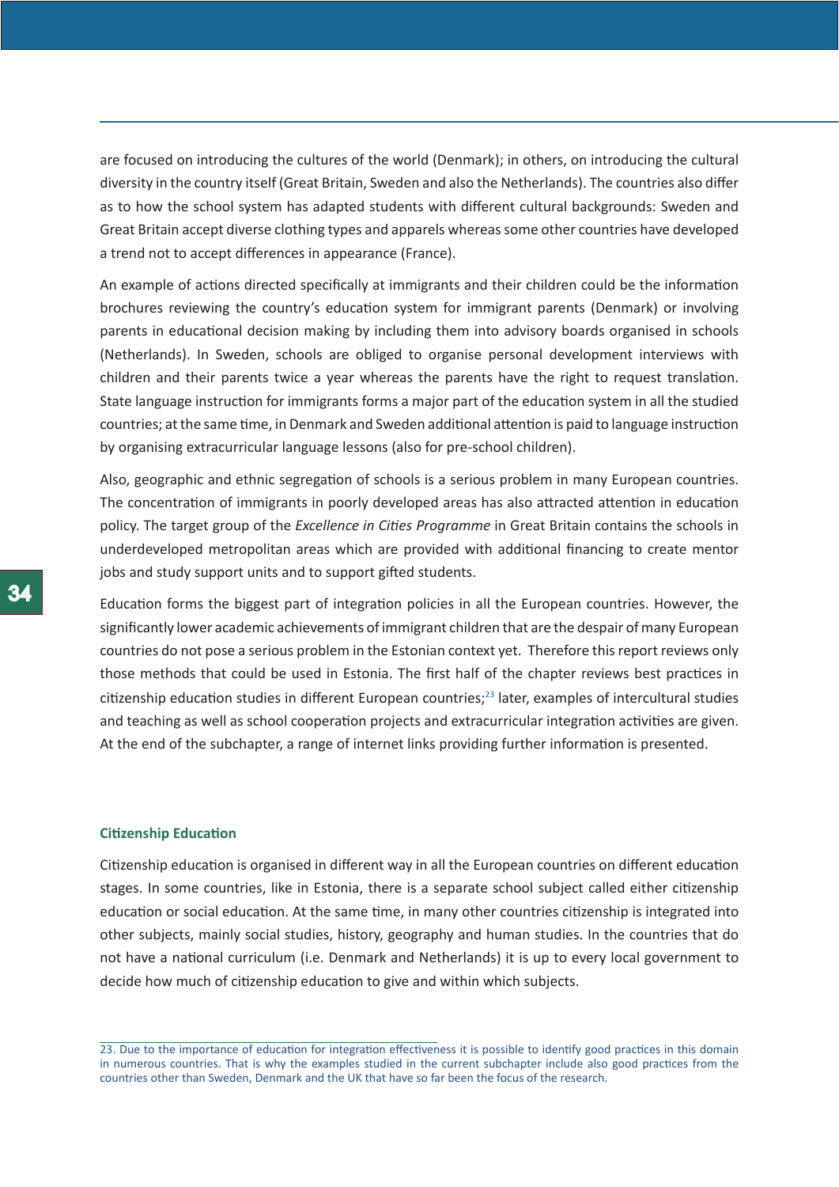are focused on introducing the cultures of the world (Denmark); in others, on introducing the cultural diversity in the country itself (Great Britain, Sweden and also the Netherlands). The countries also differ as to how the school system has adapted students with different cultural backgrounds: Sweden and Great Britain accept diverse clothing types and apparels whereas some other countries have developed a trend not to accept differences in appearance (France).

An example of actions directed specifically at immigrants and their children could be the information brochures reviewing the country's education system for immigrant parents (Denmark) or involving parents in educational decision making by including them into advisory boards organised in schools (Netherlands). In Sweden, schools are obliged to organise personal development interviews with children and their parents twice a year whereas the parents have the right to request translation. State language instruction for immigrants forms a major part of the education system in all the studied countries; at the same time, in Denmark and Sweden additional attention is paid to language instruction by organising extracurricular language lessons (also for pre-school children).

Also, geographic and ethnic segregation of schools is a serious problem in many European countries. The concentration of immigrants in poorly developed areas has also attracted attention in education policy. The target group of the *Excellence in Cities Programme* in Great Britain contains the schools in underdeveloped metropolitan areas which are provided with additional financing to create mentor jobs and study support units and to support gifted students.

Education forms the biggest part of integration policies in all the European countries. However, the significantly lower academic achievements of immigrant children that are the despair of many European countries do not pose a serious problem in the Estonian context yet. Therefore this report reviews only those methods that could be used in Estonia. The first half of the chapter reviews best practices in citizenship education studies in different European countries;[23] later, examples of intercultural studies and teaching as well as school cooperation projects and extracurricular integration activities are given. At the end of the subchapter, a range of internet links providing further information is presented.

### Citizenship Education

Citizenship education is organised in different way in all the European countries on different education stages. In some countries, like in Estonia, there is a separate school subject called either citizenship education or social education. At the same time, in many other countries citizenship is integrated into other subjects, mainly social studies, history, geography and human studies. In the countries that do not have a national curriculum (i.e. Denmark and Netherlands) it is up to every local government to decide how much of citizenship education to give and within which subjects.

---

23. Due to the importance of education for integration effectiveness it is possible to identify good practices in this domain in numerous countries. That is why the examples studied in the current subchapter include also good practices from the countries other than Sweden, Denmark and the UK that have so far been the focus of the research.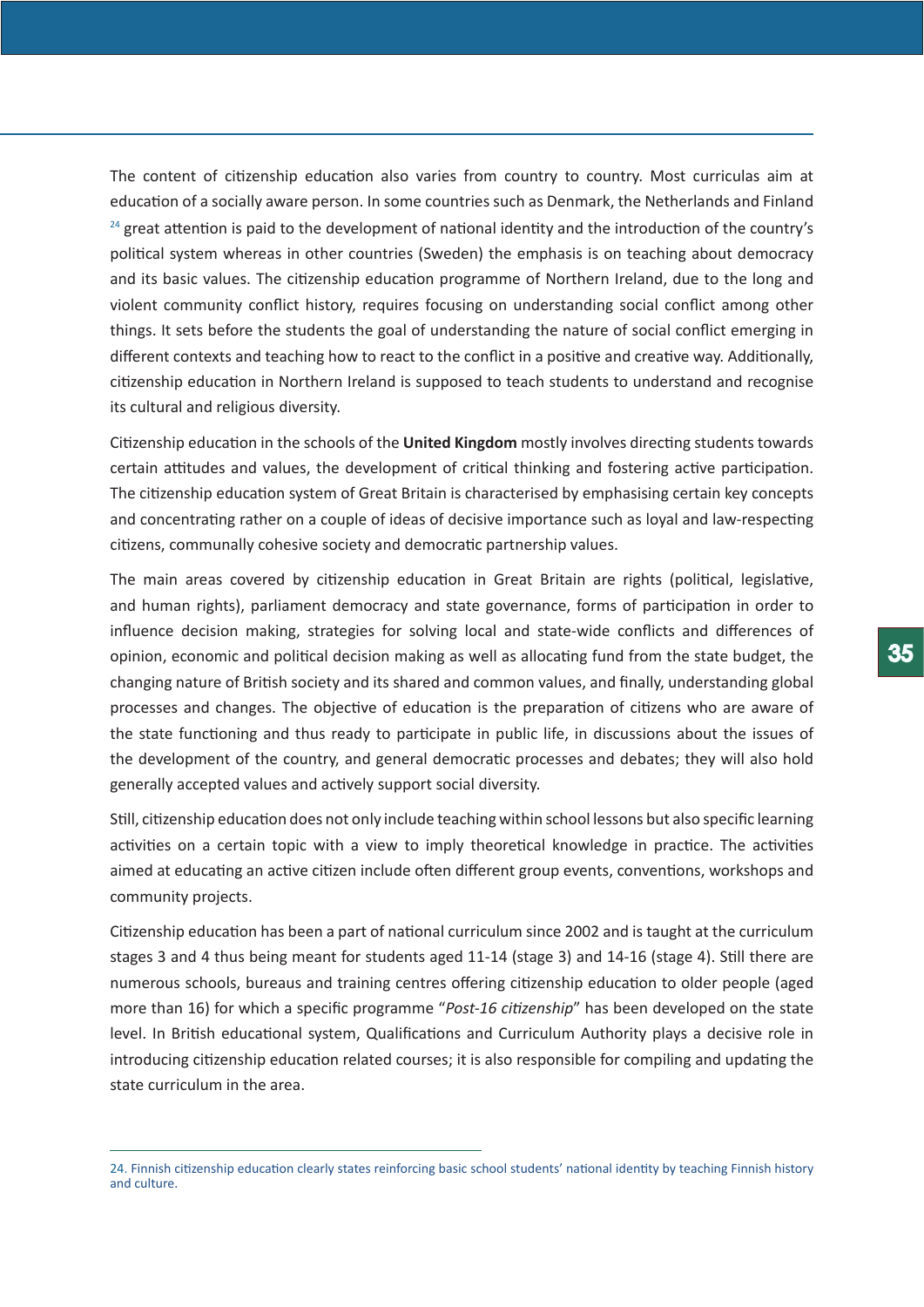The content of citizenship education also varies from country to country. Most curriculas aim at education of a socially aware person. In some countries such as Denmark, the Netherlands and Finland [24] great attention is paid to the development of national identity and the introduction of the country's political system whereas in other countries (Sweden) the emphasis is on teaching about democracy and its basic values. The citizenship education programme of Northern Ireland, due to the long and violent community conflict history, requires focusing on understanding social conflict among other things. It sets before the students the goal of understanding the nature of social conflict emerging in different contexts and teaching how to react to the conflict in a positive and creative way. Additionally, citizenship education in Northern Ireland is supposed to teach students to understand and recognise its cultural and religious diversity.

Citizenship education in the schools of the **United Kingdom** mostly involves directing students towards certain attitudes and values, the development of critical thinking and fostering active participation. The citizenship education system of Great Britain is characterised by emphasising certain key concepts and concentrating rather on a couple of ideas of decisive importance such as loyal and law-respecting citizens, communally cohesive society and democratic partnership values.

The main areas covered by citizenship education in Great Britain are rights (political, legislative, and human rights), parliament democracy and state governance, forms of participation in order to influence decision making, strategies for solving local and state-wide conflicts and differences of opinion, economic and political decision making as well as allocating fund from the state budget, the changing nature of British society and its shared and common values, and finally, understanding global processes and changes. The objective of education is the preparation of citizens who are aware of the state functioning and thus ready to participate in public life, in discussions about the issues of the development of the country, and general democratic processes and debates; they will also hold generally accepted values and actively support social diversity.

Still, citizenship education does not only include teaching within school lessons but also specific learning activities on a certain topic with a view to imply theoretical knowledge in practice. The activities aimed at educating an active citizen include often different group events, conventions, workshops and community projects.

Citizenship education has been a part of national curriculum since 2002 and is taught at the curriculum stages 3 and 4 thus being meant for students aged 11-14 (stage 3) and 14-16 (stage 4). Still there are numerous schools, bureaus and training centres offering citizenship education to older people (aged more than 16) for which a specific programme "*Post-16 citizenship*" has been developed on the state level. In British educational system, Qualifications and Curriculum Authority plays a decisive role in introducing citizenship education related courses; it is also responsible for compiling and updating the state curriculum in the area.

24. Finnish citizenship education clearly states reinforcing basic school students' national identity by teaching Finnish history and culture.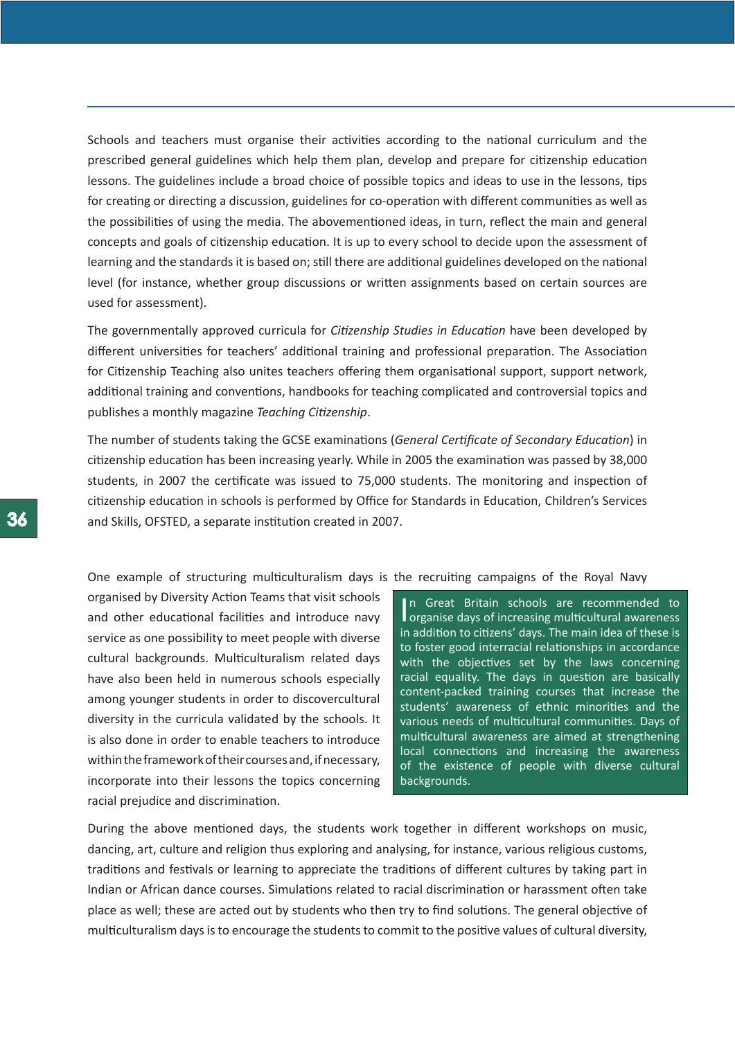Schools and teachers must organise their activities according to the national curriculum and the prescribed general guidelines which help them plan, develop and prepare for citizenship education lessons. The guidelines include a broad choice of possible topics and ideas to use in the lessons, tips for creating or directing a discussion, guidelines for co-operation with different communities as well as the possibilities of using the media. The abovementioned ideas, in turn, reflect the main and general concepts and goals of citizenship education. It is up to every school to decide upon the assessment of learning and the standards it is based on; still there are additional guidelines developed on the national level (for instance, whether group discussions or written assignments based on certain sources are used for assessment).

The governmentally approved curricula for *Citizenship Studies in Education* have been developed by different universities for teachers' additional training and professional preparation. The Association for Citizenship Teaching also unites teachers offering them organisational support, support network, additional training and conventions, handbooks for teaching complicated and controversial topics and publishes a monthly magazine *Teaching Citizenship*.

The number of students taking the GCSE examinations (*General Certificate of Secondary Education*) in citizenship education has been increasing yearly. While in 2005 the examination was passed by 38,000 students, in 2007 the certificate was issued to 75,000 students. The monitoring and inspection of citizenship education in schools is performed by Office for Standards in Education, Children's Services and Skills, OFSTED, a separate institution created in 2007.

> In Great Britain schools are recommended to organise days of increasing multicultural awareness in addition to citizens' days. The main idea of these is to foster good interracial relationships in accordance with the objectives set by the laws concerning racial equality. The days in question are basically content-packed training courses that increase the students' awareness of ethnic minorities and the various needs of multicultural communities. Days of multicultural awareness are aimed at strengthening local connections and increasing the awareness of the existence of people with diverse cultural backgrounds.

One example of structuring multiculturalism days is the recruiting campaigns of the Royal Navy organised by Diversity Action Teams that visit schools and other educational facilities and introduce navy service as one possibility to meet people with diverse cultural backgrounds. Multiculturalism related days have also been held in numerous schools especially among younger students in order to discovercultural diversity in the curricula validated by the schools. It is also done in order to enable teachers to introduce within the framework of their courses and, if necessary, incorporate into their lessons the topics concerning racial prejudice and discrimination.

During the above mentioned days, the students work together in different workshops on music, dancing, art, culture and religion thus exploring and analysing, for instance, various religious customs, traditions and festivals or learning to appreciate the traditions of different cultures by taking part in Indian or African dance courses. Simulations related to racial discrimination or harassment often take place as well; these are acted out by students who then try to find solutions. The general objective of multiculturalism days is to encourage the students to commit to the positive values of cultural diversity,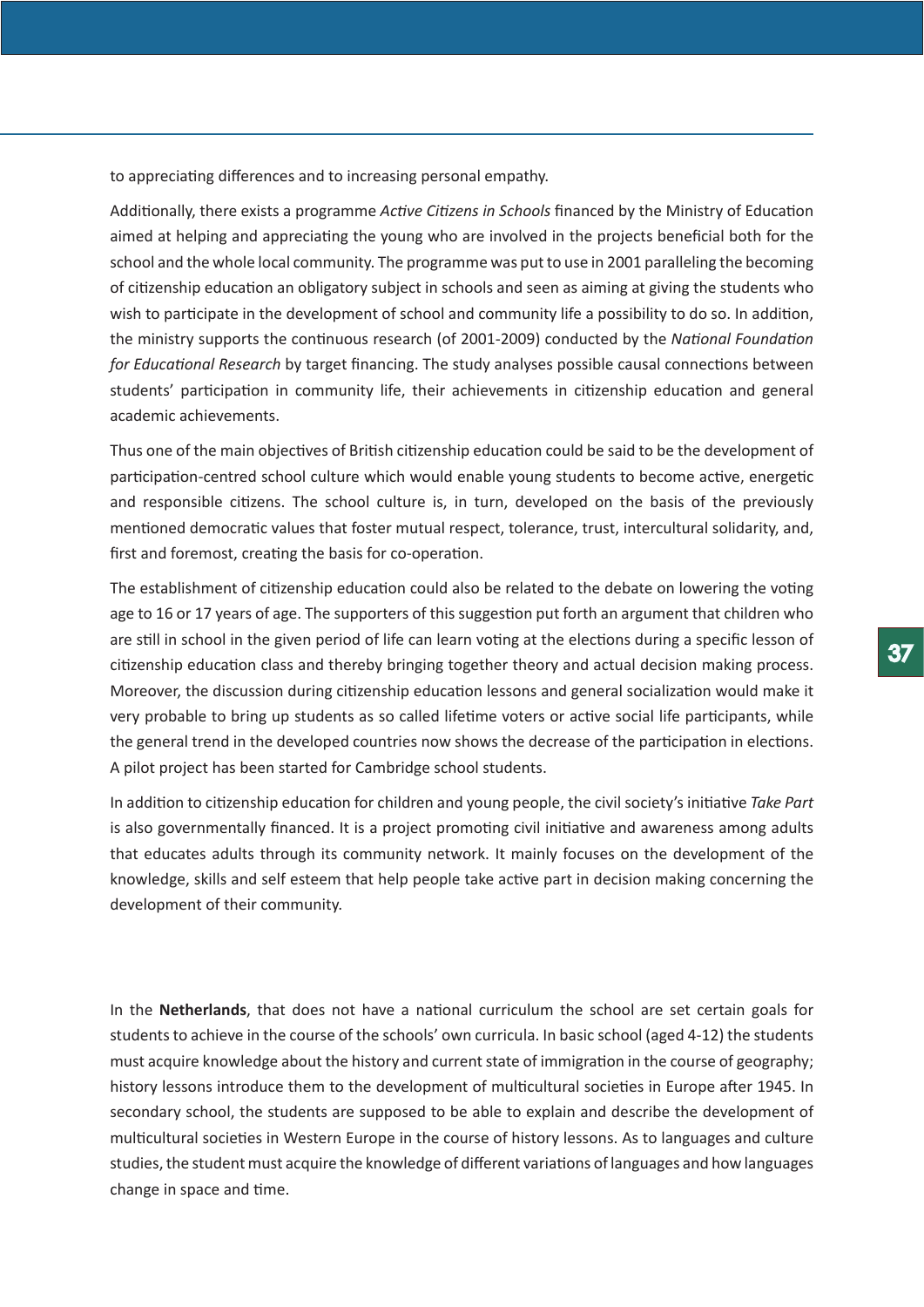to appreciating differences and to increasing personal empathy.

Additionally, there exists a programme *Active Citizens in Schools* financed by the Ministry of Education aimed at helping and appreciating the young who are involved in the projects beneficial both for the school and the whole local community. The programme was put to use in 2001 paralleling the becoming of citizenship education an obligatory subject in schools and seen as aiming at giving the students who wish to participate in the development of school and community life a possibility to do so. In addition, the ministry supports the continuous research (of 2001-2009) conducted by the *National Foundation for Educational Research* by target financing. The study analyses possible causal connections between students' participation in community life, their achievements in citizenship education and general academic achievements.

Thus one of the main objectives of British citizenship education could be said to be the development of participation-centred school culture which would enable young students to become active, energetic and responsible citizens. The school culture is, in turn, developed on the basis of the previously mentioned democratic values that foster mutual respect, tolerance, trust, intercultural solidarity, and, first and foremost, creating the basis for co-operation.

The establishment of citizenship education could also be related to the debate on lowering the voting age to 16 or 17 years of age. The supporters of this suggestion put forth an argument that children who are still in school in the given period of life can learn voting at the elections during a specific lesson of citizenship education class and thereby bringing together theory and actual decision making process. Moreover, the discussion during citizenship education lessons and general socialization would make it very probable to bring up students as so called lifetime voters or active social life participants, while the general trend in the developed countries now shows the decrease of the participation in elections. A pilot project has been started for Cambridge school students.

In addition to citizenship education for children and young people, the civil society's initiative *Take Part* is also governmentally financed. It is a project promoting civil initiative and awareness among adults that educates adults through its community network. It mainly focuses on the development of the knowledge, skills and self esteem that help people take active part in decision making concerning the development of their community.

In the **Netherlands**, that does not have a national curriculum the school are set certain goals for students to achieve in the course of the schools' own curricula. In basic school (aged 4-12) the students must acquire knowledge about the history and current state of immigration in the course of geography; history lessons introduce them to the development of multicultural societies in Europe after 1945. In secondary school, the students are supposed to be able to explain and describe the development of multicultural societies in Western Europe in the course of history lessons. As to languages and culture studies, the student must acquire the knowledge of different variations of languages and how languages change in space and time.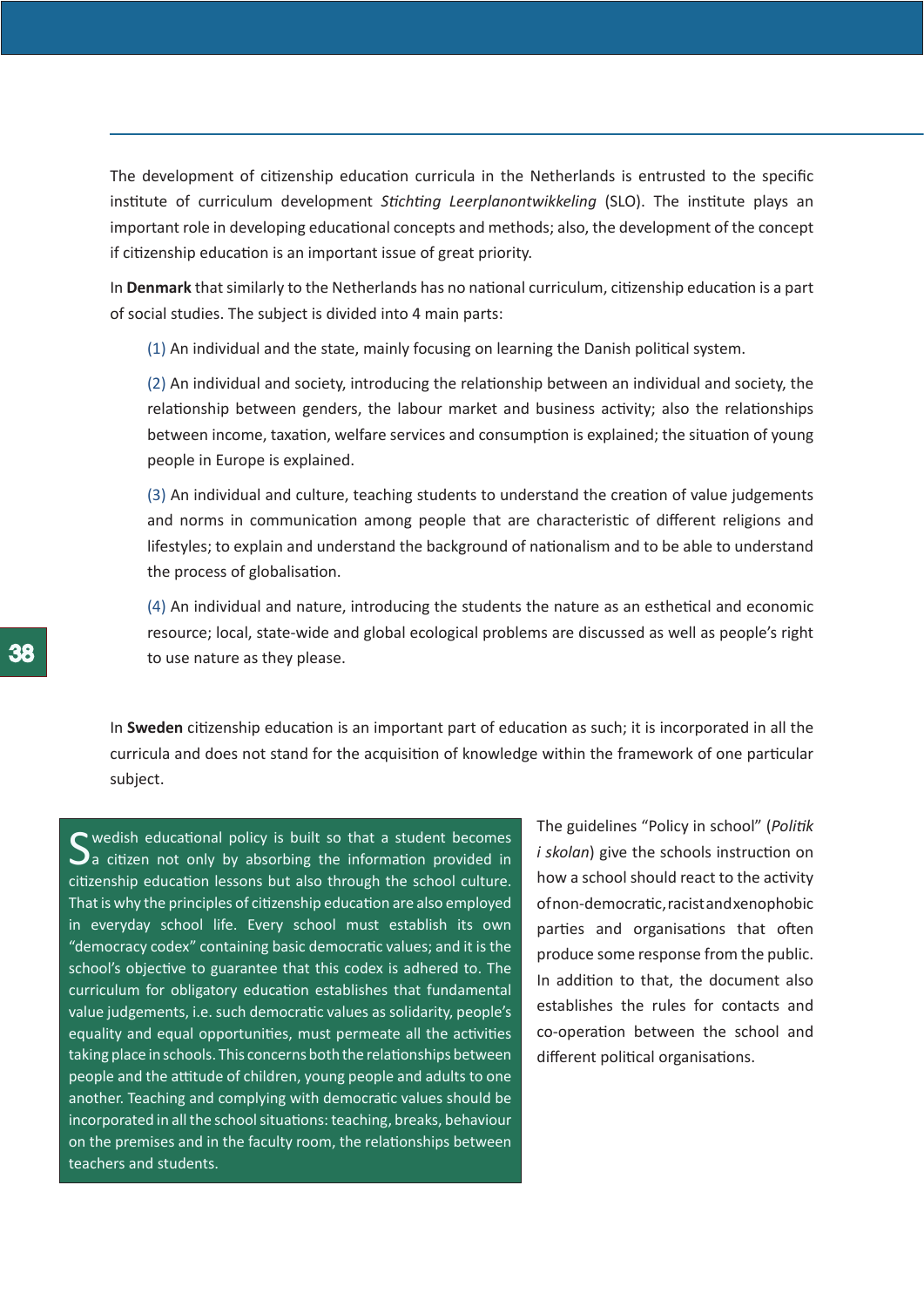The development of citizenship education curricula in the Netherlands is entrusted to the specific institute of curriculum development *Stichting Leerplanontwikkeling* (SLO). The institute plays an important role in developing educational concepts and methods; also, the development of the concept if citizenship education is an important issue of great priority.

In **Denmark** that similarly to the Netherlands has no national curriculum, citizenship education is a part of social studies. The subject is divided into 4 main parts:

(1) An individual and the state, mainly focusing on learning the Danish political system.

(2) An individual and society, introducing the relationship between an individual and society, the relationship between genders, the labour market and business activity; also the relationships between income, taxation, welfare services and consumption is explained; the situation of young people in Europe is explained.

(3) An individual and culture, teaching students to understand the creation of value judgements and norms in communication among people that are characteristic of different religions and lifestyles; to explain and understand the background of nationalism and to be able to understand the process of globalisation.

(4) An individual and nature, introducing the students the nature as an esthetical and economic resource; local, state-wide and global ecological problems are discussed as well as people's right to use nature as they please.

In **Sweden** citizenship education is an important part of education as such; it is incorporated in all the curricula and does not stand for the acquisition of knowledge within the framework of one particular subject.

Swedish educational policy is built so that a student becomes a citizen not only by absorbing the information provided in citizenship education lessons but also through the school culture. That is why the principles of citizenship education are also employed in everyday school life. Every school must establish its own "democracy codex" containing basic democratic values; and it is the school's objective to guarantee that this codex is adhered to. The curriculum for obligatory education establishes that fundamental value judgements, i.e. such democratic values as solidarity, people's equality and equal opportunities, must permeate all the activities taking place in schools. This concerns both the relationships between people and the attitude of children, young people and adults to one another. Teaching and complying with democratic values should be incorporated in all the school situations: teaching, breaks, behaviour on the premises and in the faculty room, the relationships between teachers and students.

The guidelines "Policy in school" (*Politik i skolan*) give the schools instruction on how a school should react to the activity of non-democratic, racist and xenophobic parties and organisations that often produce some response from the public. In addition to that, the document also establishes the rules for contacts and co-operation between the school and different political organisations.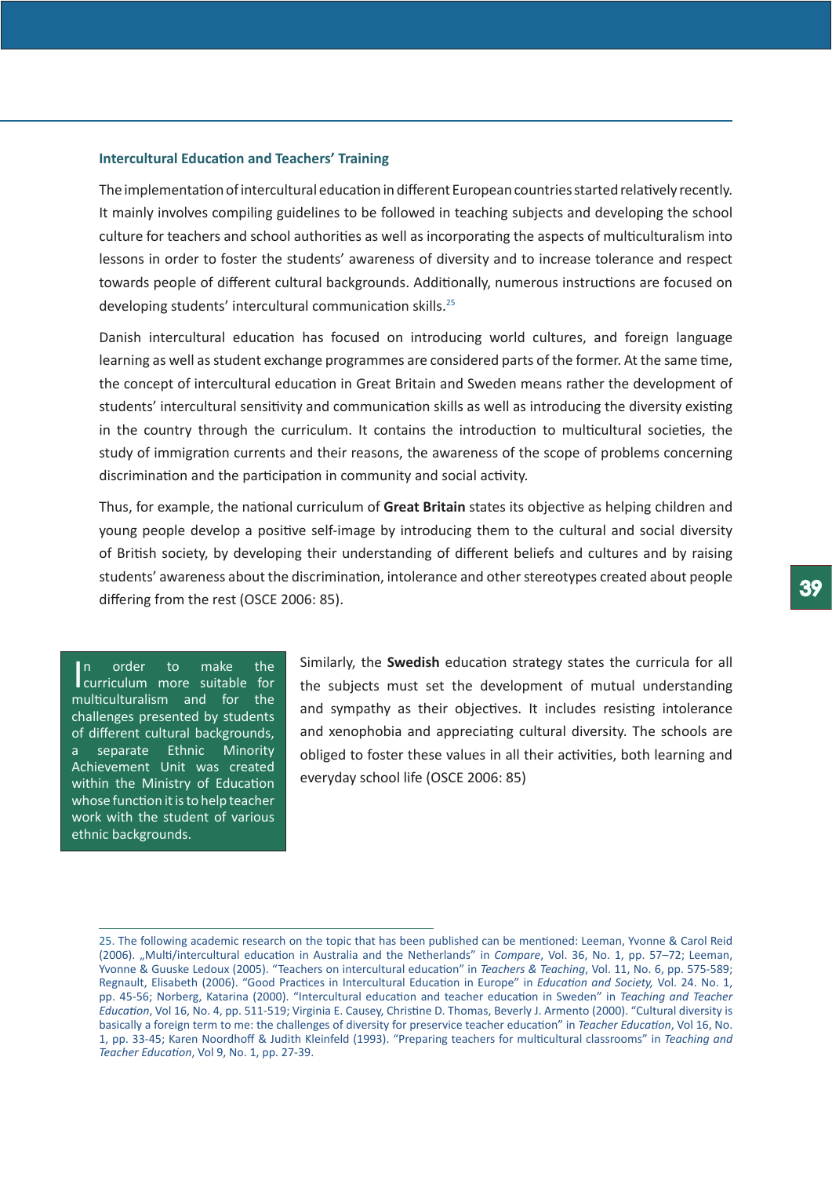### Intercultural Education and Teachers' Training

The implementation of intercultural education in different European countries started relatively recently. It mainly involves compiling guidelines to be followed in teaching subjects and developing the school culture for teachers and school authorities as well as incorporating the aspects of multiculturalism into lessons in order to foster the students' awareness of diversity and to increase tolerance and respect towards people of different cultural backgrounds. Additionally, numerous instructions are focused on developing students' intercultural communication skills.[25]

Danish intercultural education has focused on introducing world cultures, and foreign language learning as well as student exchange programmes are considered parts of the former. At the same time, the concept of intercultural education in Great Britain and Sweden means rather the development of students' intercultural sensitivity and communication skills as well as introducing the diversity existing in the country through the curriculum. It contains the introduction to multicultural societies, the study of immigration currents and their reasons, the awareness of the scope of problems concerning discrimination and the participation in community and social activity.

Thus, for example, the national curriculum of **Great Britain** states its objective as helping children and young people develop a positive self-image by introducing them to the cultural and social diversity of British society, by developing their understanding of different beliefs and cultures and by raising students' awareness about the discrimination, intolerance and other stereotypes created about people differing from the rest (OSCE 2006: 85).

In order to make the curriculum more suitable for multiculturalism and for the challenges presented by students of different cultural backgrounds, a separate Ethnic Minority Achievement Unit was created within the Ministry of Education whose function it is to help teacher work with the student of various ethnic backgrounds.

Similarly, the **Swedish** education strategy states the curricula for all the subjects must set the development of mutual understanding and sympathy as their objectives. It includes resisting intolerance and xenophobia and appreciating cultural diversity. The schools are obliged to foster these values in all their activities, both learning and everyday school life (OSCE 2006: 85)

---

25. The following academic research on the topic that has been published can be mentioned: Leeman, Yvonne & Carol Reid (2006). „Multi/intercultural education in Australia and the Netherlands" in *Compare*, Vol. 36, No. 1, pp. 57–72; Leeman, Yvonne & Guuske Ledoux (2005). "Teachers on intercultural education" in *Teachers & Teaching*, Vol. 11, No. 6, pp. 575-589; Regnault, Elisabeth (2006). "Good Practices in Intercultural Education in Europe" in *Education and Society,* Vol. 24. No. 1, pp. 45-56; Norberg, Katarina (2000). "Intercultural education and teacher education in Sweden" in *Teaching and Teacher Education*, Vol 16, No. 4, pp. 511-519; Virginia E. Causey, Christine D. Thomas, Beverly J. Armento (2000). "Cultural diversity is basically a foreign term to me: the challenges of diversity for preservice teacher education" in *Teacher Education*, Vol 16, No. 1, pp. 33-45; Karen Noordhoff & Judith Kleinfeld (1993). "Preparing teachers for multicultural classrooms" in *Teaching and Teacher Education*, Vol 9, No. 1, pp. 27-39.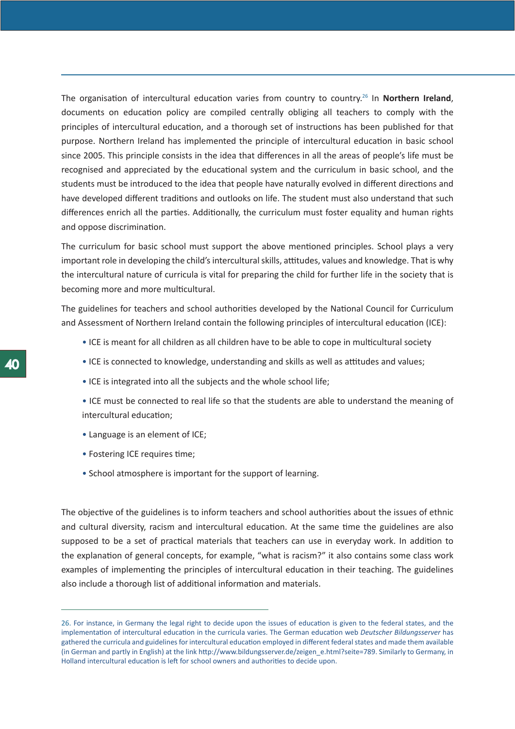The organisation of intercultural education varies from country to country.[26] In **Northern Ireland**, documents on education policy are compiled centrally obliging all teachers to comply with the principles of intercultural education, and a thorough set of instructions has been published for that purpose. Northern Ireland has implemented the principle of intercultural education in basic school since 2005. This principle consists in the idea that differences in all the areas of people's life must be recognised and appreciated by the educational system and the curriculum in basic school, and the students must be introduced to the idea that people have naturally evolved in different directions and have developed different traditions and outlooks on life. The student must also understand that such differences enrich all the parties. Additionally, the curriculum must foster equality and human rights and oppose discrimination.

The curriculum for basic school must support the above mentioned principles. School plays a very important role in developing the child's intercultural skills, attitudes, values and knowledge. That is why the intercultural nature of curricula is vital for preparing the child for further life in the society that is becoming more and more multicultural.

The guidelines for teachers and school authorities developed by the National Council for Curriculum and Assessment of Northern Ireland contain the following principles of intercultural education (ICE):

- ICE is meant for all children as all children have to be able to cope in multicultural society
- ICE is connected to knowledge, understanding and skills as well as attitudes and values;
- ICE is integrated into all the subjects and the whole school life;
- ICE must be connected to real life so that the students are able to understand the meaning of intercultural education;
- Language is an element of ICE;
- Fostering ICE requires time;
- School atmosphere is important for the support of learning.

The objective of the guidelines is to inform teachers and school authorities about the issues of ethnic and cultural diversity, racism and intercultural education. At the same time the guidelines are also supposed to be a set of practical materials that teachers can use in everyday work. In addition to the explanation of general concepts, for example, "what is racism?" it also contains some class work examples of implementing the principles of intercultural education in their teaching. The guidelines also include a thorough list of additional information and materials.

---

26. For instance, in Germany the legal right to decide upon the issues of education is given to the federal states, and the implementation of intercultural education in the curricula varies. The German education web *Deutscher Bildungsserver* has gathered the curricula and guidelines for intercultural education employed in different federal states and made them available (in German and partly in English) at the link http://www.bildungsserver.de/zeigen_e.html?seite=789. Similarly to Germany, in Holland intercultural education is left for school owners and authorities to decide upon.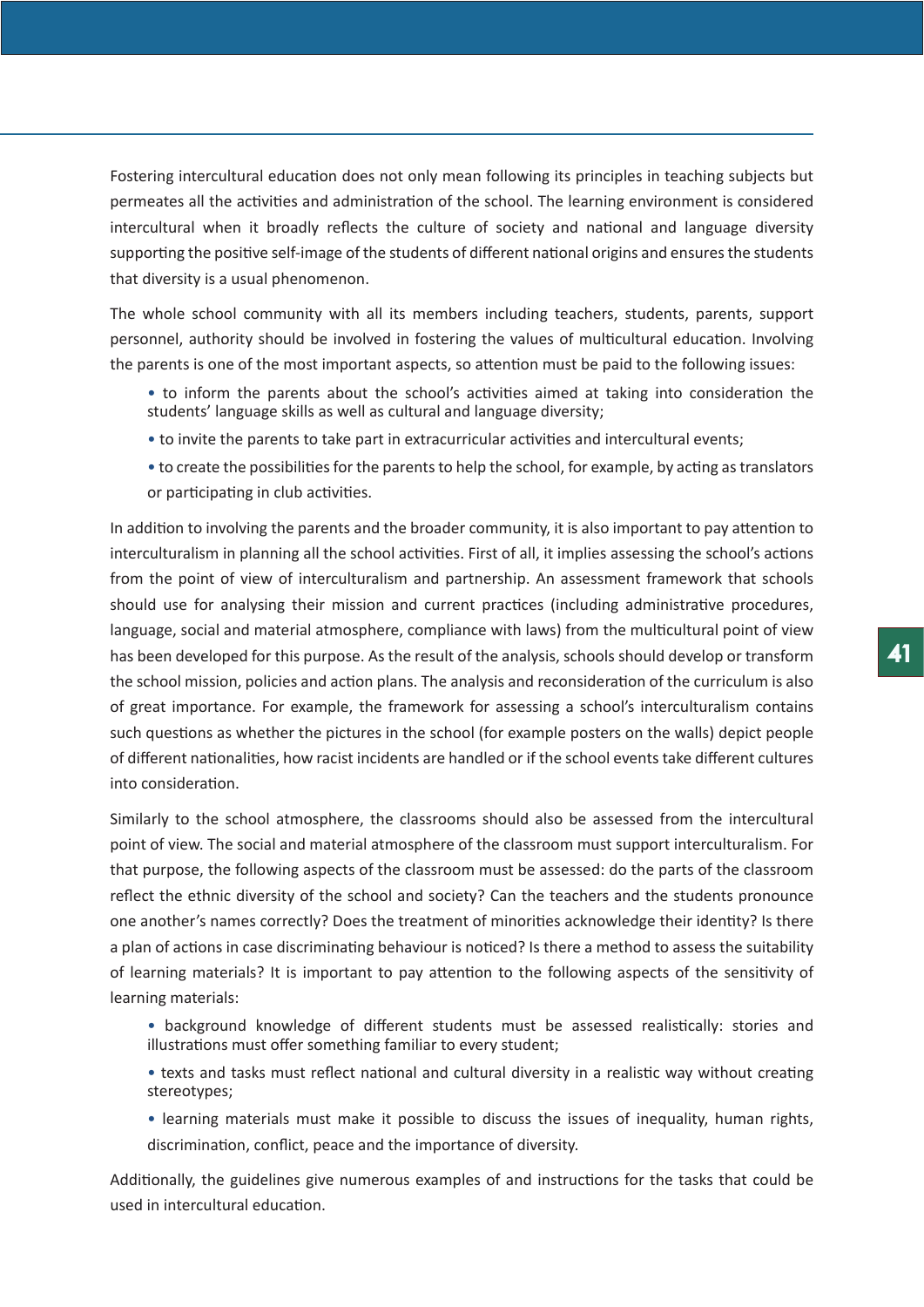Fostering intercultural education does not only mean following its principles in teaching subjects but permeates all the activities and administration of the school. The learning environment is considered intercultural when it broadly reflects the culture of society and national and language diversity supporting the positive self-image of the students of different national origins and ensures the students that diversity is a usual phenomenon.

The whole school community with all its members including teachers, students, parents, support personnel, authority should be involved in fostering the values of multicultural education. Involving the parents is one of the most important aspects, so attention must be paid to the following issues:

- to inform the parents about the school's activities aimed at taking into consideration the students' language skills as well as cultural and language diversity;
- to invite the parents to take part in extracurricular activities and intercultural events;
- to create the possibilities for the parents to help the school, for example, by acting as translators or participating in club activities.

In addition to involving the parents and the broader community, it is also important to pay attention to interculturalism in planning all the school activities. First of all, it implies assessing the school's actions from the point of view of interculturalism and partnership. An assessment framework that schools should use for analysing their mission and current practices (including administrative procedures, language, social and material atmosphere, compliance with laws) from the multicultural point of view has been developed for this purpose. As the result of the analysis, schools should develop or transform the school mission, policies and action plans. The analysis and reconsideration of the curriculum is also of great importance. For example, the framework for assessing a school's interculturalism contains such questions as whether the pictures in the school (for example posters on the walls) depict people of different nationalities, how racist incidents are handled or if the school events take different cultures into consideration.

Similarly to the school atmosphere, the classrooms should also be assessed from the intercultural point of view. The social and material atmosphere of the classroom must support interculturalism. For that purpose, the following aspects of the classroom must be assessed: do the parts of the classroom reflect the ethnic diversity of the school and society? Can the teachers and the students pronounce one another's names correctly? Does the treatment of minorities acknowledge their identity? Is there a plan of actions in case discriminating behaviour is noticed? Is there a method to assess the suitability of learning materials? It is important to pay attention to the following aspects of the sensitivity of learning materials:

- background knowledge of different students must be assessed realistically: stories and illustrations must offer something familiar to every student;
- texts and tasks must reflect national and cultural diversity in a realistic way without creating stereotypes;
- learning materials must make it possible to discuss the issues of inequality, human rights, discrimination, conflict, peace and the importance of diversity.

Additionally, the guidelines give numerous examples of and instructions for the tasks that could be used in intercultural education.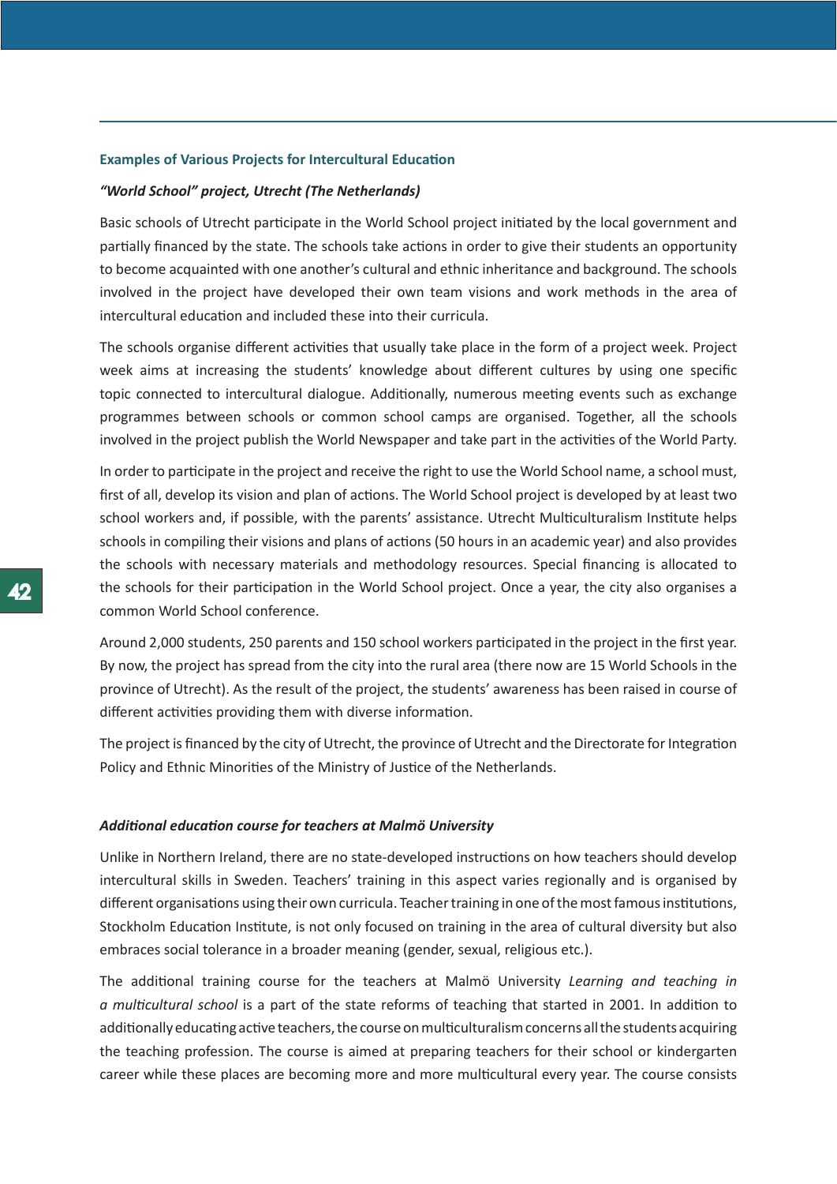### Examples of Various Projects for Intercultural Education

***"World School" project, Utrecht (The Netherlands)***

Basic schools of Utrecht participate in the World School project initiated by the local government and partially financed by the state. The schools take actions in order to give their students an opportunity to become acquainted with one another's cultural and ethnic inheritance and background. The schools involved in the project have developed their own team visions and work methods in the area of intercultural education and included these into their curricula.

The schools organise different activities that usually take place in the form of a project week. Project week aims at increasing the students' knowledge about different cultures by using one specific topic connected to intercultural dialogue. Additionally, numerous meeting events such as exchange programmes between schools or common school camps are organised. Together, all the schools involved in the project publish the World Newspaper and take part in the activities of the World Party.

In order to participate in the project and receive the right to use the World School name, a school must, first of all, develop its vision and plan of actions. The World School project is developed by at least two school workers and, if possible, with the parents' assistance. Utrecht Multiculturalism Institute helps schools in compiling their visions and plans of actions (50 hours in an academic year) and also provides the schools with necessary materials and methodology resources. Special financing is allocated to the schools for their participation in the World School project. Once a year, the city also organises a common World School conference.

Around 2,000 students, 250 parents and 150 school workers participated in the project in the first year. By now, the project has spread from the city into the rural area (there now are 15 World Schools in the province of Utrecht). As the result of the project, the students' awareness has been raised in course of different activities providing them with diverse information.

The project is financed by the city of Utrecht, the province of Utrecht and the Directorate for Integration Policy and Ethnic Minorities of the Ministry of Justice of the Netherlands.

***Additional education course for teachers at Malmö University***

Unlike in Northern Ireland, there are no state-developed instructions on how teachers should develop intercultural skills in Sweden. Teachers' training in this aspect varies regionally and is organised by different organisations using their own curricula. Teacher training in one of the most famous institutions, Stockholm Education Institute, is not only focused on training in the area of cultural diversity but also embraces social tolerance in a broader meaning (gender, sexual, religious etc.).

The additional training course for the teachers at Malmö University *Learning and teaching in a multicultural school* is a part of the state reforms of teaching that started in 2001. In addition to additionally educating active teachers, the course on multiculturalism concerns all the students acquiring the teaching profession. The course is aimed at preparing teachers for their school or kindergarten career while these places are becoming more and more multicultural every year. The course consists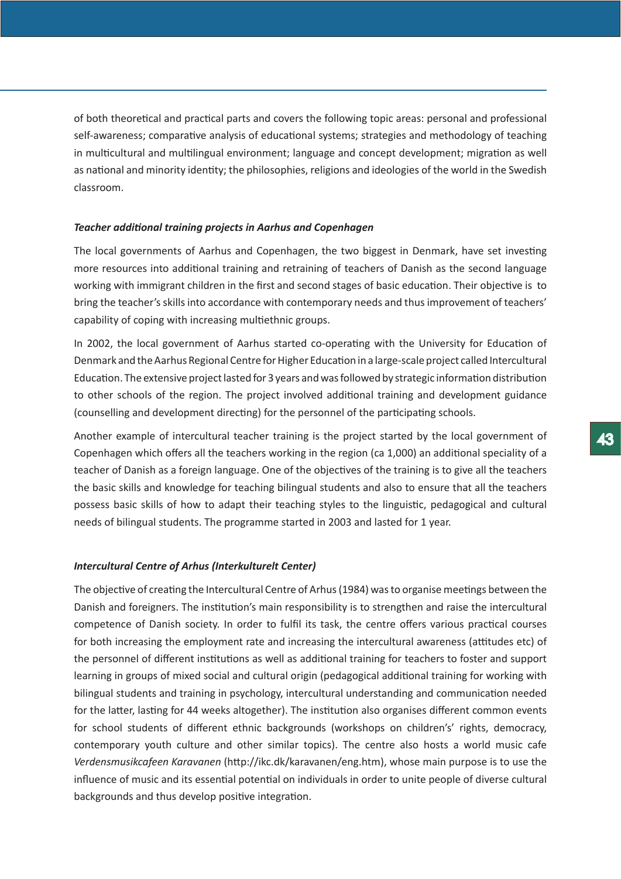of both theoretical and practical parts and covers the following topic areas: personal and professional self-awareness; comparative analysis of educational systems; strategies and methodology of teaching in multicultural and multilingual environment; language and concept development; migration as well as national and minority identity; the philosophies, religions and ideologies of the world in the Swedish classroom.

***Teacher additional training projects in Aarhus and Copenhagen***

The local governments of Aarhus and Copenhagen, the two biggest in Denmark, have set investing more resources into additional training and retraining of teachers of Danish as the second language working with immigrant children in the first and second stages of basic education. Their objective is to bring the teacher's skills into accordance with contemporary needs and thus improvement of teachers' capability of coping with increasing multiethnic groups.

In 2002, the local government of Aarhus started co-operating with the University for Education of Denmark and the Aarhus Regional Centre for Higher Education in a large-scale project called Intercultural Education. The extensive project lasted for 3 years and was followed by strategic information distribution to other schools of the region. The project involved additional training and development guidance (counselling and development directing) for the personnel of the participating schools.

Another example of intercultural teacher training is the project started by the local government of Copenhagen which offers all the teachers working in the region (ca 1,000) an additional speciality of a teacher of Danish as a foreign language. One of the objectives of the training is to give all the teachers the basic skills and knowledge for teaching bilingual students and also to ensure that all the teachers possess basic skills of how to adapt their teaching styles to the linguistic, pedagogical and cultural needs of bilingual students. The programme started in 2003 and lasted for 1 year.

***Intercultural Centre of Arhus (Interkulturelt Center)***

The objective of creating the Intercultural Centre of Arhus (1984) was to organise meetings between the Danish and foreigners. The institution's main responsibility is to strengthen and raise the intercultural competence of Danish society. In order to fulfil its task, the centre offers various practical courses for both increasing the employment rate and increasing the intercultural awareness (attitudes etc) of the personnel of different institutions as well as additional training for teachers to foster and support learning in groups of mixed social and cultural origin (pedagogical additional training for working with bilingual students and training in psychology, intercultural understanding and communication needed for the latter, lasting for 44 weeks altogether). The institution also organises different common events for school students of different ethnic backgrounds (workshops on children's' rights, democracy, contemporary youth culture and other similar topics). The centre also hosts a world music cafe *Verdensmusikcafeen Karavanen* (http://ikc.dk/karavanen/eng.htm), whose main purpose is to use the influence of music and its essential potential on individuals in order to unite people of diverse cultural backgrounds and thus develop positive integration.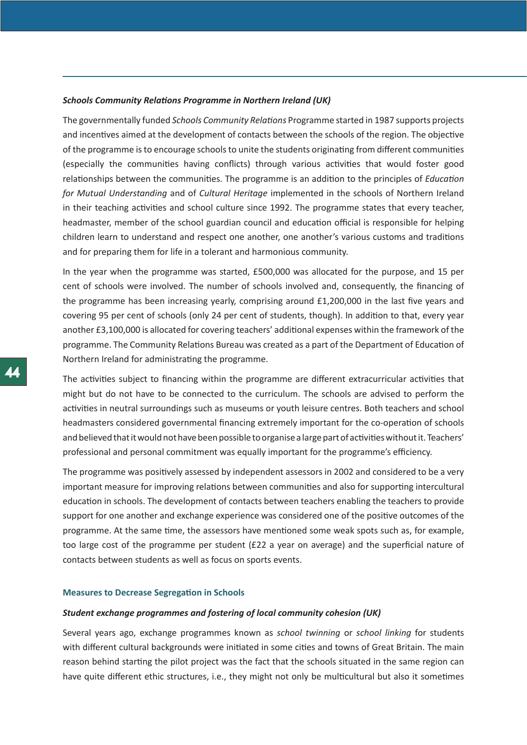***Schools Community Relations Programme in Northern Ireland (UK)***

The governmentally funded *Schools Community Relations* Programme started in 1987 supports projects and incentives aimed at the development of contacts between the schools of the region. The objective of the programme is to encourage schools to unite the students originating from different communities (especially the communities having conflicts) through various activities that would foster good relationships between the communities. The programme is an addition to the principles of *Education for Mutual Understanding* and of *Cultural Heritage* implemented in the schools of Northern Ireland in their teaching activities and school culture since 1992. The programme states that every teacher, headmaster, member of the school guardian council and education official is responsible for helping children learn to understand and respect one another, one another's various customs and traditions and for preparing them for life in a tolerant and harmonious community.

In the year when the programme was started, £500,000 was allocated for the purpose, and 15 per cent of schools were involved. The number of schools involved and, consequently, the financing of the programme has been increasing yearly, comprising around £1,200,000 in the last five years and covering 95 per cent of schools (only 24 per cent of students, though). In addition to that, every year another £3,100,000 is allocated for covering teachers' additional expenses within the framework of the programme. The Community Relations Bureau was created as a part of the Department of Education of Northern Ireland for administrating the programme.

The activities subject to financing within the programme are different extracurricular activities that might but do not have to be connected to the curriculum. The schools are advised to perform the activities in neutral surroundings such as museums or youth leisure centres. Both teachers and school headmasters considered governmental financing extremely important for the co-operation of schools and believed that it would not have been possible to organise a large part of activities without it. Teachers' professional and personal commitment was equally important for the programme's efficiency.

The programme was positively assessed by independent assessors in 2002 and considered to be a very important measure for improving relations between communities and also for supporting intercultural education in schools. The development of contacts between teachers enabling the teachers to provide support for one another and exchange experience was considered one of the positive outcomes of the programme. At the same time, the assessors have mentioned some weak spots such as, for example, too large cost of the programme per student (£22 a year on average) and the superficial nature of contacts between students as well as focus on sports events.

### Measures to Decrease Segregation in Schools

***Student exchange programmes and fostering of local community cohesion (UK)***

Several years ago, exchange programmes known as *school twinning* or *school linking* for students with different cultural backgrounds were initiated in some cities and towns of Great Britain. The main reason behind starting the pilot project was the fact that the schools situated in the same region can have quite different ethic structures, i.e., they might not only be multicultural but also it sometimes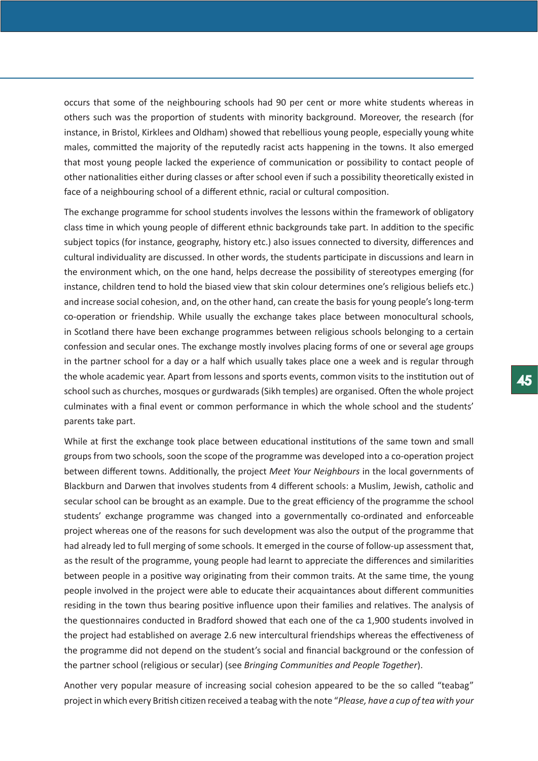occurs that some of the neighbouring schools had 90 per cent or more white students whereas in others such was the proportion of students with minority background. Moreover, the research (for instance, in Bristol, Kirklees and Oldham) showed that rebellious young people, especially young white males, committed the majority of the reputedly racist acts happening in the towns. It also emerged that most young people lacked the experience of communication or possibility to contact people of other nationalities either during classes or after school even if such a possibility theoretically existed in face of a neighbouring school of a different ethnic, racial or cultural composition.

The exchange programme for school students involves the lessons within the framework of obligatory class time in which young people of different ethnic backgrounds take part. In addition to the specific subject topics (for instance, geography, history etc.) also issues connected to diversity, differences and cultural individuality are discussed. In other words, the students participate in discussions and learn in the environment which, on the one hand, helps decrease the possibility of stereotypes emerging (for instance, children tend to hold the biased view that skin colour determines one's religious beliefs etc.) and increase social cohesion, and, on the other hand, can create the basis for young people's long-term co-operation or friendship. While usually the exchange takes place between monocultural schools, in Scotland there have been exchange programmes between religious schools belonging to a certain confession and secular ones. The exchange mostly involves placing forms of one or several age groups in the partner school for a day or a half which usually takes place one a week and is regular through the whole academic year. Apart from lessons and sports events, common visits to the institution out of school such as churches, mosques or gurdwarads (Sikh temples) are organised. Often the whole project culminates with a final event or common performance in which the whole school and the students' parents take part.

While at first the exchange took place between educational institutions of the same town and small groups from two schools, soon the scope of the programme was developed into a co-operation project between different towns. Additionally, the project *Meet Your Neighbours* in the local governments of Blackburn and Darwen that involves students from 4 different schools: a Muslim, Jewish, catholic and secular school can be brought as an example. Due to the great efficiency of the programme the school students' exchange programme was changed into a governmentally co-ordinated and enforceable project whereas one of the reasons for such development was also the output of the programme that had already led to full merging of some schools. It emerged in the course of follow-up assessment that, as the result of the programme, young people had learnt to appreciate the differences and similarities between people in a positive way originating from their common traits. At the same time, the young people involved in the project were able to educate their acquaintances about different communities residing in the town thus bearing positive influence upon their families and relatives. The analysis of the questionnaires conducted in Bradford showed that each one of the ca 1,900 students involved in the project had established on average 2.6 new intercultural friendships whereas the effectiveness of the programme did not depend on the student's social and financial background or the confession of the partner school (religious or secular) (see *Bringing Communities and People Together*).

Another very popular measure of increasing social cohesion appeared to be the so called "teabag" project in which every British citizen received a teabag with the note "*Please, have a cup of tea with your*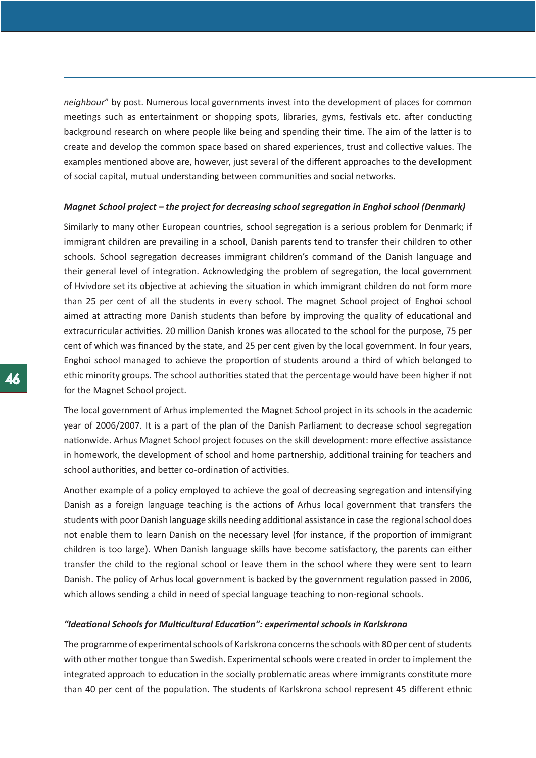*neighbour*" by post. Numerous local governments invest into the development of places for common meetings such as entertainment or shopping spots, libraries, gyms, festivals etc. after conducting background research on where people like being and spending their time. The aim of the latter is to create and develop the common space based on shared experiences, trust and collective values. The examples mentioned above are, however, just several of the different approaches to the development of social capital, mutual understanding between communities and social networks.

***Magnet School project – the project for decreasing school segregation in Enghoi school (Denmark)***

Similarly to many other European countries, school segregation is a serious problem for Denmark; if immigrant children are prevailing in a school, Danish parents tend to transfer their children to other schools. School segregation decreases immigrant children's command of the Danish language and their general level of integration. Acknowledging the problem of segregation, the local government of Hvivdore set its objective at achieving the situation in which immigrant children do not form more than 25 per cent of all the students in every school. The magnet School project of Enghoi school aimed at attracting more Danish students than before by improving the quality of educational and extracurricular activities. 20 million Danish krones was allocated to the school for the purpose, 75 per cent of which was financed by the state, and 25 per cent given by the local government. In four years, Enghoi school managed to achieve the proportion of students around a third of which belonged to ethic minority groups. The school authorities stated that the percentage would have been higher if not for the Magnet School project.

The local government of Arhus implemented the Magnet School project in its schools in the academic year of 2006/2007. It is a part of the plan of the Danish Parliament to decrease school segregation nationwide. Arhus Magnet School project focuses on the skill development: more effective assistance in homework, the development of school and home partnership, additional training for teachers and school authorities, and better co-ordination of activities.

Another example of a policy employed to achieve the goal of decreasing segregation and intensifying Danish as a foreign language teaching is the actions of Arhus local government that transfers the students with poor Danish language skills needing additional assistance in case the regional school does not enable them to learn Danish on the necessary level (for instance, if the proportion of immigrant children is too large). When Danish language skills have become satisfactory, the parents can either transfer the child to the regional school or leave them in the school where they were sent to learn Danish. The policy of Arhus local government is backed by the government regulation passed in 2006, which allows sending a child in need of special language teaching to non-regional schools.

***"Ideational Schools for Multicultural Education": experimental schools in Karlskrona***

The programme of experimental schools of Karlskrona concerns the schools with 80 per cent of students with other mother tongue than Swedish. Experimental schools were created in order to implement the integrated approach to education in the socially problematic areas where immigrants constitute more than 40 per cent of the population. The students of Karlskrona school represent 45 different ethnic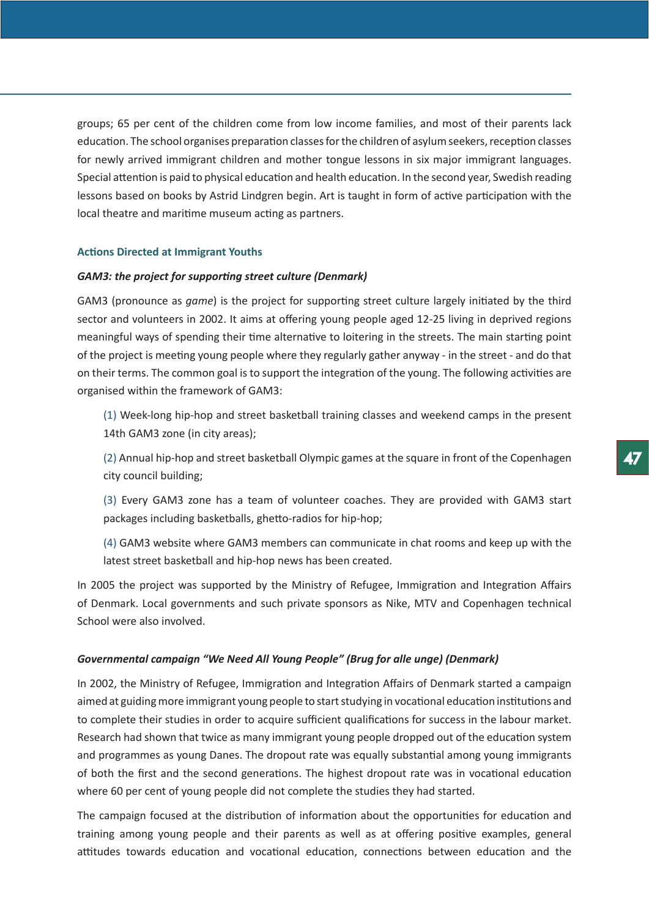groups; 65 per cent of the children come from low income families, and most of their parents lack education. The school organises preparation classes for the children of asylum seekers, reception classes for newly arrived immigrant children and mother tongue lessons in six major immigrant languages. Special attention is paid to physical education and health education. In the second year, Swedish reading lessons based on books by Astrid Lindgren begin. Art is taught in form of active participation with the local theatre and maritime museum acting as partners.

### Actions Directed at Immigrant Youths

#### *GAM3: the project for supporting street culture (Denmark)*

GAM3 (pronounce as *game*) is the project for supporting street culture largely initiated by the third sector and volunteers in 2002. It aims at offering young people aged 12-25 living in deprived regions meaningful ways of spending their time alternative to loitering in the streets. The main starting point of the project is meeting young people where they regularly gather anyway - in the street - and do that on their terms. The common goal is to support the integration of the young. The following activities are organised within the framework of GAM3:

(1) Week-long hip-hop and street basketball training classes and weekend camps in the present 14th GAM3 zone (in city areas);

(2) Annual hip-hop and street basketball Olympic games at the square in front of the Copenhagen city council building;

(3) Every GAM3 zone has a team of volunteer coaches. They are provided with GAM3 start packages including basketballs, ghetto-radios for hip-hop;

(4) GAM3 website where GAM3 members can communicate in chat rooms and keep up with the latest street basketball and hip-hop news has been created.

In 2005 the project was supported by the Ministry of Refugee, Immigration and Integration Affairs of Denmark. Local governments and such private sponsors as Nike, MTV and Copenhagen technical School were also involved.

#### *Governmental campaign "We Need All Young People" (Brug for alle unge) (Denmark)*

In 2002, the Ministry of Refugee, Immigration and Integration Affairs of Denmark started a campaign aimed at guiding more immigrant young people to start studying in vocational education institutions and to complete their studies in order to acquire sufficient qualifications for success in the labour market. Research had shown that twice as many immigrant young people dropped out of the education system and programmes as young Danes. The dropout rate was equally substantial among young immigrants of both the first and the second generations. The highest dropout rate was in vocational education where 60 per cent of young people did not complete the studies they had started.

The campaign focused at the distribution of information about the opportunities for education and training among young people and their parents as well as at offering positive examples, general attitudes towards education and vocational education, connections between education and the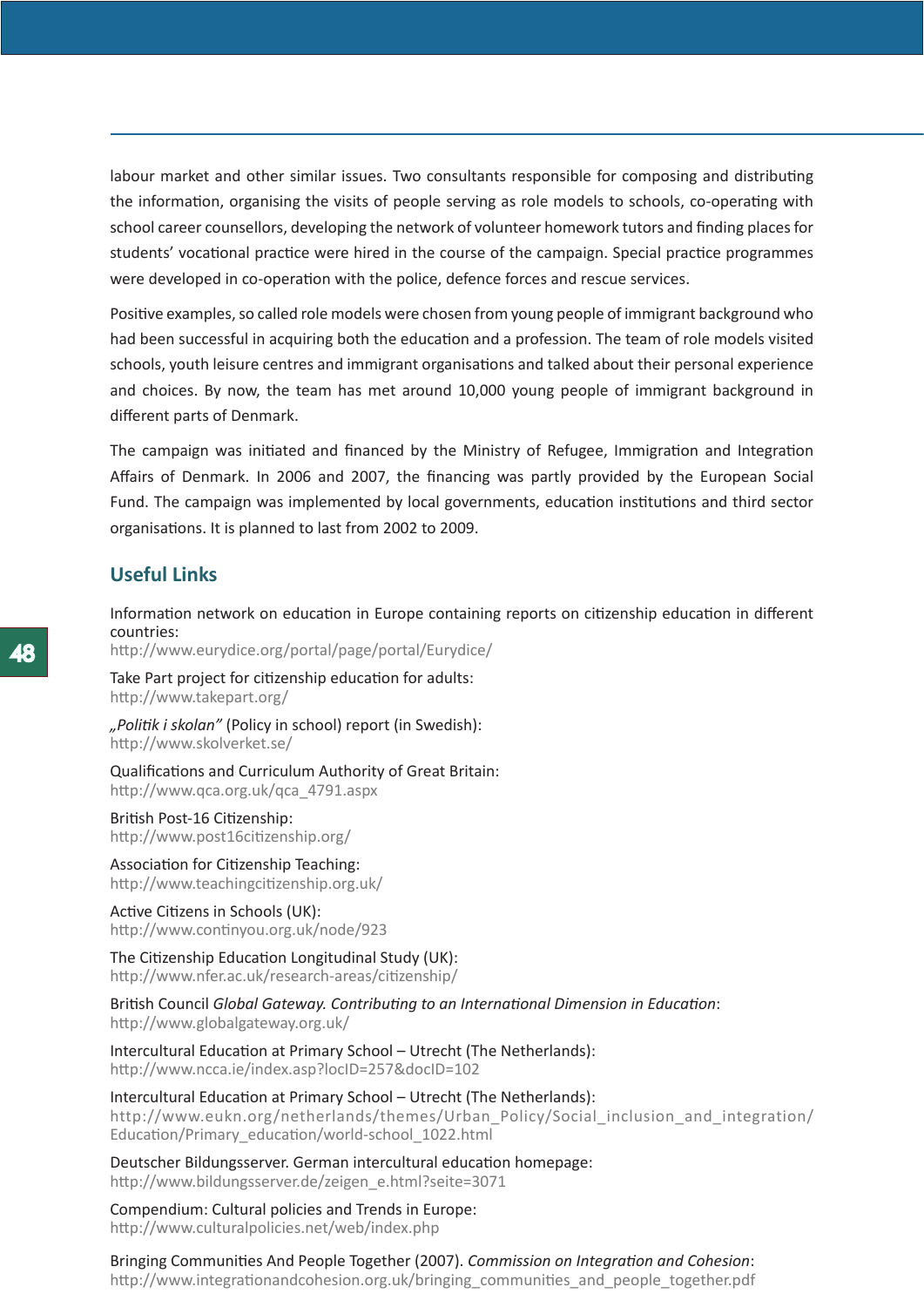labour market and other similar issues. Two consultants responsible for composing and distributing the information, organising the visits of people serving as role models to schools, co-operating with school career counsellors, developing the network of volunteer homework tutors and finding places for students' vocational practice were hired in the course of the campaign. Special practice programmes were developed in co-operation with the police, defence forces and rescue services.

Positive examples, so called role models were chosen from young people of immigrant background who had been successful in acquiring both the education and a profession. The team of role models visited schools, youth leisure centres and immigrant organisations and talked about their personal experience and choices. By now, the team has met around 10,000 young people of immigrant background in different parts of Denmark.

The campaign was initiated and financed by the Ministry of Refugee, Immigration and Integration Affairs of Denmark. In 2006 and 2007, the financing was partly provided by the European Social Fund. The campaign was implemented by local governments, education institutions and third sector organisations. It is planned to last from 2002 to 2009.

## Useful Links

Information network on education in Europe containing reports on citizenship education in different countries:
http://www.eurydice.org/portal/page/portal/Eurydice/

Take Part project for citizenship education for adults:
http://www.takepart.org/

*„Politik i skolan"* (Policy in school) report (in Swedish):
http://www.skolverket.se/

Qualifications and Curriculum Authority of Great Britain:
http://www.qca.org.uk/qca_4791.aspx

British Post-16 Citizenship:
http://www.post16citizenship.org/

Association for Citizenship Teaching:
http://www.teachingcitizenship.org.uk/

Active Citizens in Schools (UK):
http://www.continyou.org.uk/node/923

The Citizenship Education Longitudinal Study (UK):
http://www.nfer.ac.uk/research-areas/citizenship/

British Council *Global Gateway. Contributing to an International Dimension in Education*:
http://www.globalgateway.org.uk/

Intercultural Education at Primary School – Utrecht (The Netherlands):
http://www.ncca.ie/index.asp?locID=257&docID=102

Intercultural Education at Primary School – Utrecht (The Netherlands):
http://www.eukn.org/netherlands/themes/Urban_Policy/Social_inclusion_and_integration/Education/Primary_education/world-school_1022.html

Deutscher Bildungsserver. German intercultural education homepage:
http://www.bildungsserver.de/zeigen_e.html?seite=3071

Compendium: Cultural policies and Trends in Europe:
http://www.culturalpolicies.net/web/index.php

Bringing Communities And People Together (2007). *Commission on Integration and Cohesion*:
http://www.integrationandcohesion.org.uk/bringing_communities_and_people_together.pdf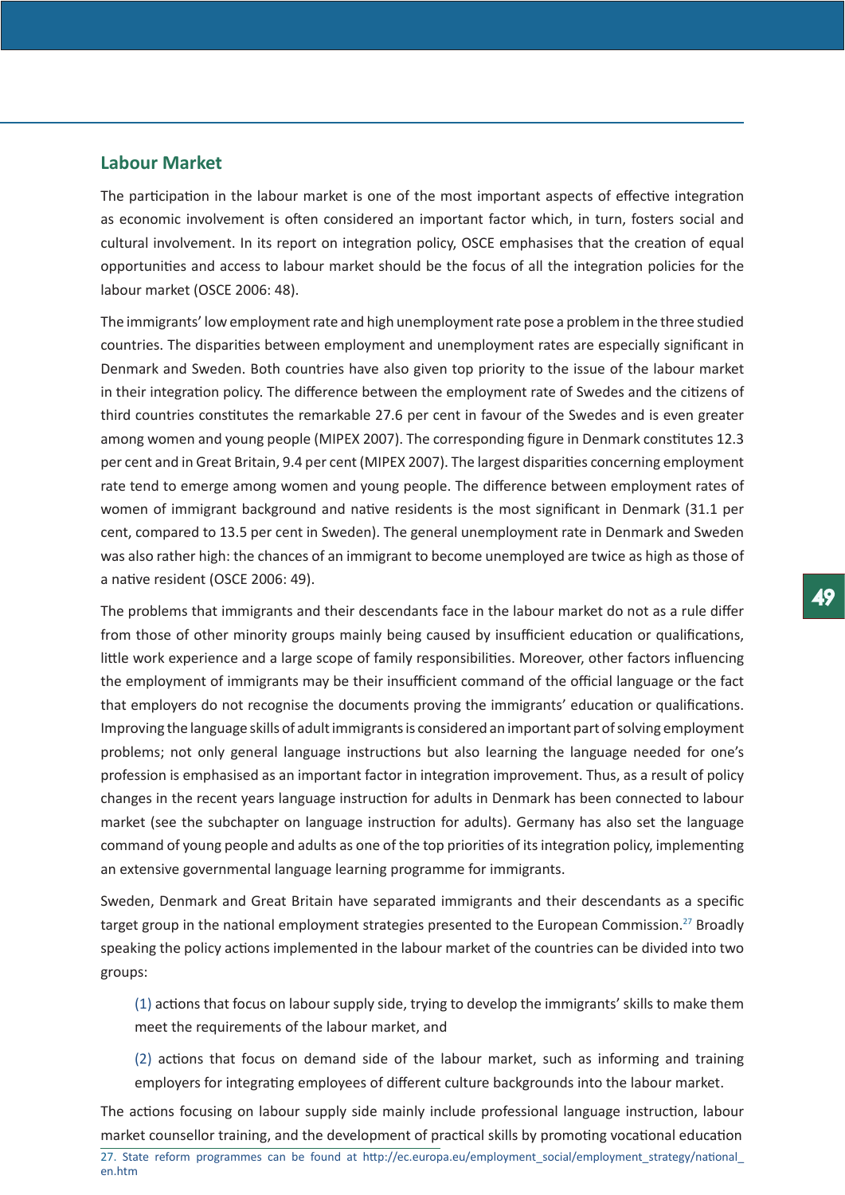## Labour Market

The participation in the labour market is one of the most important aspects of effective integration as economic involvement is often considered an important factor which, in turn, fosters social and cultural involvement. In its report on integration policy, OSCE emphasises that the creation of equal opportunities and access to labour market should be the focus of all the integration policies for the labour market (OSCE 2006: 48).

The immigrants' low employment rate and high unemployment rate pose a problem in the three studied countries. The disparities between employment and unemployment rates are especially significant in Denmark and Sweden. Both countries have also given top priority to the issue of the labour market in their integration policy. The difference between the employment rate of Swedes and the citizens of third countries constitutes the remarkable 27.6 per cent in favour of the Swedes and is even greater among women and young people (MIPEX 2007). The corresponding figure in Denmark constitutes 12.3 per cent and in Great Britain, 9.4 per cent (MIPEX 2007). The largest disparities concerning employment rate tend to emerge among women and young people. The difference between employment rates of women of immigrant background and native residents is the most significant in Denmark (31.1 per cent, compared to 13.5 per cent in Sweden). The general unemployment rate in Denmark and Sweden was also rather high: the chances of an immigrant to become unemployed are twice as high as those of a native resident (OSCE 2006: 49).

The problems that immigrants and their descendants face in the labour market do not as a rule differ from those of other minority groups mainly being caused by insufficient education or qualifications, little work experience and a large scope of family responsibilities. Moreover, other factors influencing the employment of immigrants may be their insufficient command of the official language or the fact that employers do not recognise the documents proving the immigrants' education or qualifications. Improving the language skills of adult immigrants is considered an important part of solving employment problems; not only general language instructions but also learning the language needed for one's profession is emphasised as an important factor in integration improvement. Thus, as a result of policy changes in the recent years language instruction for adults in Denmark has been connected to labour market (see the subchapter on language instruction for adults). Germany has also set the language command of young people and adults as one of the top priorities of its integration policy, implementing an extensive governmental language learning programme for immigrants.

Sweden, Denmark and Great Britain have separated immigrants and their descendants as a specific target group in the national employment strategies presented to the European Commission.[27] Broadly speaking the policy actions implemented in the labour market of the countries can be divided into two groups:

(1) actions that focus on labour supply side, trying to develop the immigrants' skills to make them meet the requirements of the labour market, and

(2) actions that focus on demand side of the labour market, such as informing and training employers for integrating employees of different culture backgrounds into the labour market.

The actions focusing on labour supply side mainly include professional language instruction, labour market counsellor training, and the development of practical skills by promoting vocational education

27. State reform programmes can be found at http://ec.europa.eu/employment_social/employment_strategy/national_en.htm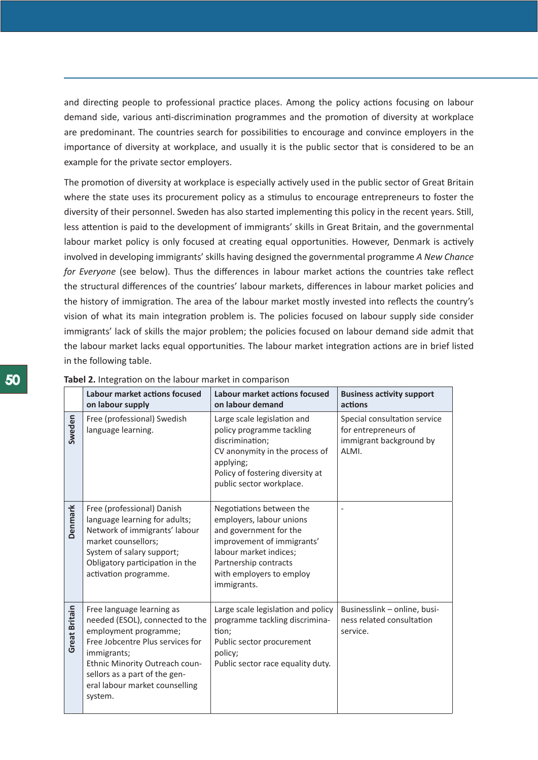and directing people to professional practice places. Among the policy actions focusing on labour demand side, various anti-discrimination programmes and the promotion of diversity at workplace are predominant. The countries search for possibilities to encourage and convince employers in the importance of diversity at workplace, and usually it is the public sector that is considered to be an example for the private sector employers.

The promotion of diversity at workplace is especially actively used in the public sector of Great Britain where the state uses its procurement policy as a stimulus to encourage entrepreneurs to foster the diversity of their personnel. Sweden has also started implementing this policy in the recent years. Still, less attention is paid to the development of immigrants' skills in Great Britain, and the governmental labour market policy is only focused at creating equal opportunities. However, Denmark is actively involved in developing immigrants' skills having designed the governmental programme *A New Chance for Everyone* (see below). Thus the differences in labour market actions the countries take reflect the structural differences of the countries' labour markets, differences in labour market policies and the history of immigration. The area of the labour market mostly invested into reflects the country's vision of what its main integration problem is. The policies focused on labour supply side consider immigrants' lack of skills the major problem; the policies focused on labour demand side admit that the labour market lacks equal opportunities. The labour market integration actions are in brief listed in the following table.

**Tabel 2.** Integration on the labour market in comparison

| | Labour market actions focused on labour supply | Labour market actions focused on labour demand | Business activity support actions |
|---|---|---|---|
| **Sweden** | Free (professional) Swedish language learning. | Large scale legislation and policy programme tackling discrimination;<br>CV anonymity in the process of applying;<br>Policy of fostering diversity at public sector workplace. | Special consultation service for entrepreneurs of immigrant background by ALMI. |
| **Denmark** | Free (professional) Danish language learning for adults;<br>Network of immigrants' labour market counsellors;<br>System of salary support;<br>Obligatory participation in the activation programme. | Negotiations between the employers, labour unions and government for the improvement of immigrants' labour market indices;<br>Partnership contracts with employers to employ immigrants. | - |
| **Great Britain** | Free language learning as needed (ESOL), connected to the employment programme;<br>Free Jobcentre Plus services for immigrants;<br>Ethnic Minority Outreach counsellors as a part of the general labour market counselling system. | Large scale legislation and policy programme tackling discrimination;<br>Public sector procurement policy;<br>Public sector race equality duty. | Businesslink – online, business related consultation service. |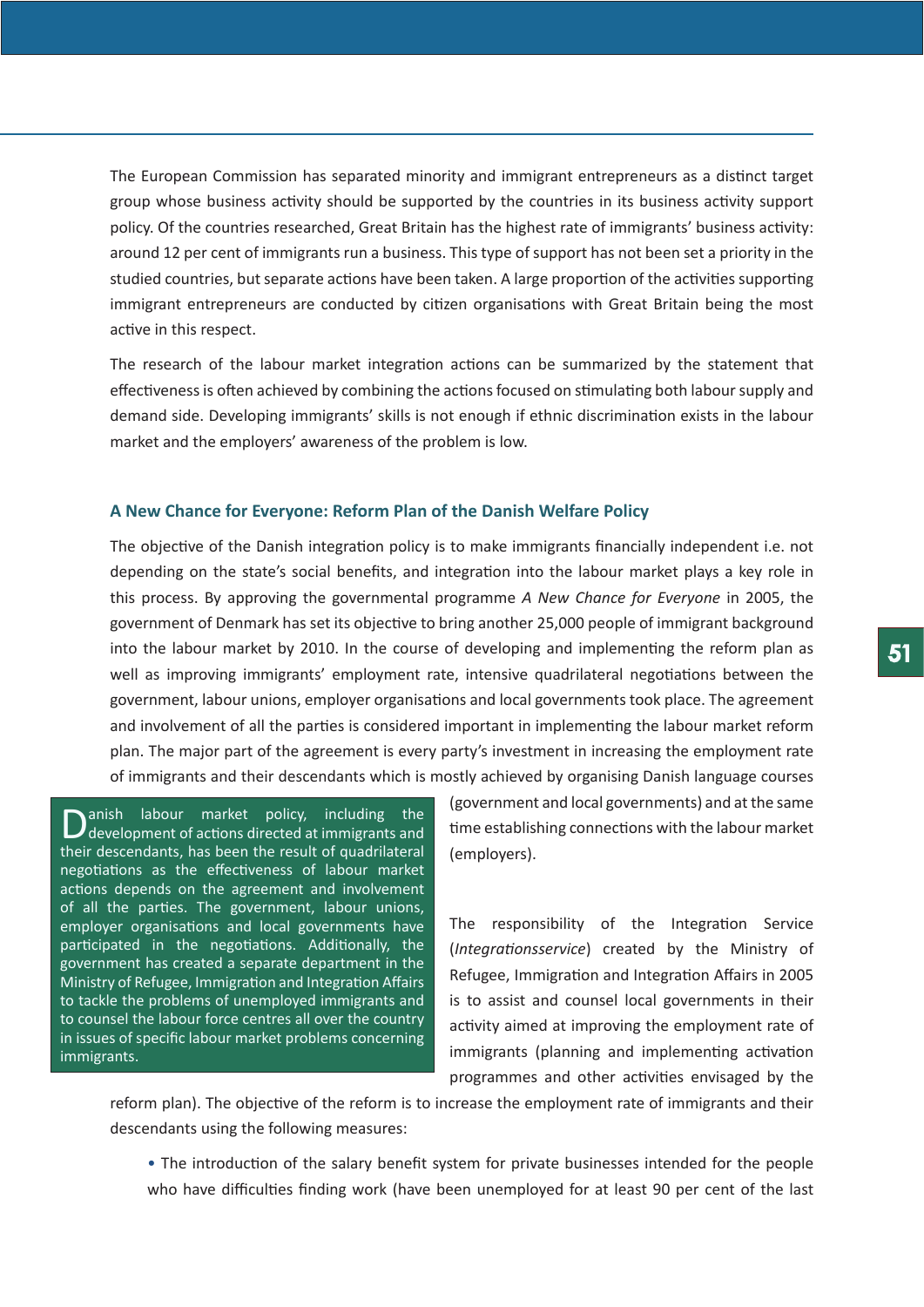The European Commission has separated minority and immigrant entrepreneurs as a distinct target group whose business activity should be supported by the countries in its business activity support policy. Of the countries researched, Great Britain has the highest rate of immigrants' business activity: around 12 per cent of immigrants run a business. This type of support has not been set a priority in the studied countries, but separate actions have been taken. A large proportion of the activities supporting immigrant entrepreneurs are conducted by citizen organisations with Great Britain being the most active in this respect.

The research of the labour market integration actions can be summarized by the statement that effectiveness is often achieved by combining the actions focused on stimulating both labour supply and demand side. Developing immigrants' skills is not enough if ethnic discrimination exists in the labour market and the employers' awareness of the problem is low.

### A New Chance for Everyone: Reform Plan of the Danish Welfare Policy

The objective of the Danish integration policy is to make immigrants financially independent i.e. not depending on the state's social benefits, and integration into the labour market plays a key role in this process. By approving the governmental programme *A New Chance for Everyone* in 2005, the government of Denmark has set its objective to bring another 25,000 people of immigrant background into the labour market by 2010. In the course of developing and implementing the reform plan as well as improving immigrants' employment rate, intensive quadrilateral negotiations between the government, labour unions, employer organisations and local governments took place. The agreement and involvement of all the parties is considered important in implementing the labour market reform plan. The major part of the agreement is every party's investment in increasing the employment rate of immigrants and their descendants which is mostly achieved by organising Danish language courses (government and local governments) and at the same time establishing connections with the labour market (employers).

> Danish labour market policy, including the development of actions directed at immigrants and their descendants, has been the result of quadrilateral negotiations as the effectiveness of labour market actions depends on the agreement and involvement of all the parties. The government, labour unions, employer organisations and local governments have participated in the negotiations. Additionally, the government has created a separate department in the Ministry of Refugee, Immigration and Integration Affairs to tackle the problems of unemployed immigrants and to counsel the labour force centres all over the country in issues of specific labour market problems concerning immigrants.

The responsibility of the Integration Service (*Integrationsservice*) created by the Ministry of Refugee, Immigration and Integration Affairs in 2005 is to assist and counsel local governments in their activity aimed at improving the employment rate of immigrants (planning and implementing activation programmes and other activities envisaged by the reform plan). The objective of the reform is to increase the employment rate of immigrants and their descendants using the following measures:

- The introduction of the salary benefit system for private businesses intended for the people who have difficulties finding work (have been unemployed for at least 90 per cent of the last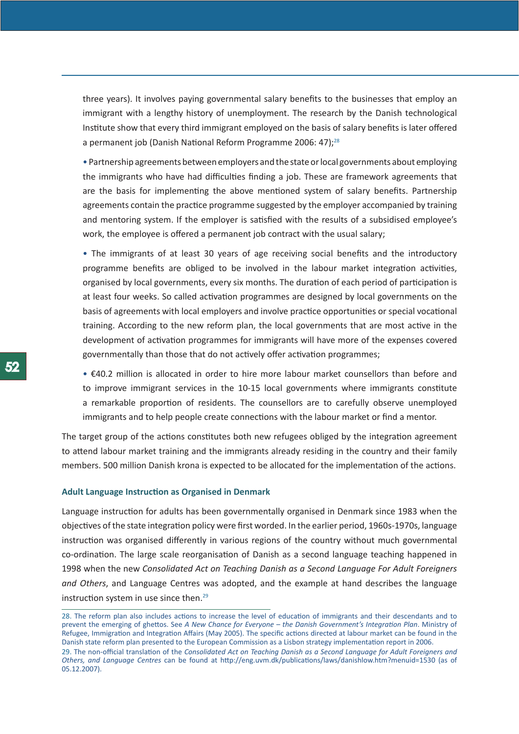three years). It involves paying governmental salary benefits to the businesses that employ an immigrant with a lengthy history of unemployment. The research by the Danish technological Institute show that every third immigrant employed on the basis of salary benefits is later offered a permanent job (Danish National Reform Programme 2006: 47);[28]

- Partnership agreements between employers and the state or local governments about employing the immigrants who have had difficulties finding a job. These are framework agreements that are the basis for implementing the above mentioned system of salary benefits. Partnership agreements contain the practice programme suggested by the employer accompanied by training and mentoring system. If the employer is satisfied with the results of a subsidised employee's work, the employee is offered a permanent job contract with the usual salary;

- The immigrants of at least 30 years of age receiving social benefits and the introductory programme benefits are obliged to be involved in the labour market integration activities, organised by local governments, every six months. The duration of each period of participation is at least four weeks. So called activation programmes are designed by local governments on the basis of agreements with local employers and involve practice opportunities or special vocational training. According to the new reform plan, the local governments that are most active in the development of activation programmes for immigrants will have more of the expenses covered governmentally than those that do not actively offer activation programmes;

- €40.2 million is allocated in order to hire more labour market counsellors than before and to improve immigrant services in the 10-15 local governments where immigrants constitute a remarkable proportion of residents. The counsellors are to carefully observe unemployed immigrants and to help people create connections with the labour market or find a mentor.

The target group of the actions constitutes both new refugees obliged by the integration agreement to attend labour market training and the immigrants already residing in the country and their family members. 500 million Danish krona is expected to be allocated for the implementation of the actions.

### Adult Language Instruction as Organised in Denmark

Language instruction for adults has been governmentally organised in Denmark since 1983 when the objectives of the state integration policy were first worded. In the earlier period, 1960s-1970s, language instruction was organised differently in various regions of the country without much governmental co-ordination. The large scale reorganisation of Danish as a second language teaching happened in 1998 when the new *Consolidated Act on Teaching Danish as a Second Language For Adult Foreigners and Others*, and Language Centres was adopted, and the example at hand describes the language instruction system in use since then.[29]

---

28. The reform plan also includes actions to increase the level of education of immigrants and their descendants and to prevent the emerging of ghettos. See *A New Chance for Everyone – the Danish Government's Integration Plan*. Ministry of Refugee, Immigration and Integration Affairs (May 2005). The specific actions directed at labour market can be found in the Danish state reform plan presented to the European Commission as a Lisbon strategy implementation report in 2006.

29. The non-official translation of the *Consolidated Act on Teaching Danish as a Second Language for Adult Foreigners and Others, and Language Centres* can be found at http://eng.uvm.dk/publications/laws/danishlow.htm?menuid=1530 (as of 05.12.2007).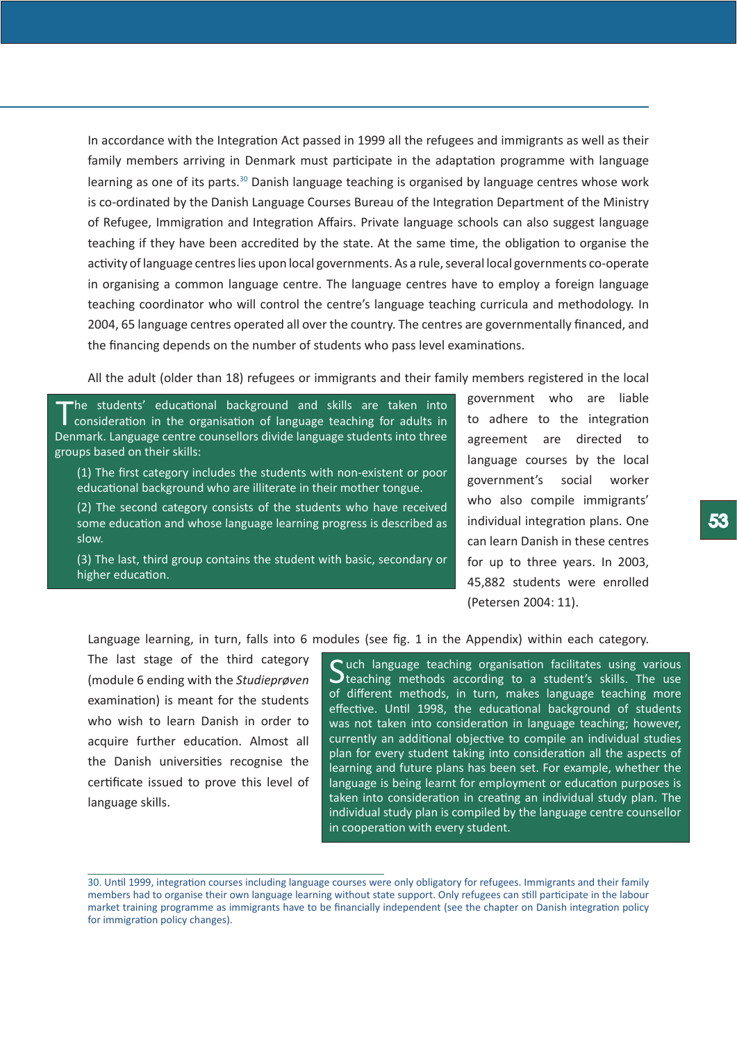In accordance with the Integration Act passed in 1999 all the refugees and immigrants as well as their family members arriving in Denmark must participate in the adaptation programme with language learning as one of its parts.[30] Danish language teaching is organised by language centres whose work is co-ordinated by the Danish Language Courses Bureau of the Integration Department of the Ministry of Refugee, Immigration and Integration Affairs. Private language schools can also suggest language teaching if they have been accredited by the state. At the same time, the obligation to organise the activity of language centres lies upon local governments. As a rule, several local governments co-operate in organising a common language centre. The language centres have to employ a foreign language teaching coordinator who will control the centre's language teaching curricula and methodology. In 2004, 65 language centres operated all over the country. The centres are governmentally financed, and the financing depends on the number of students who pass level examinations.

All the adult (older than 18) refugees or immigrants and their family members registered in the local government who are liable to adhere to the integration agreement are directed to language courses by the local government's social worker who also compile immigrants' individual integration plans. One can learn Danish in these centres for up to three years. In 2003, 45,882 students were enrolled (Petersen 2004: 11).

> The students' educational background and skills are taken into consideration in the organisation of language teaching for adults in Denmark. Language centre counsellors divide language students into three groups based on their skills:
>
> (1) The first category includes the students with non-existent or poor educational background who are illiterate in their mother tongue.
>
> (2) The second category consists of the students who have received some education and whose language learning progress is described as slow.
>
> (3) The last, third group contains the student with basic, secondary or higher education.

Language learning, in turn, falls into 6 modules (see fig. 1 in the Appendix) within each category. The last stage of the third category (module 6 ending with the *Studieprøven* examination) is meant for the students who wish to learn Danish in order to acquire further education. Almost all the Danish universities recognise the certificate issued to prove this level of language skills.

> Such language teaching organisation facilitates using various teaching methods according to a student's skills. The use of different methods, in turn, makes language teaching more effective. Until 1998, the educational background of students was not taken into consideration in language teaching; however, currently an additional objective to compile an individual studies plan for every student taking into consideration all the aspects of learning and future plans has been set. For example, whether the language is being learnt for employment or education purposes is taken into consideration in creating an individual study plan. The individual study plan is compiled by the language centre counsellor in cooperation with every student.

---

30. Until 1999, integration courses including language courses were only obligatory for refugees. Immigrants and their family members had to organise their own language learning without state support. Only refugees can still participate in the labour market training programme as immigrants have to be financially independent (see the chapter on Danish integration policy for immigration policy changes).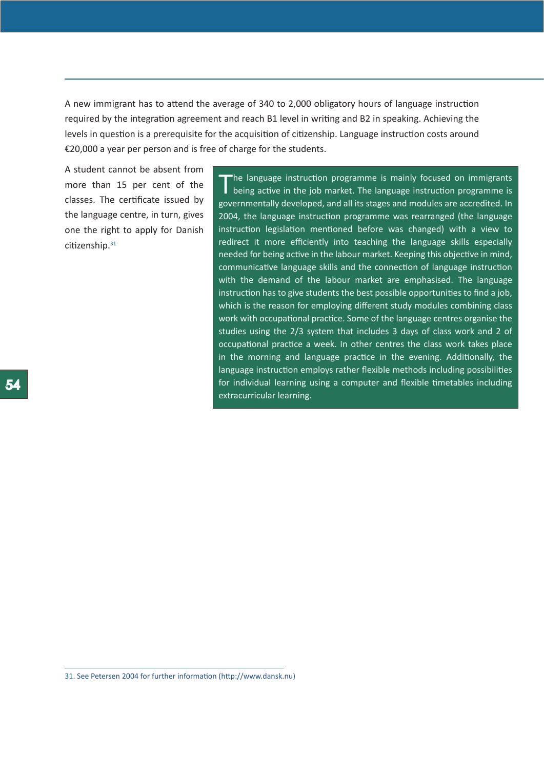A new immigrant has to attend the average of 340 to 2,000 obligatory hours of language instruction required by the integration agreement and reach B1 level in writing and B2 in speaking. Achieving the levels in question is a prerequisite for the acquisition of citizenship. Language instruction costs around €20,000 a year per person and is free of charge for the students.

A student cannot be absent from more than 15 per cent of the classes. The certificate issued by the language centre, in turn, gives one the right to apply for Danish citizenship.[31]

The language instruction programme is mainly focused on immigrants being active in the job market. The language instruction programme is governmentally developed, and all its stages and modules are accredited. In 2004, the language instruction programme was rearranged (the language instruction legislation mentioned before was changed) with a view to redirect it more efficiently into teaching the language skills especially needed for being active in the labour market. Keeping this objective in mind, communicative language skills and the connection of language instruction with the demand of the labour market are emphasised. The language instruction has to give students the best possible opportunities to find a job, which is the reason for employing different study modules combining class work with occupational practice. Some of the language centres organise the studies using the 2/3 system that includes 3 days of class work and 2 of occupational practice a week. In other centres the class work takes place in the morning and language practice in the evening. Additionally, the language instruction employs rather flexible methods including possibilities for individual learning using a computer and flexible timetables including extracurricular learning.

31. See Petersen 2004 for further information (http://www.dansk.nu)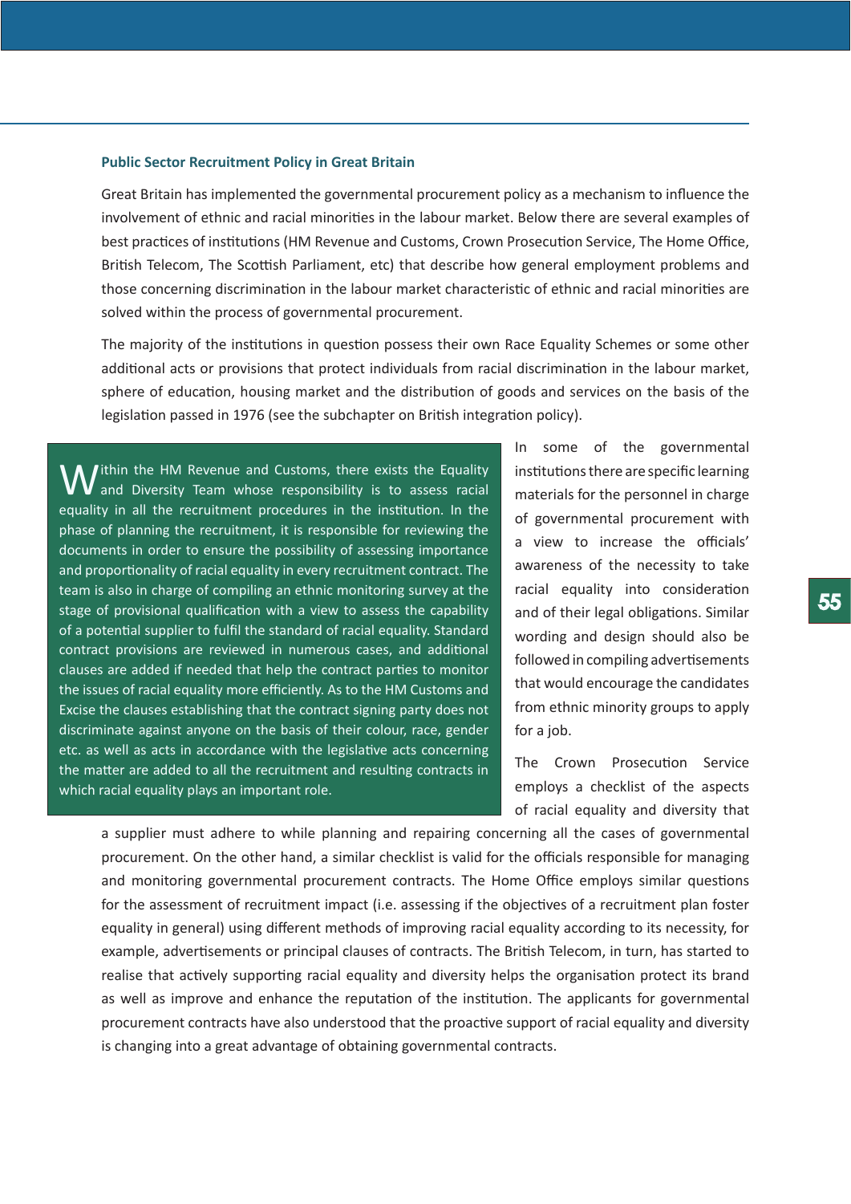### Public Sector Recruitment Policy in Great Britain

Great Britain has implemented the governmental procurement policy as a mechanism to influence the involvement of ethnic and racial minorities in the labour market. Below there are several examples of best practices of institutions (HM Revenue and Customs, Crown Prosecution Service, The Home Office, British Telecom, The Scottish Parliament, etc) that describe how general employment problems and those concerning discrimination in the labour market characteristic of ethnic and racial minorities are solved within the process of governmental procurement.

The majority of the institutions in question possess their own Race Equality Schemes or some other additional acts or provisions that protect individuals from racial discrimination in the labour market, sphere of education, housing market and the distribution of goods and services on the basis of the legislation passed in 1976 (see the subchapter on British integration policy).

> Within the HM Revenue and Customs, there exists the Equality and Diversity Team whose responsibility is to assess racial equality in all the recruitment procedures in the institution. In the phase of planning the recruitment, it is responsible for reviewing the documents in order to ensure the possibility of assessing importance and proportionality of racial equality in every recruitment contract. The team is also in charge of compiling an ethnic monitoring survey at the stage of provisional qualification with a view to assess the capability of a potential supplier to fulfil the standard of racial equality. Standard contract provisions are reviewed in numerous cases, and additional clauses are added if needed that help the contract parties to monitor the issues of racial equality more efficiently. As to the HM Customs and Excise the clauses establishing that the contract signing party does not discriminate against anyone on the basis of their colour, race, gender etc. as well as acts in accordance with the legislative acts concerning the matter are added to all the recruitment and resulting contracts in which racial equality plays an important role.

In some of the governmental institutions there are specific learning materials for the personnel in charge of governmental procurement with a view to increase the officials' awareness of the necessity to take racial equality into consideration and of their legal obligations. Similar wording and design should also be followed in compiling advertisements that would encourage the candidates from ethnic minority groups to apply for a job.

The Crown Prosecution Service employs a checklist of the aspects of racial equality and diversity that a supplier must adhere to while planning and repairing concerning all the cases of governmental procurement. On the other hand, a similar checklist is valid for the officials responsible for managing and monitoring governmental procurement contracts. The Home Office employs similar questions for the assessment of recruitment impact (i.e. assessing if the objectives of a recruitment plan foster equality in general) using different methods of improving racial equality according to its necessity, for example, advertisements or principal clauses of contracts. The British Telecom, in turn, has started to realise that actively supporting racial equality and diversity helps the organisation protect its brand as well as improve and enhance the reputation of the institution. The applicants for governmental procurement contracts have also understood that the proactive support of racial equality and diversity is changing into a great advantage of obtaining governmental contracts.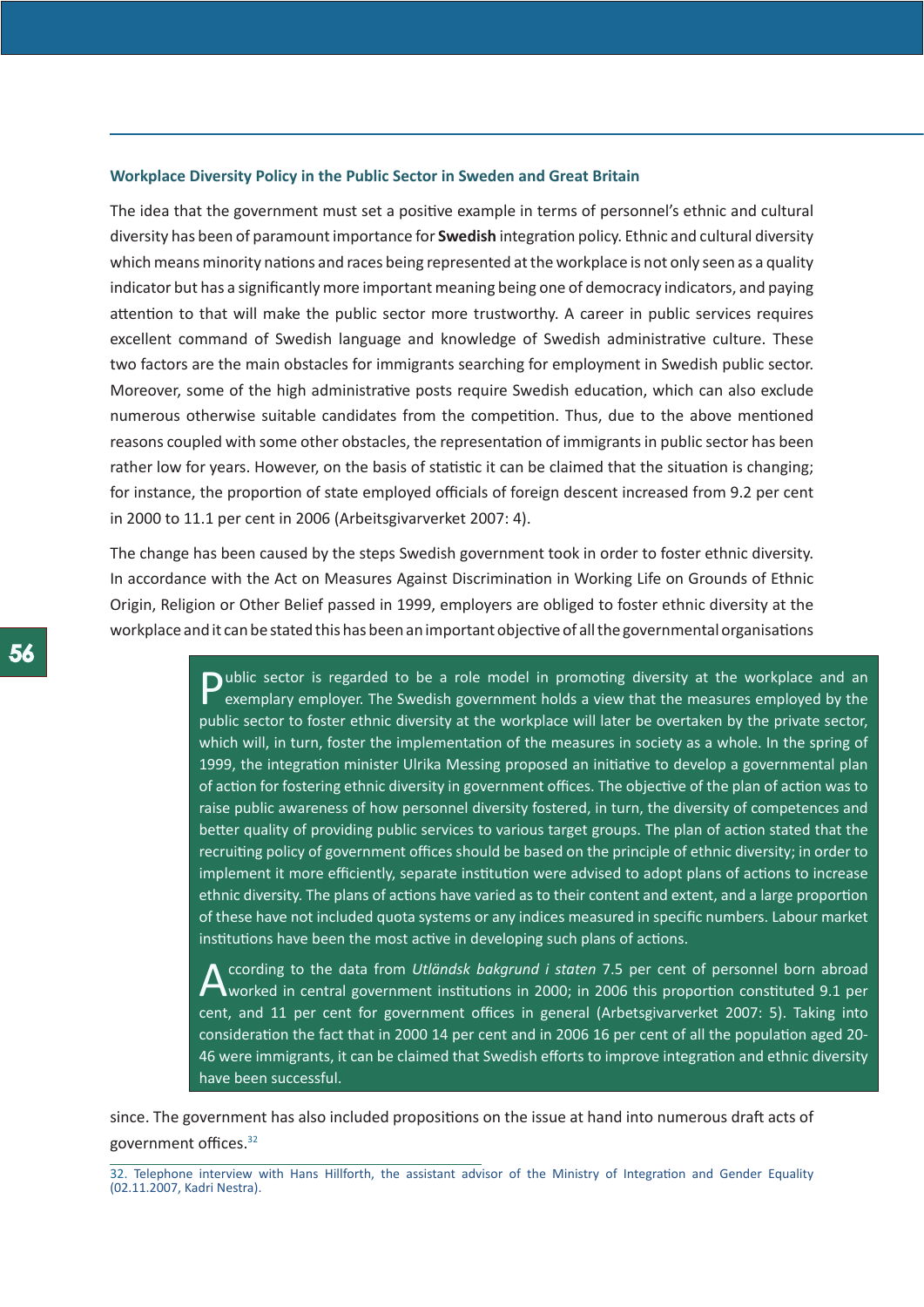### Workplace Diversity Policy in the Public Sector in Sweden and Great Britain

The idea that the government must set a positive example in terms of personnel's ethnic and cultural diversity has been of paramount importance for **Swedish** integration policy. Ethnic and cultural diversity which means minority nations and races being represented at the workplace is not only seen as a quality indicator but has a significantly more important meaning being one of democracy indicators, and paying attention to that will make the public sector more trustworthy. A career in public services requires excellent command of Swedish language and knowledge of Swedish administrative culture. These two factors are the main obstacles for immigrants searching for employment in Swedish public sector. Moreover, some of the high administrative posts require Swedish education, which can also exclude numerous otherwise suitable candidates from the competition. Thus, due to the above mentioned reasons coupled with some other obstacles, the representation of immigrants in public sector has been rather low for years. However, on the basis of statistic it can be claimed that the situation is changing; for instance, the proportion of state employed officials of foreign descent increased from 9.2 per cent in 2000 to 11.1 per cent in 2006 (Arbeitsgivarverket 2007: 4).

The change has been caused by the steps Swedish government took in order to foster ethnic diversity. In accordance with the Act on Measures Against Discrimination in Working Life on Grounds of Ethnic Origin, Religion or Other Belief passed in 1999, employers are obliged to foster ethnic diversity at the workplace and it can be stated this has been an important objective of all the governmental organisations since. The government has also included propositions on the issue at hand into numerous draft acts of government offices.[32]

> Public sector is regarded to be a role model in promoting diversity at the workplace and an exemplary employer. The Swedish government holds a view that the measures employed by the public sector to foster ethnic diversity at the workplace will later be overtaken by the private sector, which will, in turn, foster the implementation of the measures in society as a whole. In the spring of 1999, the integration minister Ulrika Messing proposed an initiative to develop a governmental plan of action for fostering ethnic diversity in government offices. The objective of the plan of action was to raise public awareness of how personnel diversity fostered, in turn, the diversity of competences and better quality of providing public services to various target groups. The plan of action stated that the recruiting policy of government offices should be based on the principle of ethnic diversity; in order to implement it more efficiently, separate institution were advised to adopt plans of actions to increase ethnic diversity. The plans of actions have varied as to their content and extent, and a large proportion of these have not included quota systems or any indices measured in specific numbers. Labour market institutions have been the most active in developing such plans of actions.
>
> According to the data from *Utländsk bakgrund i staten* 7.5 per cent of personnel born abroad worked in central government institutions in 2000; in 2006 this proportion constituted 9.1 per cent, and 11 per cent for government offices in general (Arbetsgivarverket 2007: 5). Taking into consideration the fact that in 2000 14 per cent and in 2006 16 per cent of all the population aged 20-46 were immigrants, it can be claimed that Swedish efforts to improve integration and ethnic diversity have been successful.

32. Telephone interview with Hans Hillforth, the assistant advisor of the Ministry of Integration and Gender Equality (02.11.2007, Kadri Nestra).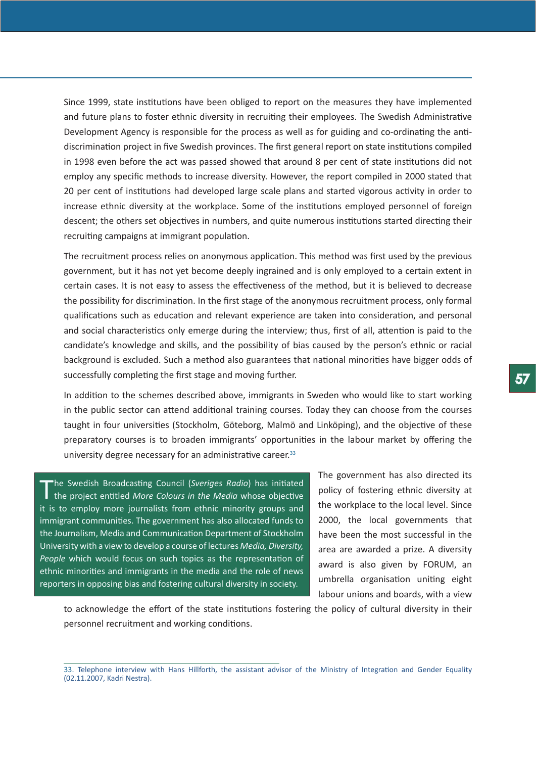Since 1999, state institutions have been obliged to report on the measures they have implemented and future plans to foster ethnic diversity in recruiting their employees. The Swedish Administrative Development Agency is responsible for the process as well as for guiding and co-ordinating the anti-discrimination project in five Swedish provinces. The first general report on state institutions compiled in 1998 even before the act was passed showed that around 8 per cent of state institutions did not employ any specific methods to increase diversity. However, the report compiled in 2000 stated that 20 per cent of institutions had developed large scale plans and started vigorous activity in order to increase ethnic diversity at the workplace. Some of the institutions employed personnel of foreign descent; the others set objectives in numbers, and quite numerous institutions started directing their recruiting campaigns at immigrant population.

The recruitment process relies on anonymous application. This method was first used by the previous government, but it has not yet become deeply ingrained and is only employed to a certain extent in certain cases. It is not easy to assess the effectiveness of the method, but it is believed to decrease the possibility for discrimination. In the first stage of the anonymous recruitment process, only formal qualifications such as education and relevant experience are taken into consideration, and personal and social characteristics only emerge during the interview; thus, first of all, attention is paid to the candidate's knowledge and skills, and the possibility of bias caused by the person's ethnic or racial background is excluded. Such a method also guarantees that national minorities have bigger odds of successfully completing the first stage and moving further.

In addition to the schemes described above, immigrants in Sweden who would like to start working in the public sector can attend additional training courses. Today they can choose from the courses taught in four universities (Stockholm, Göteborg, Malmö and Linköping), and the objective of these preparatory courses is to broaden immigrants' opportunities in the labour market by offering the university degree necessary for an administrative career.[33]

> The Swedish Broadcasting Council (*Sveriges Radio*) has initiated the project entitled *More Colours in the Media* whose objective it is to employ more journalists from ethnic minority groups and immigrant communities. The government has also allocated funds to the Journalism, Media and Communication Department of Stockholm University with a view to develop a course of lectures *Media, Diversity, People* which would focus on such topics as the representation of ethnic minorities and immigrants in the media and the role of news reporters in opposing bias and fostering cultural diversity in society.

The government has also directed its policy of fostering ethnic diversity at the workplace to the local level. Since 2000, the local governments that have been the most successful in the area are awarded a prize. A diversity award is also given by FORUM, an umbrella organisation uniting eight labour unions and boards, with a view to acknowledge the effort of the state institutions fostering the policy of cultural diversity in their personnel recruitment and working conditions.

---

33. Telephone interview with Hans Hillforth, the assistant advisor of the Ministry of Integration and Gender Equality (02.11.2007, Kadri Nestra).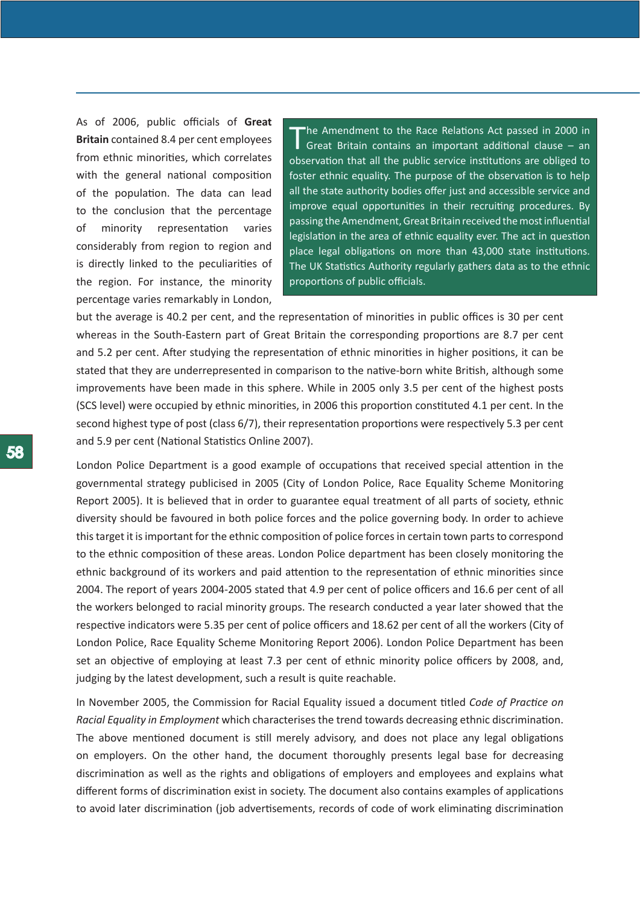As of 2006, public officials of **Great Britain** contained 8.4 per cent employees from ethnic minorities, which correlates with the general national composition of the population. The data can lead to the conclusion that the percentage of minority representation varies considerably from region to region and is directly linked to the peculiarities of the region. For instance, the minority percentage varies remarkably in London, but the average is 40.2 per cent, and the representation of minorities in public offices is 30 per cent whereas in the South-Eastern part of Great Britain the corresponding proportions are 8.7 per cent and 5.2 per cent. After studying the representation of ethnic minorities in higher positions, it can be stated that they are underrepresented in comparison to the native-born white British, although some improvements have been made in this sphere. While in 2005 only 3.5 per cent of the highest posts (SCS level) were occupied by ethnic minorities, in 2006 this proportion constituted 4.1 per cent. In the second highest type of post (class 6/7), their representation proportions were respectively 5.3 per cent and 5.9 per cent (National Statistics Online 2007).

> The Amendment to the Race Relations Act passed in 2000 in Great Britain contains an important additional clause – an observation that all the public service institutions are obliged to foster ethnic equality. The purpose of the observation is to help all the state authority bodies offer just and accessible service and improve equal opportunities in their recruiting procedures. By passing the Amendment, Great Britain received the most influential legislation in the area of ethnic equality ever. The act in question place legal obligations on more than 43,000 state institutions. The UK Statistics Authority regularly gathers data as to the ethnic proportions of public officials.

London Police Department is a good example of occupations that received special attention in the governmental strategy publicised in 2005 (City of London Police, Race Equality Scheme Monitoring Report 2005). It is believed that in order to guarantee equal treatment of all parts of society, ethnic diversity should be favoured in both police forces and the police governing body. In order to achieve this target it is important for the ethnic composition of police forces in certain town parts to correspond to the ethnic composition of these areas. London Police department has been closely monitoring the ethnic background of its workers and paid attention to the representation of ethnic minorities since 2004. The report of years 2004-2005 stated that 4.9 per cent of police officers and 16.6 per cent of all the workers belonged to racial minority groups. The research conducted a year later showed that the respective indicators were 5.35 per cent of police officers and 18.62 per cent of all the workers (City of London Police, Race Equality Scheme Monitoring Report 2006). London Police Department has been set an objective of employing at least 7.3 per cent of ethnic minority police officers by 2008, and, judging by the latest development, such a result is quite reachable.

In November 2005, the Commission for Racial Equality issued a document titled *Code of Practice on Racial Equality in Employment* which characterises the trend towards decreasing ethnic discrimination. The above mentioned document is still merely advisory, and does not place any legal obligations on employers. On the other hand, the document thoroughly presents legal base for decreasing discrimination as well as the rights and obligations of employers and employees and explains what different forms of discrimination exist in society. The document also contains examples of applications to avoid later discrimination (job advertisements, records of code of work eliminating discrimination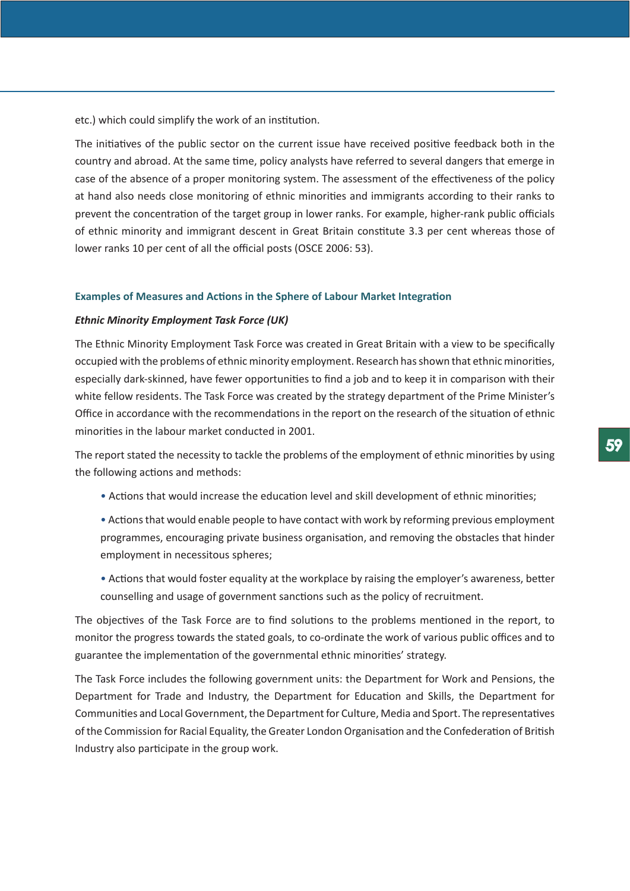etc.) which could simplify the work of an institution.

The initiatives of the public sector on the current issue have received positive feedback both in the country and abroad. At the same time, policy analysts have referred to several dangers that emerge in case of the absence of a proper monitoring system. The assessment of the effectiveness of the policy at hand also needs close monitoring of ethnic minorities and immigrants according to their ranks to prevent the concentration of the target group in lower ranks. For example, higher-rank public officials of ethnic minority and immigrant descent in Great Britain constitute 3.3 per cent whereas those of lower ranks 10 per cent of all the official posts (OSCE 2006: 53).

### Examples of Measures and Actions in the Sphere of Labour Market Integration

#### *Ethnic Minority Employment Task Force (UK)*

The Ethnic Minority Employment Task Force was created in Great Britain with a view to be specifically occupied with the problems of ethnic minority employment. Research has shown that ethnic minorities, especially dark-skinned, have fewer opportunities to find a job and to keep it in comparison with their white fellow residents. The Task Force was created by the strategy department of the Prime Minister's Office in accordance with the recommendations in the report on the research of the situation of ethnic minorities in the labour market conducted in 2001.

The report stated the necessity to tackle the problems of the employment of ethnic minorities by using the following actions and methods:

- Actions that would increase the education level and skill development of ethnic minorities;
- Actions that would enable people to have contact with work by reforming previous employment programmes, encouraging private business organisation, and removing the obstacles that hinder employment in necessitous spheres;
- Actions that would foster equality at the workplace by raising the employer's awareness, better counselling and usage of government sanctions such as the policy of recruitment.

The objectives of the Task Force are to find solutions to the problems mentioned in the report, to monitor the progress towards the stated goals, to co-ordinate the work of various public offices and to guarantee the implementation of the governmental ethnic minorities' strategy.

The Task Force includes the following government units: the Department for Work and Pensions, the Department for Trade and Industry, the Department for Education and Skills, the Department for Communities and Local Government, the Department for Culture, Media and Sport. The representatives of the Commission for Racial Equality, the Greater London Organisation and the Confederation of British Industry also participate in the group work.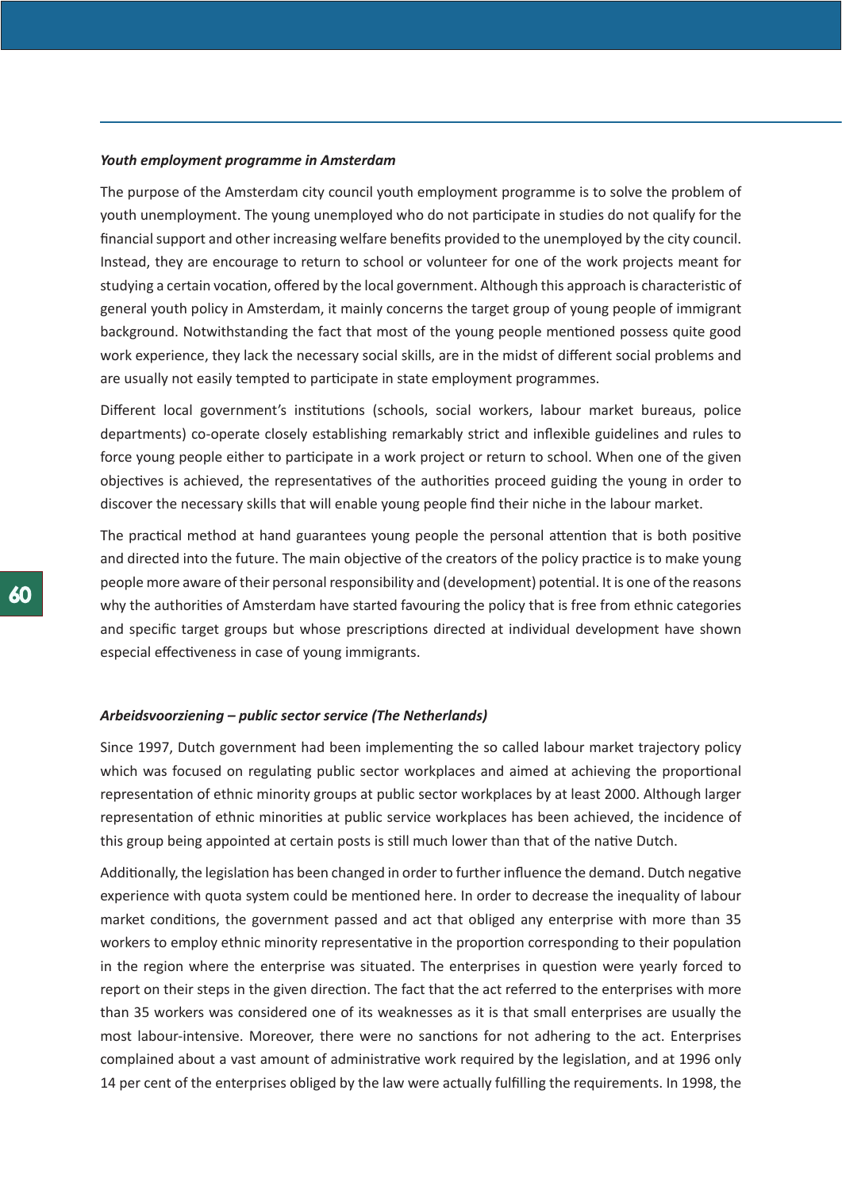***Youth employment programme in Amsterdam***

The purpose of the Amsterdam city council youth employment programme is to solve the problem of youth unemployment. The young unemployed who do not participate in studies do not qualify for the financial support and other increasing welfare benefits provided to the unemployed by the city council. Instead, they are encourage to return to school or volunteer for one of the work projects meant for studying a certain vocation, offered by the local government. Although this approach is characteristic of general youth policy in Amsterdam, it mainly concerns the target group of young people of immigrant background. Notwithstanding the fact that most of the young people mentioned possess quite good work experience, they lack the necessary social skills, are in the midst of different social problems and are usually not easily tempted to participate in state employment programmes.

Different local government's institutions (schools, social workers, labour market bureaus, police departments) co-operate closely establishing remarkably strict and inflexible guidelines and rules to force young people either to participate in a work project or return to school. When one of the given objectives is achieved, the representatives of the authorities proceed guiding the young in order to discover the necessary skills that will enable young people find their niche in the labour market.

The practical method at hand guarantees young people the personal attention that is both positive and directed into the future. The main objective of the creators of the policy practice is to make young people more aware of their personal responsibility and (development) potential. It is one of the reasons why the authorities of Amsterdam have started favouring the policy that is free from ethnic categories and specific target groups but whose prescriptions directed at individual development have shown especial effectiveness in case of young immigrants.

***Arbeidsvoorziening – public sector service (The Netherlands)***

Since 1997, Dutch government had been implementing the so called labour market trajectory policy which was focused on regulating public sector workplaces and aimed at achieving the proportional representation of ethnic minority groups at public sector workplaces by at least 2000. Although larger representation of ethnic minorities at public service workplaces has been achieved, the incidence of this group being appointed at certain posts is still much lower than that of the native Dutch.

Additionally, the legislation has been changed in order to further influence the demand. Dutch negative experience with quota system could be mentioned here. In order to decrease the inequality of labour market conditions, the government passed and act that obliged any enterprise with more than 35 workers to employ ethnic minority representative in the proportion corresponding to their population in the region where the enterprise was situated. The enterprises in question were yearly forced to report on their steps in the given direction. The fact that the act referred to the enterprises with more than 35 workers was considered one of its weaknesses as it is that small enterprises are usually the most labour-intensive. Moreover, there were no sanctions for not adhering to the act. Enterprises complained about a vast amount of administrative work required by the legislation, and at 1996 only 14 per cent of the enterprises obliged by the law were actually fulfilling the requirements. In 1998, the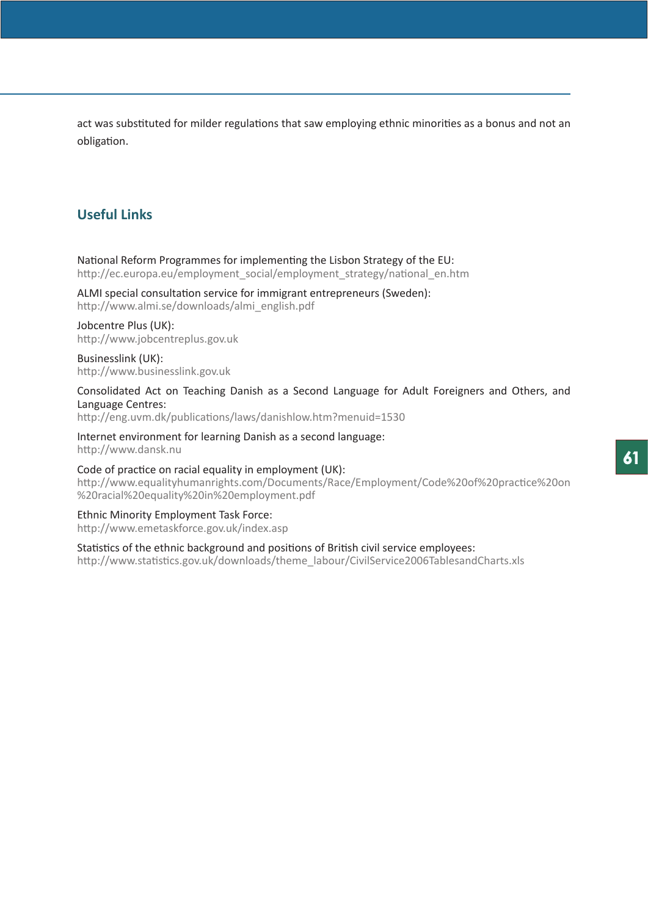act was substituted for milder regulations that saw employing ethnic minorities as a bonus and not an obligation.

## Useful Links

National Reform Programmes for implementing the Lisbon Strategy of the EU:
http://ec.europa.eu/employment_social/employment_strategy/national_en.htm

ALMI special consultation service for immigrant entrepreneurs (Sweden):
http://www.almi.se/downloads/almi_english.pdf

Jobcentre Plus (UK):
http://www.jobcentreplus.gov.uk

Businesslink (UK):
http://www.businesslink.gov.uk

Consolidated Act on Teaching Danish as a Second Language for Adult Foreigners and Others, and Language Centres:
http://eng.uvm.dk/publications/laws/danishlow.htm?menuid=1530

Internet environment for learning Danish as a second language:
http://www.dansk.nu

Code of practice on racial equality in employment (UK):
http://www.equalityhumanrights.com/Documents/Race/Employment/Code%20of%20practice%20on%20racial%20equality%20in%20employment.pdf

Ethnic Minority Employment Task Force:
http://www.emetaskforce.gov.uk/index.asp

Statistics of the ethnic background and positions of British civil service employees:
http://www.statistics.gov.uk/downloads/theme_labour/CivilService2006TablesandCharts.xls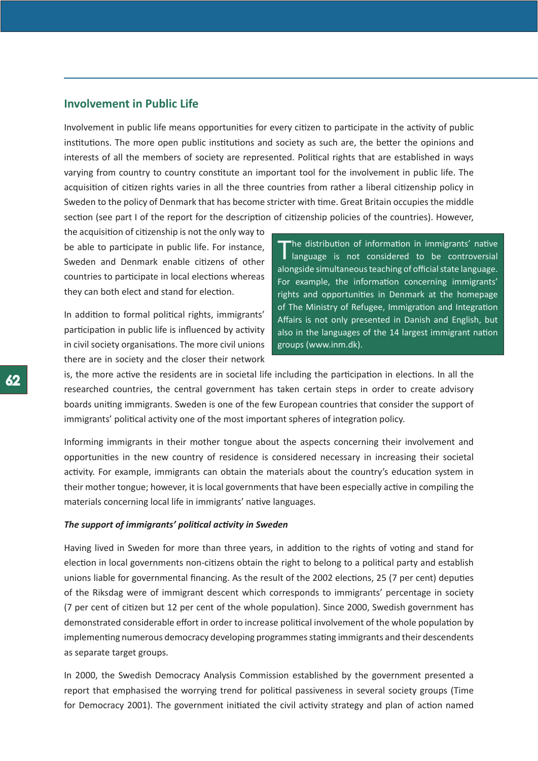## Involvement in Public Life

Involvement in public life means opportunities for every citizen to participate in the activity of public institutions. The more open public institutions and society as such are, the better the opinions and interests of all the members of society are represented. Political rights that are established in ways varying from country to country constitute an important tool for the involvement in public life. The acquisition of citizen rights varies in all the three countries from rather a liberal citizenship policy in Sweden to the policy of Denmark that has become stricter with time. Great Britain occupies the middle section (see part I of the report for the description of citizenship policies of the countries). However, the acquisition of citizenship is not the only way to be able to participate in public life. For instance, Sweden and Denmark enable citizens of other countries to participate in local elections whereas they can both elect and stand for election.

> The distribution of information in immigrants' native language is not considered to be controversial alongside simultaneous teaching of official state language. For example, the information concerning immigrants' rights and opportunities in Denmark at the homepage of The Ministry of Refugee, Immigration and Integration Affairs is not only presented in Danish and English, but also in the languages of the 14 largest immigrant nation groups (www.inm.dk).

In addition to formal political rights, immigrants' participation in public life is influenced by activity in civil society organisations. The more civil unions there are in society and the closer their network is, the more active the residents are in societal life including the participation in elections. In all the researched countries, the central government has taken certain steps in order to create advisory boards uniting immigrants. Sweden is one of the few European countries that consider the support of immigrants' political activity one of the most important spheres of integration policy.

Informing immigrants in their mother tongue about the aspects concerning their involvement and opportunities in the new country of residence is considered necessary in increasing their societal activity. For example, immigrants can obtain the materials about the country's education system in their mother tongue; however, it is local governments that have been especially active in compiling the materials concerning local life in immigrants' native languages.

***The support of immigrants' political activity in Sweden***

Having lived in Sweden for more than three years, in addition to the rights of voting and stand for election in local governments non-citizens obtain the right to belong to a political party and establish unions liable for governmental financing. As the result of the 2002 elections, 25 (7 per cent) deputies of the Riksdag were of immigrant descent which corresponds to immigrants' percentage in society (7 per cent of citizen but 12 per cent of the whole population). Since 2000, Swedish government has demonstrated considerable effort in order to increase political involvement of the whole population by implementing numerous democracy developing programmes stating immigrants and their descendents as separate target groups.

In 2000, the Swedish Democracy Analysis Commission established by the government presented a report that emphasised the worrying trend for political passiveness in several society groups (Time for Democracy 2001). The government initiated the civil activity strategy and plan of action named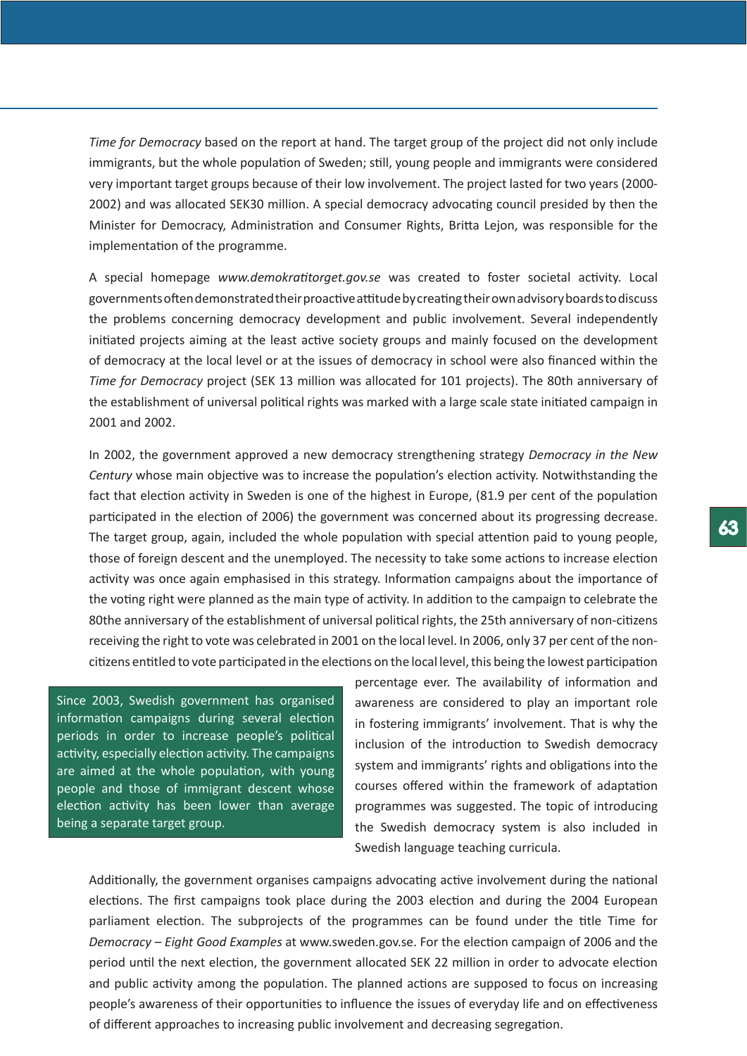*Time for Democracy* based on the report at hand. The target group of the project did not only include immigrants, but the whole population of Sweden; still, young people and immigrants were considered very important target groups because of their low involvement. The project lasted for two years (2000-2002) and was allocated SEK30 million. A special democracy advocating council presided by then the Minister for Democracy, Administration and Consumer Rights, Britta Lejon, was responsible for the implementation of the programme.

A special homepage *www.demokratitorget.gov.se* was created to foster societal activity. Local governments often demonstrated their proactive attitude by creating their own advisory boards to discuss the problems concerning democracy development and public involvement. Several independently initiated projects aiming at the least active society groups and mainly focused on the development of democracy at the local level or at the issues of democracy in school were also financed within the *Time for Democracy* project (SEK 13 million was allocated for 101 projects). The 80th anniversary of the establishment of universal political rights was marked with a large scale state initiated campaign in 2001 and 2002.

In 2002, the government approved a new democracy strengthening strategy *Democracy in the New Century* whose main objective was to increase the population's election activity. Notwithstanding the fact that election activity in Sweden is one of the highest in Europe, (81.9 per cent of the population participated in the election of 2006) the government was concerned about its progressing decrease. The target group, again, included the whole population with special attention paid to young people, those of foreign descent and the unemployed. The necessity to take some actions to increase election activity was once again emphasised in this strategy. Information campaigns about the importance of the voting right were planned as the main type of activity. In addition to the campaign to celebrate the 80the anniversary of the establishment of universal political rights, the 25th anniversary of non-citizens receiving the right to vote was celebrated in 2001 on the local level. In 2006, only 37 per cent of the non-citizens entitled to vote participated in the elections on the local level, this being the lowest participation percentage ever. The availability of information and awareness are considered to play an important role in fostering immigrants' involvement. That is why the inclusion of the introduction to Swedish democracy system and immigrants' rights and obligations into the courses offered within the framework of adaptation programmes was suggested. The topic of introducing the Swedish democracy system is also included in Swedish language teaching curricula.

> Since 2003, Swedish government has organised information campaigns during several election periods in order to increase people's political activity, especially election activity. The campaigns are aimed at the whole population, with young people and those of immigrant descent whose election activity has been lower than average being a separate target group.

Additionally, the government organises campaigns advocating active involvement during the national elections. The first campaigns took place during the 2003 election and during the 2004 European parliament election. The subprojects of the programmes can be found under the title Time for *Democracy – Eight Good Examples* at www.sweden.gov.se. For the election campaign of 2006 and the period until the next election, the government allocated SEK 22 million in order to advocate election and public activity among the population. The planned actions are supposed to focus on increasing people's awareness of their opportunities to influence the issues of everyday life and on effectiveness of different approaches to increasing public involvement and decreasing segregation.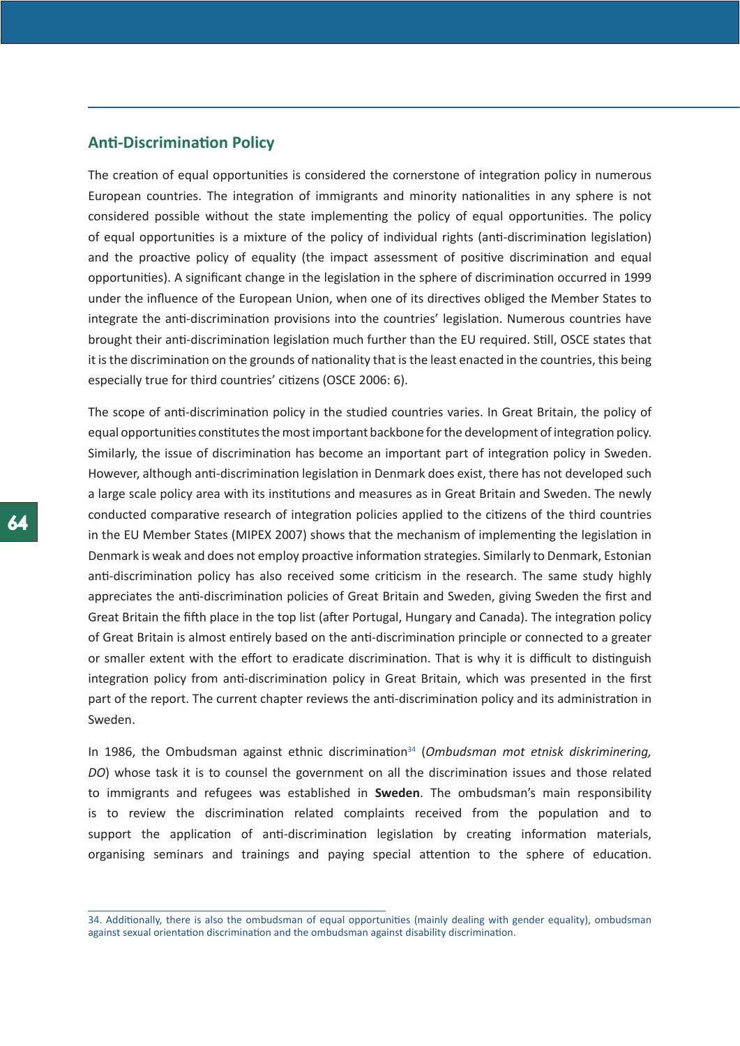## Anti-Discrimination Policy

The creation of equal opportunities is considered the cornerstone of integration policy in numerous European countries. The integration of immigrants and minority nationalities in any sphere is not considered possible without the state implementing the policy of equal opportunities. The policy of equal opportunities is a mixture of the policy of individual rights (anti-discrimination legislation) and the proactive policy of equality (the impact assessment of positive discrimination and equal opportunities). A significant change in the legislation in the sphere of discrimination occurred in 1999 under the influence of the European Union, when one of its directives obliged the Member States to integrate the anti-discrimination provisions into the countries' legislation. Numerous countries have brought their anti-discrimination legislation much further than the EU required. Still, OSCE states that it is the discrimination on the grounds of nationality that is the least enacted in the countries, this being especially true for third countries' citizens (OSCE 2006: 6).

The scope of anti-discrimination policy in the studied countries varies. In Great Britain, the policy of equal opportunities constitutes the most important backbone for the development of integration policy. Similarly, the issue of discrimination has become an important part of integration policy in Sweden. However, although anti-discrimination legislation in Denmark does exist, there has not developed such a large scale policy area with its institutions and measures as in Great Britain and Sweden. The newly conducted comparative research of integration policies applied to the citizens of the third countries in the EU Member States (MIPEX 2007) shows that the mechanism of implementing the legislation in Denmark is weak and does not employ proactive information strategies. Similarly to Denmark, Estonian anti-discrimination policy has also received some criticism in the research. The same study highly appreciates the anti-discrimination policies of Great Britain and Sweden, giving Sweden the first and Great Britain the fifth place in the top list (after Portugal, Hungary and Canada). The integration policy of Great Britain is almost entirely based on the anti-discrimination principle or connected to a greater or smaller extent with the effort to eradicate discrimination. That is why it is difficult to distinguish integration policy from anti-discrimination policy in Great Britain, which was presented in the first part of the report. The current chapter reviews the anti-discrimination policy and its administration in Sweden.

In 1986, the Ombudsman against ethnic discrimination[34] (*Ombudsman mot etnisk diskriminering, DO*) whose task it is to counsel the government on all the discrimination issues and those related to immigrants and refugees was established in **Sweden**. The ombudsman's main responsibility is to review the discrimination related complaints received from the population and to support the application of anti-discrimination legislation by creating information materials, organising seminars and trainings and paying special attention to the sphere of education.

34. Additionally, there is also the ombudsman of equal opportunities (mainly dealing with gender equality), ombudsman against sexual orientation discrimination and the ombudsman against disability discrimination.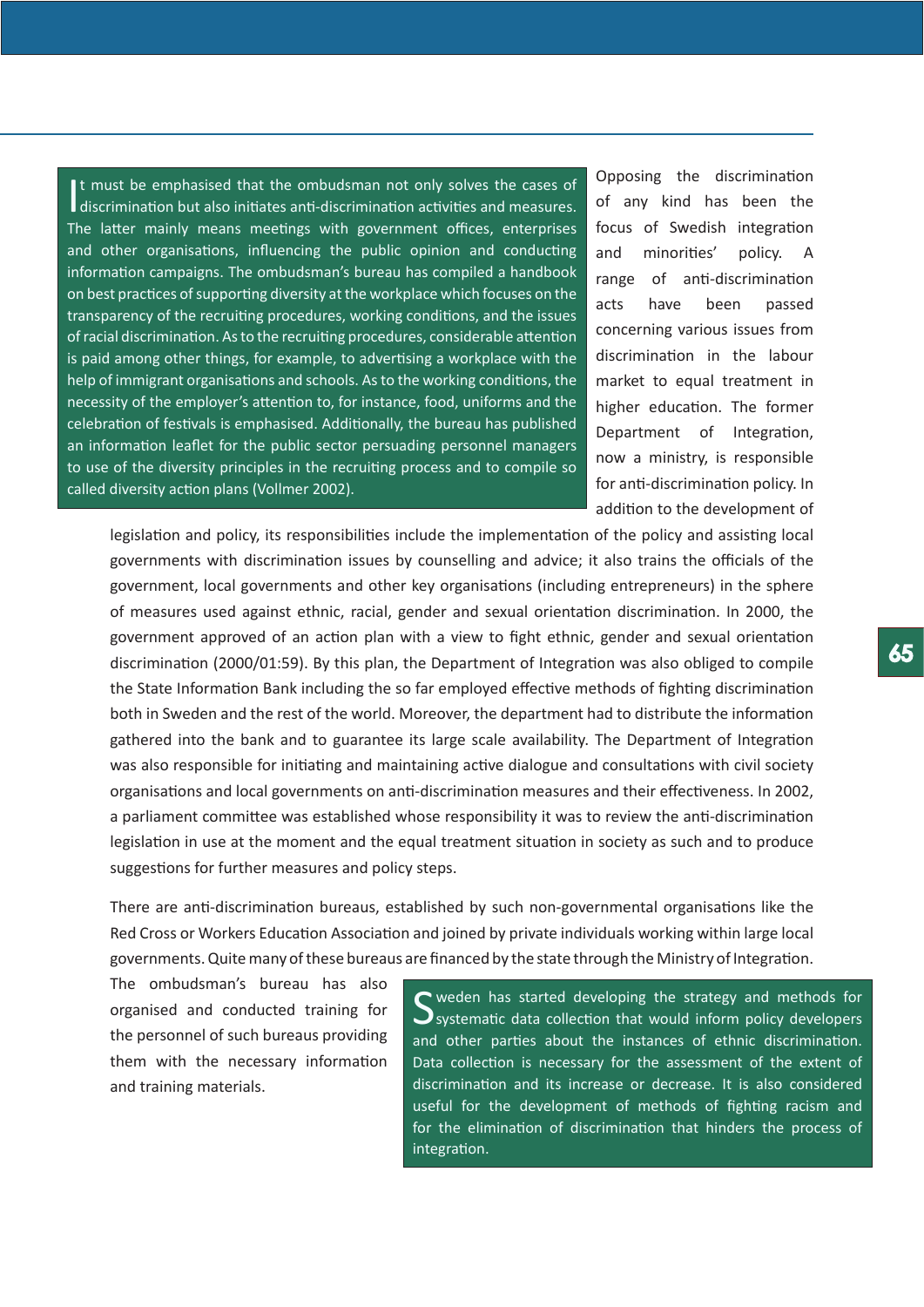It must be emphasised that the ombudsman not only solves the cases of discrimination but also initiates anti-discrimination activities and measures. The latter mainly means meetings with government offices, enterprises and other organisations, influencing the public opinion and conducting information campaigns. The ombudsman's bureau has compiled a handbook on best practices of supporting diversity at the workplace which focuses on the transparency of the recruiting procedures, working conditions, and the issues of racial discrimination. As to the recruiting procedures, considerable attention is paid among other things, for example, to advertising a workplace with the help of immigrant organisations and schools. As to the working conditions, the necessity of the employer's attention to, for instance, food, uniforms and the celebration of festivals is emphasised. Additionally, the bureau has published an information leaflet for the public sector persuading personnel managers to use of the diversity principles in the recruiting process and to compile so called diversity action plans (Vollmer 2002).

Opposing the discrimination of any kind has been the focus of Swedish integration and minorities' policy. A range of anti-discrimination acts have been passed concerning various issues from discrimination in the labour market to equal treatment in higher education. The former Department of Integration, now a ministry, is responsible for anti-discrimination policy. In addition to the development of legislation and policy, its responsibilities include the implementation of the policy and assisting local governments with discrimination issues by counselling and advice; it also trains the officials of the government, local governments and other key organisations (including entrepreneurs) in the sphere of measures used against ethnic, racial, gender and sexual orientation discrimination. In 2000, the government approved of an action plan with a view to fight ethnic, gender and sexual orientation discrimination (2000/01:59). By this plan, the Department of Integration was also obliged to compile the State Information Bank including the so far employed effective methods of fighting discrimination both in Sweden and the rest of the world. Moreover, the department had to distribute the information gathered into the bank and to guarantee its large scale availability. The Department of Integration was also responsible for initiating and maintaining active dialogue and consultations with civil society organisations and local governments on anti-discrimination measures and their effectiveness. In 2002, a parliament committee was established whose responsibility it was to review the anti-discrimination legislation in use at the moment and the equal treatment situation in society as such and to produce suggestions for further measures and policy steps.

There are anti-discrimination bureaus, established by such non-governmental organisations like the Red Cross or Workers Education Association and joined by private individuals working within large local governments. Quite many of these bureaus are financed by the state through the Ministry of Integration. The ombudsman's bureau has also organised and conducted training for the personnel of such bureaus providing them with the necessary information and training materials.

Sweden has started developing the strategy and methods for systematic data collection that would inform policy developers and other parties about the instances of ethnic discrimination. Data collection is necessary for the assessment of the extent of discrimination and its increase or decrease. It is also considered useful for the development of methods of fighting racism and for the elimination of discrimination that hinders the process of integration.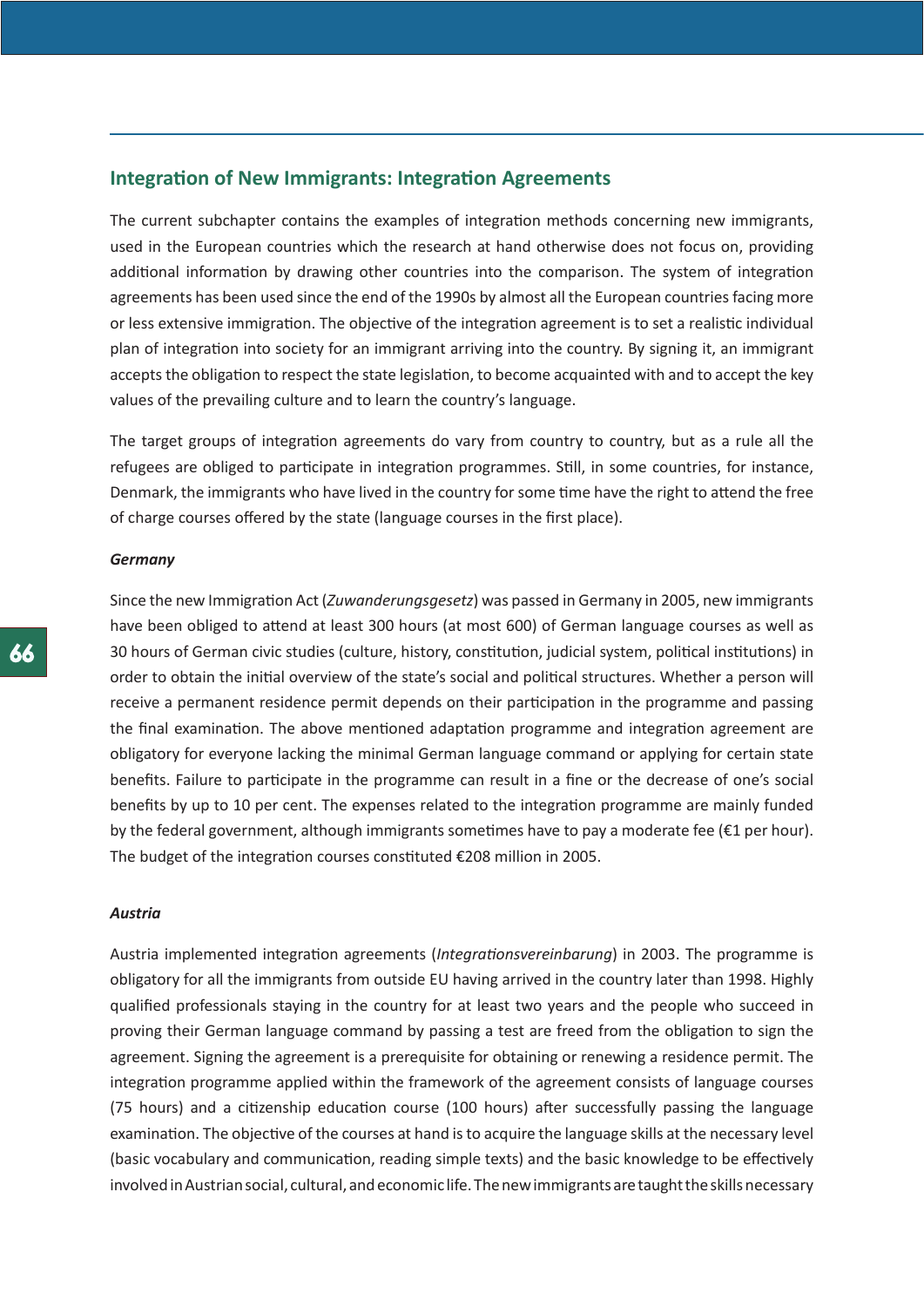## Integration of New Immigrants: Integration Agreements

The current subchapter contains the examples of integration methods concerning new immigrants, used in the European countries which the research at hand otherwise does not focus on, providing additional information by drawing other countries into the comparison. The system of integration agreements has been used since the end of the 1990s by almost all the European countries facing more or less extensive immigration. The objective of the integration agreement is to set a realistic individual plan of integration into society for an immigrant arriving into the country. By signing it, an immigrant accepts the obligation to respect the state legislation, to become acquainted with and to accept the key values of the prevailing culture and to learn the country's language.

The target groups of integration agreements do vary from country to country, but as a rule all the refugees are obliged to participate in integration programmes. Still, in some countries, for instance, Denmark, the immigrants who have lived in the country for some time have the right to attend the free of charge courses offered by the state (language courses in the first place).

### *Germany*

Since the new Immigration Act (*Zuwanderungsgesetz*) was passed in Germany in 2005, new immigrants have been obliged to attend at least 300 hours (at most 600) of German language courses as well as 30 hours of German civic studies (culture, history, constitution, judicial system, political institutions) in order to obtain the initial overview of the state's social and political structures. Whether a person will receive a permanent residence permit depends on their participation in the programme and passing the final examination. The above mentioned adaptation programme and integration agreement are obligatory for everyone lacking the minimal German language command or applying for certain state benefits. Failure to participate in the programme can result in a fine or the decrease of one's social benefits by up to 10 per cent. The expenses related to the integration programme are mainly funded by the federal government, although immigrants sometimes have to pay a moderate fee (€1 per hour). The budget of the integration courses constituted €208 million in 2005.

### *Austria*

Austria implemented integration agreements (*Integrationsvereinbarung*) in 2003. The programme is obligatory for all the immigrants from outside EU having arrived in the country later than 1998. Highly qualified professionals staying in the country for at least two years and the people who succeed in proving their German language command by passing a test are freed from the obligation to sign the agreement. Signing the agreement is a prerequisite for obtaining or renewing a residence permit. The integration programme applied within the framework of the agreement consists of language courses (75 hours) and a citizenship education course (100 hours) after successfully passing the language examination. The objective of the courses at hand is to acquire the language skills at the necessary level (basic vocabulary and communication, reading simple texts) and the basic knowledge to be effectively involved in Austrian social, cultural, and economic life. The new immigrants are taught the skills necessary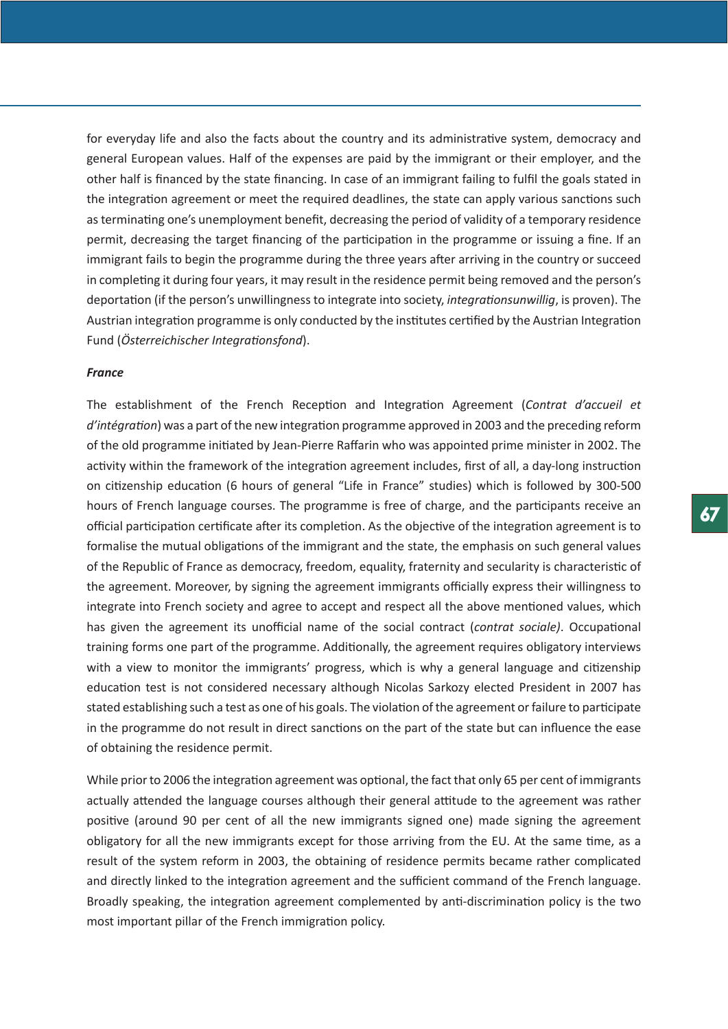for everyday life and also the facts about the country and its administrative system, democracy and general European values. Half of the expenses are paid by the immigrant or their employer, and the other half is financed by the state financing. In case of an immigrant failing to fulfil the goals stated in the integration agreement or meet the required deadlines, the state can apply various sanctions such as terminating one's unemployment benefit, decreasing the period of validity of a temporary residence permit, decreasing the target financing of the participation in the programme or issuing a fine. If an immigrant fails to begin the programme during the three years after arriving in the country or succeed in completing it during four years, it may result in the residence permit being removed and the person's deportation (if the person's unwillingness to integrate into society, *integrationsunwillig*, is proven). The Austrian integration programme is only conducted by the institutes certified by the Austrian Integration Fund (*Österreichischer Integrationsfond*).

***France***

The establishment of the French Reception and Integration Agreement (*Contrat d'accueil et d'intégration*) was a part of the new integration programme approved in 2003 and the preceding reform of the old programme initiated by Jean-Pierre Raffarin who was appointed prime minister in 2002. The activity within the framework of the integration agreement includes, first of all, a day-long instruction on citizenship education (6 hours of general "Life in France" studies) which is followed by 300-500 hours of French language courses. The programme is free of charge, and the participants receive an official participation certificate after its completion. As the objective of the integration agreement is to formalise the mutual obligations of the immigrant and the state, the emphasis on such general values of the Republic of France as democracy, freedom, equality, fraternity and secularity is characteristic of the agreement. Moreover, by signing the agreement immigrants officially express their willingness to integrate into French society and agree to accept and respect all the above mentioned values, which has given the agreement its unofficial name of the social contract (*contrat sociale)*. Occupational training forms one part of the programme. Additionally, the agreement requires obligatory interviews with a view to monitor the immigrants' progress, which is why a general language and citizenship education test is not considered necessary although Nicolas Sarkozy elected President in 2007 has stated establishing such a test as one of his goals. The violation of the agreement or failure to participate in the programme do not result in direct sanctions on the part of the state but can influence the ease of obtaining the residence permit.

While prior to 2006 the integration agreement was optional, the fact that only 65 per cent of immigrants actually attended the language courses although their general attitude to the agreement was rather positive (around 90 per cent of all the new immigrants signed one) made signing the agreement obligatory for all the new immigrants except for those arriving from the EU. At the same time, as a result of the system reform in 2003, the obtaining of residence permits became rather complicated and directly linked to the integration agreement and the sufficient command of the French language. Broadly speaking, the integration agreement complemented by anti-discrimination policy is the two most important pillar of the French immigration policy.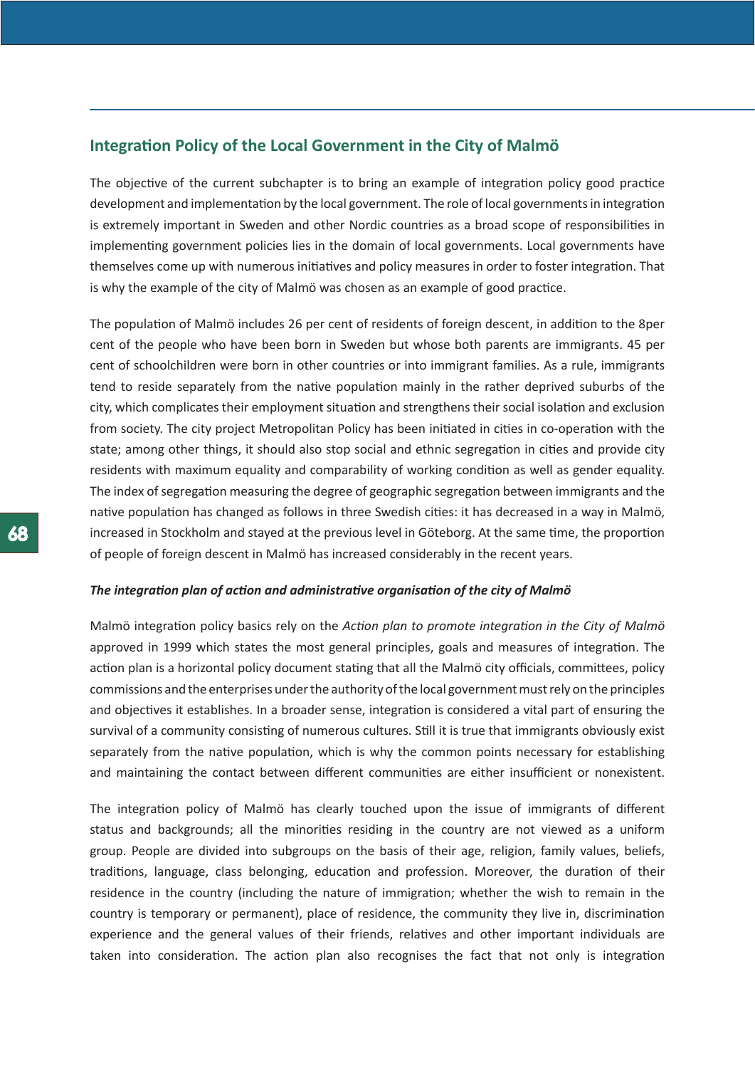## Integration Policy of the Local Government in the City of Malmö

The objective of the current subchapter is to bring an example of integration policy good practice development and implementation by the local government. The role of local governments in integration is extremely important in Sweden and other Nordic countries as a broad scope of responsibilities in implementing government policies lies in the domain of local governments. Local governments have themselves come up with numerous initiatives and policy measures in order to foster integration. That is why the example of the city of Malmö was chosen as an example of good practice.

The population of Malmö includes 26 per cent of residents of foreign descent, in addition to the 8per cent of the people who have been born in Sweden but whose both parents are immigrants. 45 per cent of schoolchildren were born in other countries or into immigrant families. As a rule, immigrants tend to reside separately from the native population mainly in the rather deprived suburbs of the city, which complicates their employment situation and strengthens their social isolation and exclusion from society. The city project Metropolitan Policy has been initiated in cities in co-operation with the state; among other things, it should also stop social and ethnic segregation in cities and provide city residents with maximum equality and comparability of working condition as well as gender equality. The index of segregation measuring the degree of geographic segregation between immigrants and the native population has changed as follows in three Swedish cities: it has decreased in a way in Malmö, increased in Stockholm and stayed at the previous level in Göteborg. At the same time, the proportion of people of foreign descent in Malmö has increased considerably in the recent years.

***The integration plan of action and administrative organisation of the city of Malmö***

Malmö integration policy basics rely on the *Action plan to promote integration in the City of Malmö* approved in 1999 which states the most general principles, goals and measures of integration. The action plan is a horizontal policy document stating that all the Malmö city officials, committees, policy commissions and the enterprises under the authority of the local government must rely on the principles and objectives it establishes. In a broader sense, integration is considered a vital part of ensuring the survival of a community consisting of numerous cultures. Still it is true that immigrants obviously exist separately from the native population, which is why the common points necessary for establishing and maintaining the contact between different communities are either insufficient or nonexistent.

The integration policy of Malmö has clearly touched upon the issue of immigrants of different status and backgrounds; all the minorities residing in the country are not viewed as a uniform group. People are divided into subgroups on the basis of their age, religion, family values, beliefs, traditions, language, class belonging, education and profession. Moreover, the duration of their residence in the country (including the nature of immigration; whether the wish to remain in the country is temporary or permanent), place of residence, the community they live in, discrimination experience and the general values of their friends, relatives and other important individuals are taken into consideration. The action plan also recognises the fact that not only is integration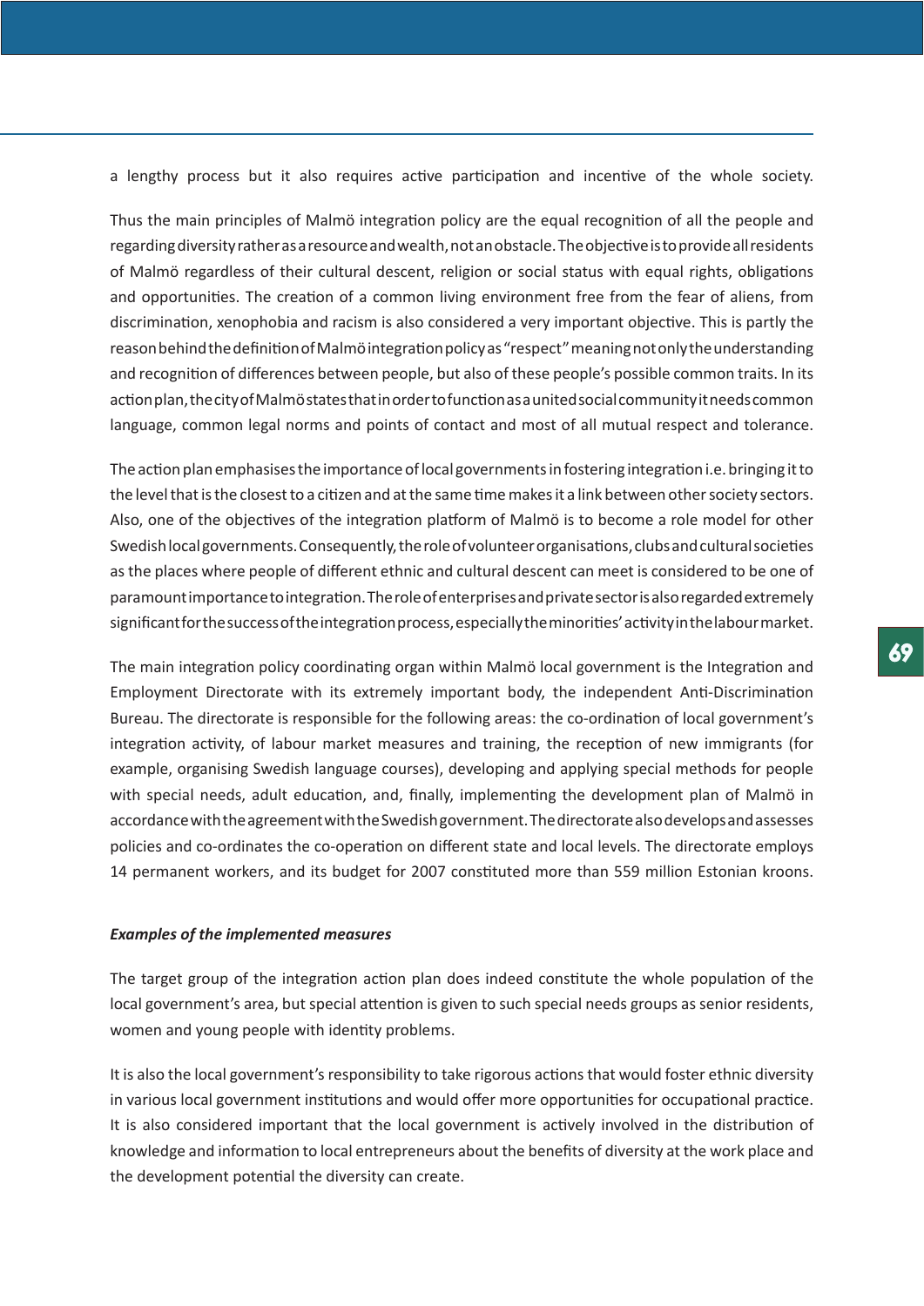a lengthy process but it also requires active participation and incentive of the whole society.

Thus the main principles of Malmö integration policy are the equal recognition of all the people and regarding diversity rather as a resource and wealth, not an obstacle. The objective is to provide all residents of Malmö regardless of their cultural descent, religion or social status with equal rights, obligations and opportunities. The creation of a common living environment free from the fear of aliens, from discrimination, xenophobia and racism is also considered a very important objective. This is partly the reason behind the definition of Malmö integration policy as "respect" meaning not only the understanding and recognition of differences between people, but also of these people's possible common traits. In its action plan, the city of Malmö states that in order to function as a united social community it needs common language, common legal norms and points of contact and most of all mutual respect and tolerance.

The action plan emphasises the importance of local governments in fostering integration i.e. bringing it to the level that is the closest to a citizen and at the same time makes it a link between other society sectors. Also, one of the objectives of the integration platform of Malmö is to become a role model for other Swedish local governments. Consequently, the role of volunteer organisations, clubs and cultural societies as the places where people of different ethnic and cultural descent can meet is considered to be one of paramount importance to integration. The role of enterprises and private sector is also regarded extremely significant for the success of the integration process, especially the minorities' activity in the labour market.

The main integration policy coordinating organ within Malmö local government is the Integration and Employment Directorate with its extremely important body, the independent Anti-Discrimination Bureau. The directorate is responsible for the following areas: the co-ordination of local government's integration activity, of labour market measures and training, the reception of new immigrants (for example, organising Swedish language courses), developing and applying special methods for people with special needs, adult education, and, finally, implementing the development plan of Malmö in accordance with the agreement with the Swedish government. The directorate also develops and assesses policies and co-ordinates the co-operation on different state and local levels. The directorate employs 14 permanent workers, and its budget for 2007 constituted more than 559 million Estonian kroons.

***Examples of the implemented measures***

The target group of the integration action plan does indeed constitute the whole population of the local government's area, but special attention is given to such special needs groups as senior residents, women and young people with identity problems.

It is also the local government's responsibility to take rigorous actions that would foster ethnic diversity in various local government institutions and would offer more opportunities for occupational practice. It is also considered important that the local government is actively involved in the distribution of knowledge and information to local entrepreneurs about the benefits of diversity at the work place and the development potential the diversity can create.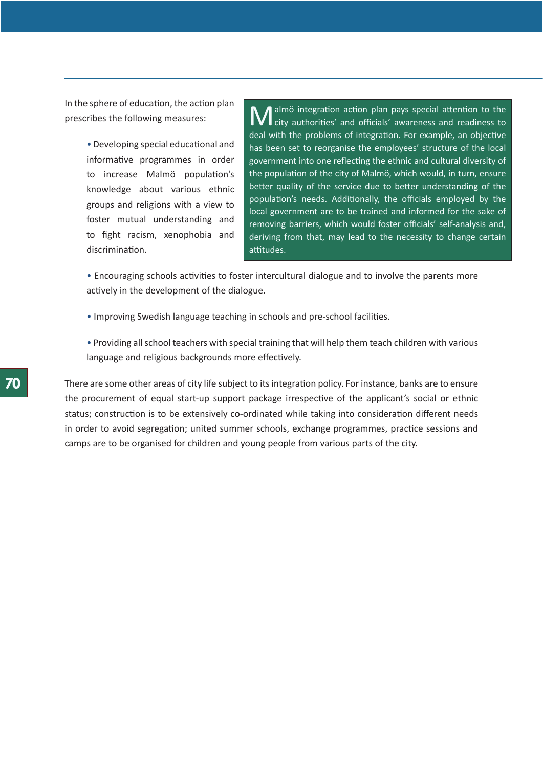In the sphere of education, the action plan prescribes the following measures:

- Developing special educational and informative programmes in order to increase Malmö population's knowledge about various ethnic groups and religions with a view to foster mutual understanding and to fight racism, xenophobia and discrimination.

> Malmö integration action plan pays special attention to the city authorities' and officials' awareness and readiness to deal with the problems of integration. For example, an objective has been set to reorganise the employees' structure of the local government into one reflecting the ethnic and cultural diversity of the population of the city of Malmö, which would, in turn, ensure better quality of the service due to better understanding of the population's needs. Additionally, the officials employed by the local government are to be trained and informed for the sake of removing barriers, which would foster officials' self-analysis and, deriving from that, may lead to the necessity to change certain attitudes.

- Encouraging schools activities to foster intercultural dialogue and to involve the parents more actively in the development of the dialogue.

- Improving Swedish language teaching in schools and pre-school facilities.

- Providing all school teachers with special training that will help them teach children with various language and religious backgrounds more effectively.

There are some other areas of city life subject to its integration policy. For instance, banks are to ensure the procurement of equal start-up support package irrespective of the applicant's social or ethnic status; construction is to be extensively co-ordinated while taking into consideration different needs in order to avoid segregation; united summer schools, exchange programmes, practice sessions and camps are to be organised for children and young people from various parts of the city.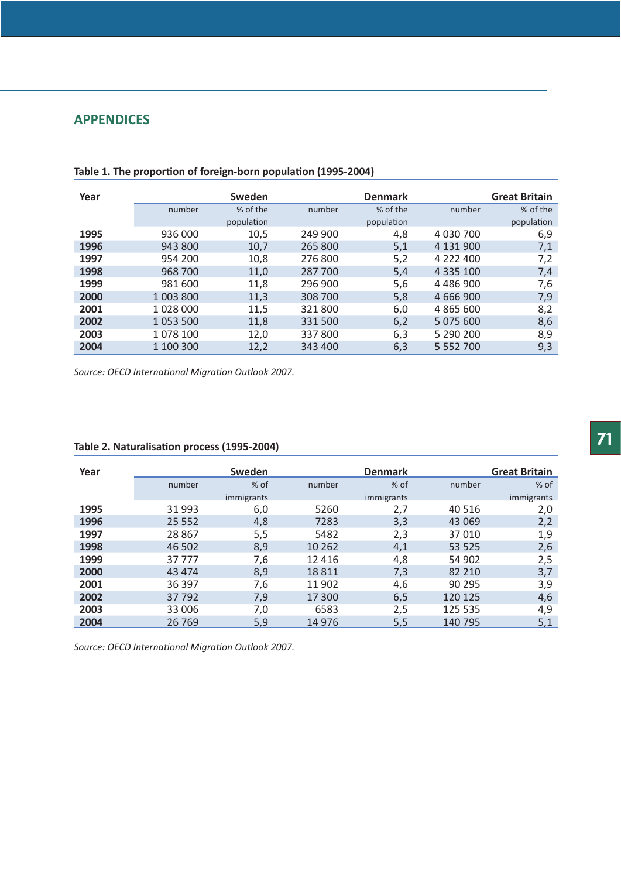## APPENDICES

**Table 1. The proportion of foreign-born population (1995-2004)**

| Year | Sweden | | Denmark | | Great Britain | |
|---|---|---|---|---|---|---|
| | number | % of the population | number | % of the population | number | % of the population |
| **1995** | 936 000 | 10,5 | 249 900 | 4,8 | 4 030 700 | 6,9 |
| **1996** | 943 800 | 10,7 | 265 800 | 5,1 | 4 131 900 | 7,1 |
| **1997** | 954 200 | 10,8 | 276 800 | 5,2 | 4 222 400 | 7,2 |
| **1998** | 968 700 | 11,0 | 287 700 | 5,4 | 4 335 100 | 7,4 |
| **1999** | 981 600 | 11,8 | 296 900 | 5,6 | 4 486 900 | 7,6 |
| **2000** | 1 003 800 | 11,3 | 308 700 | 5,8 | 4 666 900 | 7,9 |
| **2001** | 1 028 000 | 11,5 | 321 800 | 6,0 | 4 865 600 | 8,2 |
| **2002** | 1 053 500 | 11,8 | 331 500 | 6,2 | 5 075 600 | 8,6 |
| **2003** | 1 078 100 | 12,0 | 337 800 | 6,3 | 5 290 200 | 8,9 |
| **2004** | 1 100 300 | 12,2 | 343 400 | 6,3 | 5 552 700 | 9,3 |

*Source: OECD International Migration Outlook 2007.*

**Table 2. Naturalisation process (1995-2004)**

| Year | Sweden | | Denmark | | Great Britain | |
|---|---|---|---|---|---|---|
| | number | % of immigrants | number | % of immigrants | number | % of immigrants |
| **1995** | 31 993 | 6,0 | 5260 | 2,7 | 40 516 | 2,0 |
| **1996** | 25 552 | 4,8 | 7283 | 3,3 | 43 069 | 2,2 |
| **1997** | 28 867 | 5,5 | 5482 | 2,3 | 37 010 | 1,9 |
| **1998** | 46 502 | 8,9 | 10 262 | 4,1 | 53 525 | 2,6 |
| **1999** | 37 777 | 7,6 | 12 416 | 4,8 | 54 902 | 2,5 |
| **2000** | 43 474 | 8,9 | 18 811 | 7,3 | 82 210 | 3,7 |
| **2001** | 36 397 | 7,6 | 11 902 | 4,6 | 90 295 | 3,9 |
| **2002** | 37 792 | 7,9 | 17 300 | 6,5 | 120 125 | 4,6 |
| **2003** | 33 006 | 7,0 | 6583 | 2,5 | 125 535 | 4,9 |
| **2004** | 26 769 | 5,9 | 14 976 | 5,5 | 140 795 | 5,1 |

*Source: OECD International Migration Outlook 2007.*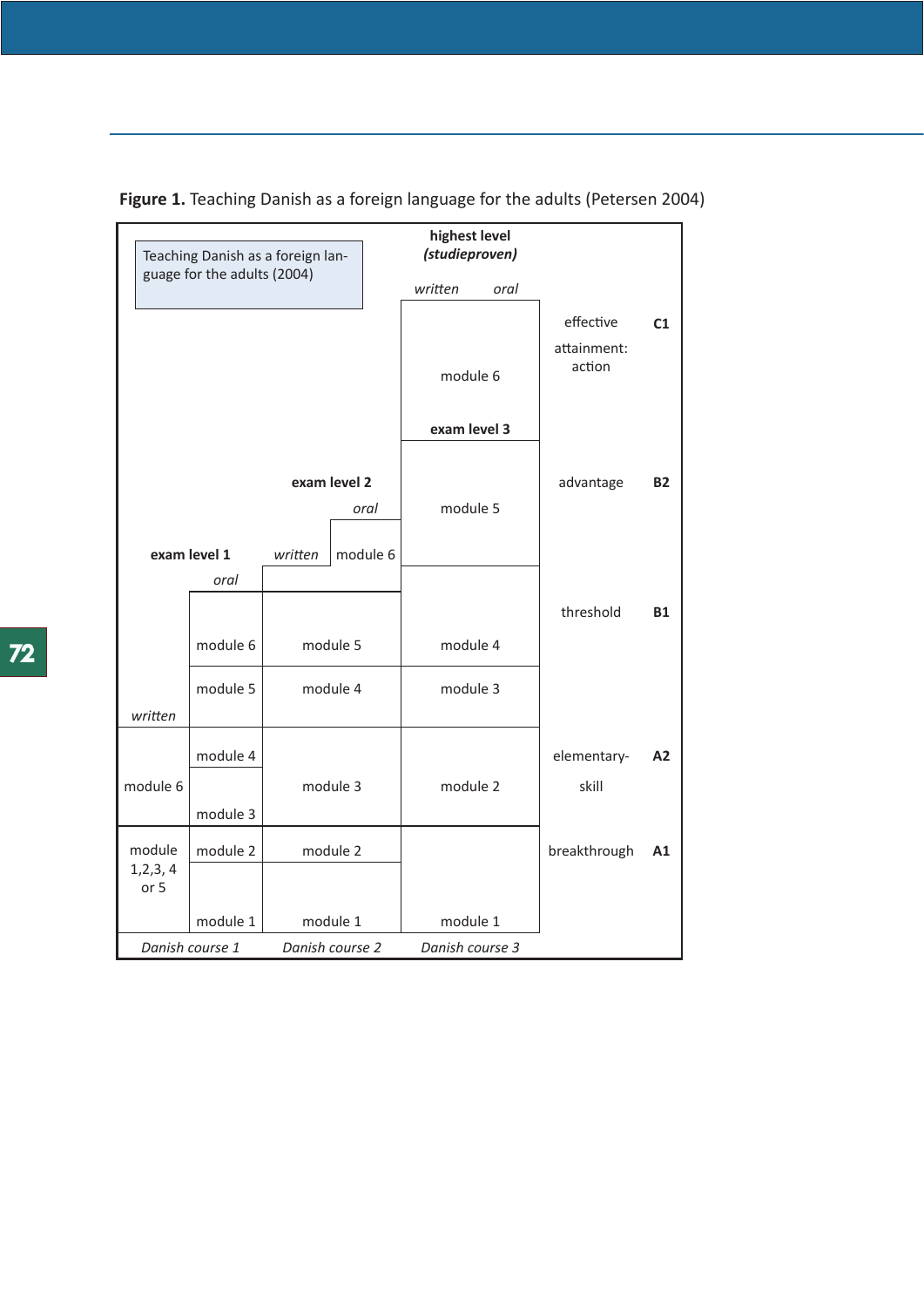**Figure 1.** Teaching Danish as a foreign language for the adults (Petersen 2004)

| Danish course 1 | | Danish course 2 | | Danish course 3 | | |
|---|---|---|---|---|---|---|
| | | | | **highest level** *(studieproven)* *written* *oral* | | |
| | | | | module 6 / **exam level 3** | effective attainment: action | **C1** |
| | | **exam level 2** *written* | *oral* module 6 | module 5 | advantage | **B2** |
| **exam level 1** *written* | *oral* module 6 | module 5 | | module 4 | threshold | **B1** |
| | module 5 | module 4 | | module 3 | | |
| module 6 | module 4 / module 3 | module 3 | | module 2 | elementary-skill | **A2** |
| module 1,2,3, 4 or 5 | module 2 / module 1 | module 2 / module 1 | | module 1 | breakthrough | **A1** |

Teaching Danish as a foreign language for the adults (2004)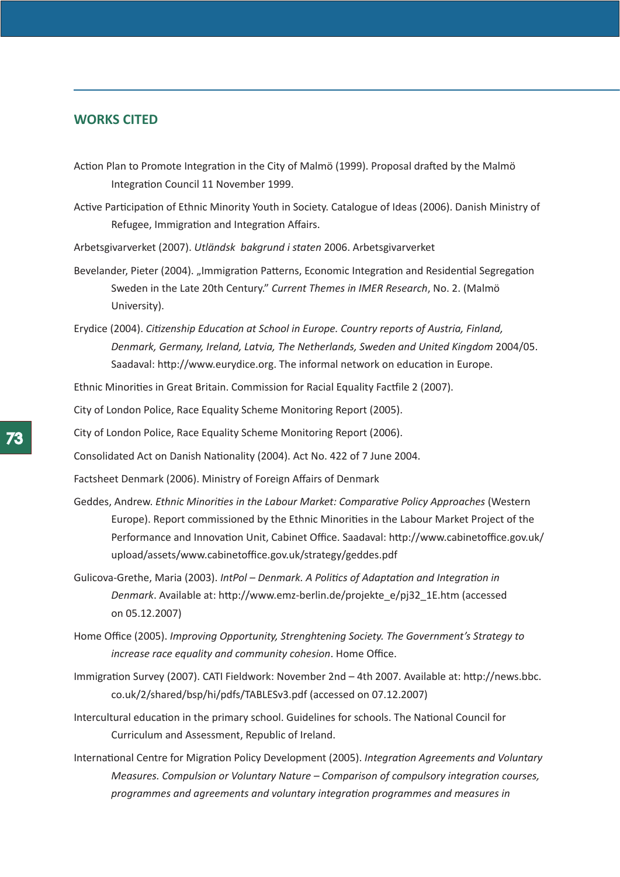## WORKS CITED

Action Plan to Promote Integration in the City of Malmö (1999). Proposal drafted by the Malmö Integration Council 11 November 1999.

Active Participation of Ethnic Minority Youth in Society. Catalogue of Ideas (2006). Danish Ministry of Refugee, Immigration and Integration Affairs.

Arbetsgivarverket (2007). *Utländsk bakgrund i staten* 2006. Arbetsgivarverket

Bevelander, Pieter (2004). „Immigration Patterns, Economic Integration and Residential Segregation Sweden in the Late 20th Century." *Current Themes in IMER Research*, No. 2. (Malmö University).

Erydice (2004). *Citizenship Education at School in Europe. Country reports of Austria, Finland, Denmark, Germany, Ireland, Latvia, The Netherlands, Sweden and United Kingdom* 2004/05. Saadaval: http://www.eurydice.org. The informal network on education in Europe.

Ethnic Minorities in Great Britain. Commission for Racial Equality Factfile 2 (2007).

City of London Police, Race Equality Scheme Monitoring Report (2005).

City of London Police, Race Equality Scheme Monitoring Report (2006).

Consolidated Act on Danish Nationality (2004). Act No. 422 of 7 June 2004.

Factsheet Denmark (2006). Ministry of Foreign Affairs of Denmark

Geddes, Andrew. *Ethnic Minorities in the Labour Market: Comparative Policy Approaches* (Western Europe). Report commissioned by the Ethnic Minorities in the Labour Market Project of the Performance and Innovation Unit, Cabinet Office. Saadaval: http://www.cabinetoffice.gov.uk/upload/assets/www.cabinetoffice.gov.uk/strategy/geddes.pdf

Gulicova-Grethe, Maria (2003). *IntPol – Denmark. A Politics of Adaptation and Integration in Denmark*. Available at: http://www.emz-berlin.de/projekte_e/pj32_1E.htm (accessed on 05.12.2007)

Home Office (2005). *Improving Opportunity, Strenghtening Society. The Government's Strategy to increase race equality and community cohesion*. Home Office.

Immigration Survey (2007). CATI Fieldwork: November 2nd – 4th 2007. Available at: http://news.bbc.co.uk/2/shared/bsp/hi/pdfs/TABLESv3.pdf (accessed on 07.12.2007)

Intercultural education in the primary school. Guidelines for schools. The National Council for Curriculum and Assessment, Republic of Ireland.

International Centre for Migration Policy Development (2005). *Integration Agreements and Voluntary Measures. Compulsion or Voluntary Nature – Comparison of compulsory integration courses, programmes and agreements and voluntary integration programmes and measures in*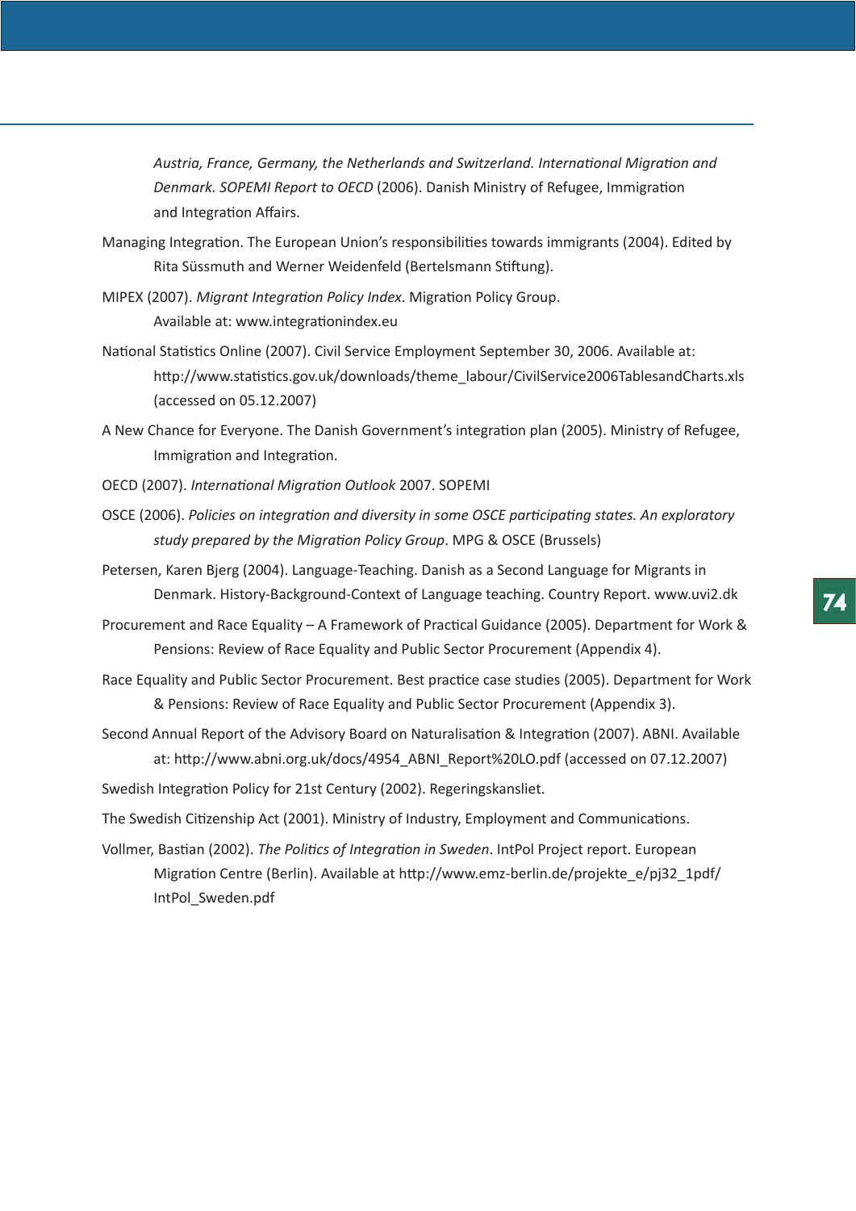*Austria, France, Germany, the Netherlands and Switzerland. International Migration and Denmark. SOPEMI Report to OECD* (2006). Danish Ministry of Refugee, Immigration and Integration Affairs.

Managing Integration. The European Union's responsibilities towards immigrants (2004). Edited by Rita Süssmuth and Werner Weidenfeld (Bertelsmann Stiftung).

MIPEX (2007). *Migrant Integration Policy Index*. Migration Policy Group. Available at: www.integrationindex.eu

National Statistics Online (2007). Civil Service Employment September 30, 2006. Available at: http://www.statistics.gov.uk/downloads/theme_labour/CivilService2006TablesandCharts.xls (accessed on 05.12.2007)

A New Chance for Everyone. The Danish Government's integration plan (2005). Ministry of Refugee, Immigration and Integration.

OECD (2007). *International Migration Outlook* 2007. SOPEMI

OSCE (2006). *Policies on integration and diversity in some OSCE participating states. An exploratory study prepared by the Migration Policy Group*. MPG & OSCE (Brussels)

Petersen, Karen Bjerg (2004). Language-Teaching. Danish as a Second Language for Migrants in Denmark. History-Background-Context of Language teaching. Country Report. www.uvi2.dk

Procurement and Race Equality – A Framework of Practical Guidance (2005). Department for Work & Pensions: Review of Race Equality and Public Sector Procurement (Appendix 4).

Race Equality and Public Sector Procurement. Best practice case studies (2005). Department for Work & Pensions: Review of Race Equality and Public Sector Procurement (Appendix 3).

Second Annual Report of the Advisory Board on Naturalisation & Integration (2007). ABNI. Available at: http://www.abni.org.uk/docs/4954_ABNI_Report%20LO.pdf (accessed on 07.12.2007)

Swedish Integration Policy for 21st Century (2002). Regeringskansliet.

The Swedish Citizenship Act (2001). Ministry of Industry, Employment and Communications.

Vollmer, Bastian (2002). *The Politics of Integration in Sweden*. IntPol Project report. European Migration Centre (Berlin). Available at http://www.emz-berlin.de/projekte_e/pj32_1pdf/IntPol_Sweden.pdf